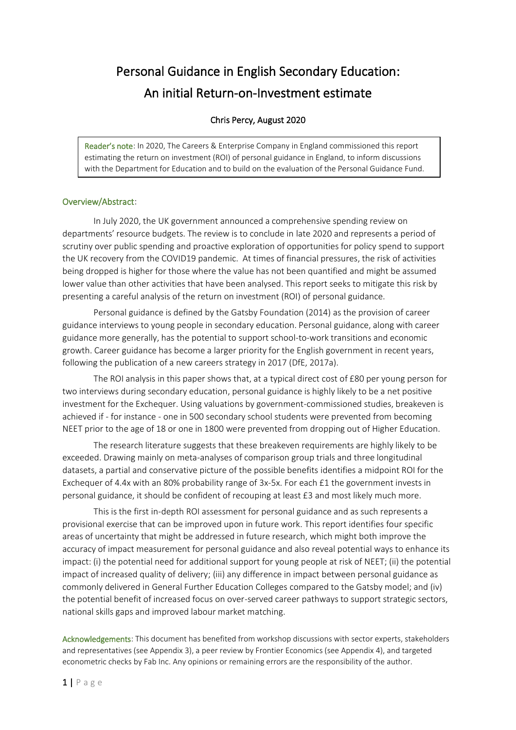# Personal Guidance in English Secondary Education: An initial Return-on-Investment estimate

Chris Percy, August 2020

Reader's note: In 2020, The Careers & Enterprise Company in England commissioned this report estimating the return on investment (ROI) of personal guidance in England, to inform discussions with the Department for Education and to build on the evaluation of the Personal Guidance Fund.

## Overview/Abstract:

In July 2020, the UK government announced a comprehensive spending review on departments' resource budgets. The review is to conclude in late 2020 and represents a period of scrutiny over public spending and proactive exploration of opportunities for policy spend to support the UK recovery from the COVID19 pandemic. At times of financial pressures, the risk of activities being dropped is higher for those where the value has not been quantified and might be assumed lower value than other activities that have been analysed. This report seeks to mitigate this risk by presenting a careful analysis of the return on investment (ROI) of personal guidance.

Personal guidance is defined by the Gatsby Foundation (2014) as the provision of career guidance interviews to young people in secondary education. Personal guidance, along with career guidance more generally, has the potential to support school-to-work transitions and economic growth. Career guidance has become a larger priority for the English government in recent years, following the publication of a new careers strategy in 2017 (DfE, 2017a).

The ROI analysis in this paper shows that, at a typical direct cost of £80 per young person for two interviews during secondary education, personal guidance is highly likely to be a net positive investment for the Exchequer. Using valuations by government-commissioned studies, breakeven is achieved if - for instance - one in 500 secondary school students were prevented from becoming NEET prior to the age of 18 or one in 1800 were prevented from dropping out of Higher Education.

The research literature suggests that these breakeven requirements are highly likely to be exceeded. Drawing mainly on meta-analyses of comparison group trials and three longitudinal datasets, a partial and conservative picture of the possible benefits identifies a midpoint ROI for the Exchequer of 4.4x with an 80% probability range of 3x-5x. For each £1 the government invests in personal guidance, it should be confident of recouping at least £3 and most likely much more.

This is the first in-depth ROI assessment for personal guidance and as such represents a provisional exercise that can be improved upon in future work. This report identifies four specific areas of uncertainty that might be addressed in future research, which might both improve the accuracy of impact measurement for personal guidance and also reveal potential ways to enhance its impact: (i) the potential need for additional support for young people at risk of NEET; (ii) the potential impact of increased quality of delivery; (iii) any difference in impact between personal guidance as commonly delivered in General Further Education Colleges compared to the Gatsby model; and (iv) the potential benefit of increased focus on over-served career pathways to support strategic sectors, national skills gaps and improved labour market matching.

Acknowledgements: This document has benefited from workshop discussions with sector experts, stakeholders and representatives (see Appendix 3), a peer review by Frontier Economics (see Appendix 4), and targeted econometric checks by Fab Inc. Any opinions or remaining errors are the responsibility of the author.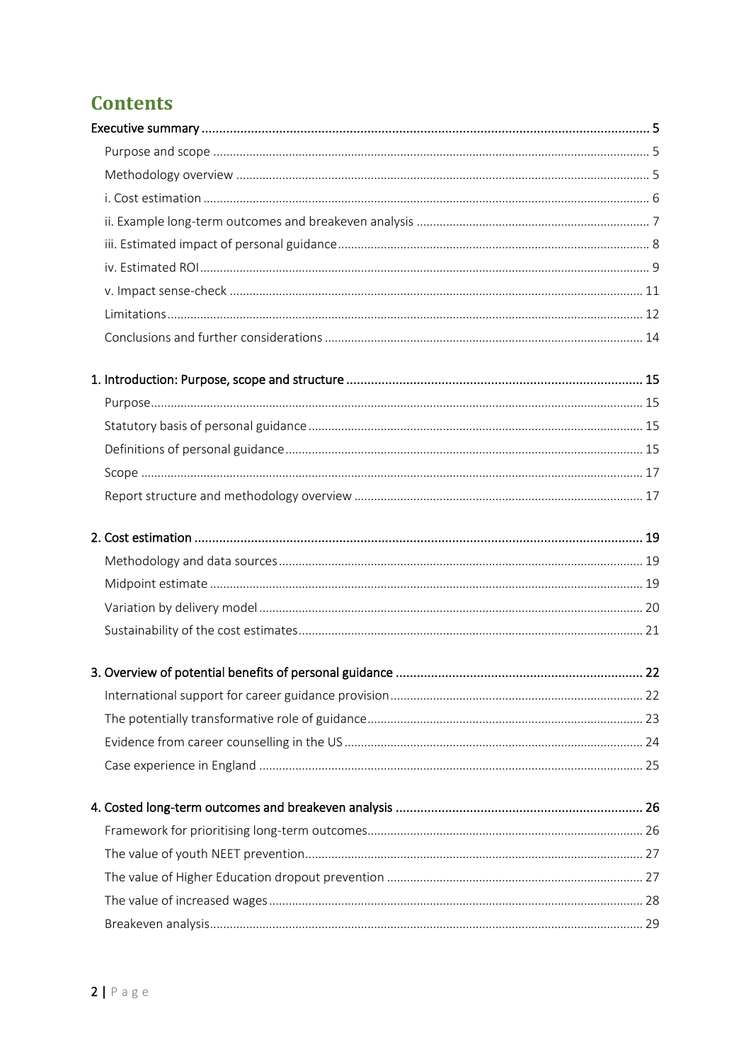# Contents

Executive summary ........................................................................................................................ 5

Purpose and scope ........................................................................................................................ 5

Methodology overview ................................................................................................................. 5

i. Cost estimation .......................................................................................................................... 6

ii. Example long-term outcomes and breakeven analysis ........................................................... 7

iii. Estimated impact of personal guidance .................................................................................. 8

iv. Estimated ROI ........................................................................................................................... 9

v. Impact sense-check .................................................................................................................. 11

Limitations .................................................................................................................................... 12

Conclusions and further considerations ..................................................................................... 14

1. Introduction: Purpose, scope and structure ............................................................................ 15

Purpose ......................................................................................................................................... 15

Statutory basis of personal guidance .......................................................................................... 15

Definitions of personal guidance ................................................................................................ 15

Scope ............................................................................................................................................ 17

Report structure and methodology overview ............................................................................. 17

2. Cost estimation ......................................................................................................................... 19

Methodology and data sources ................................................................................................... 19

Midpoint estimate ........................................................................................................................ 19

Variation by delivery model ........................................................................................................ 20

Sustainability of the cost estimates ............................................................................................ 21

3. Overview of potential benefits of personal guidance ............................................................ 22

International support for career guidance provision ................................................................ 22

The potentially transformative role of guidance ....................................................................... 23

Evidence from career counselling in the US .............................................................................. 24

Case experience in England ......................................................................................................... 25

4. Costed long-term outcomes and breakeven analysis ............................................................. 26

Framework for prioritising long-term outcomes ........................................................................ 26

The value of youth NEET prevention .......................................................................................... 27

The value of Higher Education dropout prevention .................................................................. 27

The value of increased wages ...................................................................................................... 28

Breakeven analysis ....................................................................................................................... 29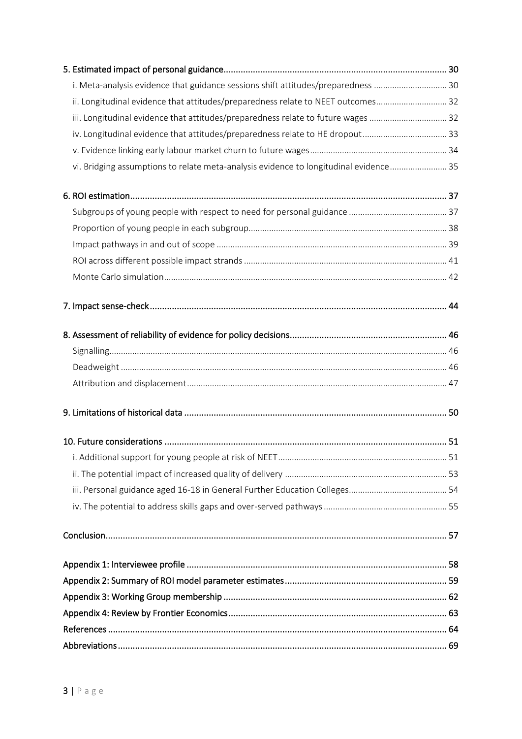5. Estimated impact of personal guidance .......... 30
   - i. Meta-analysis evidence that guidance sessions shift attitudes/preparedness .......... 30
   - ii. Longitudinal evidence that attitudes/preparedness relate to NEET outcomes .......... 32
   - iii. Longitudinal evidence that attitudes/preparedness relate to future wages .......... 32
   - iv. Longitudinal evidence that attitudes/preparedness relate to HE dropout .......... 33
   - v. Evidence linking early labour market churn to future wages .......... 34
   - vi. Bridging assumptions to relate meta-analysis evidence to longitudinal evidence .......... 35

6. ROI estimation .......... 37
   - Subgroups of young people with respect to need for personal guidance .......... 37
   - Proportion of young people in each subgroup .......... 38
   - Impact pathways in and out of scope .......... 39
   - ROI across different possible impact strands .......... 41
   - Monte Carlo simulation .......... 42

7. Impact sense-check .......... 44

8. Assessment of reliability of evidence for policy decisions .......... 46
   - Signalling .......... 46
   - Deadweight .......... 46
   - Attribution and displacement .......... 47

9. Limitations of historical data .......... 50

10. Future considerations .......... 51
    - i. Additional support for young people at risk of NEET .......... 51
    - ii. The potential impact of increased quality of delivery .......... 53
    - iii. Personal guidance aged 16-18 in General Further Education Colleges .......... 54
    - iv. The potential to address skills gaps and over-served pathways .......... 55

Conclusion .......... 57

Appendix 1: Interviewee profile .......... 58
Appendix 2: Summary of ROI model parameter estimates .......... 59
Appendix 3: Working Group membership .......... 62
Appendix 4: Review by Frontier Economics .......... 63
References .......... 64
Abbreviations .......... 69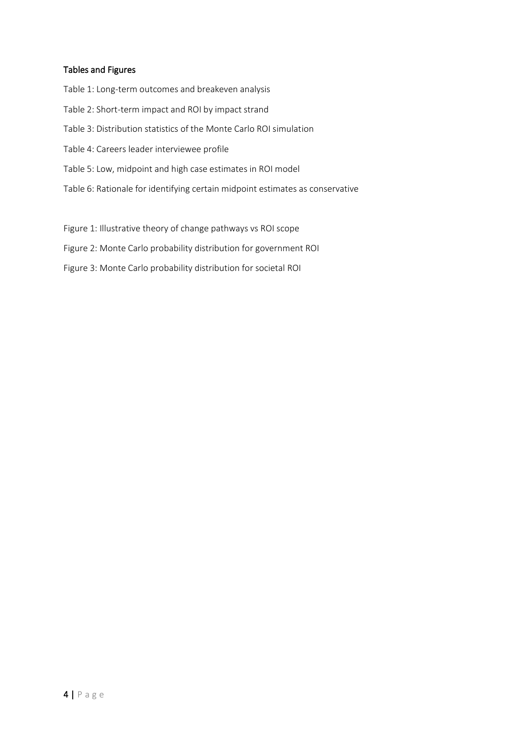## Tables and Figures

Table 1: Long-term outcomes and breakeven analysis

Table 2: Short-term impact and ROI by impact strand

Table 3: Distribution statistics of the Monte Carlo ROI simulation

Table 4: Careers leader interviewee profile

Table 5: Low, midpoint and high case estimates in ROI model

Table 6: Rationale for identifying certain midpoint estimates as conservative

Figure 1: Illustrative theory of change pathways vs ROI scope

Figure 2: Monte Carlo probability distribution for government ROI

Figure 3: Monte Carlo probability distribution for societal ROI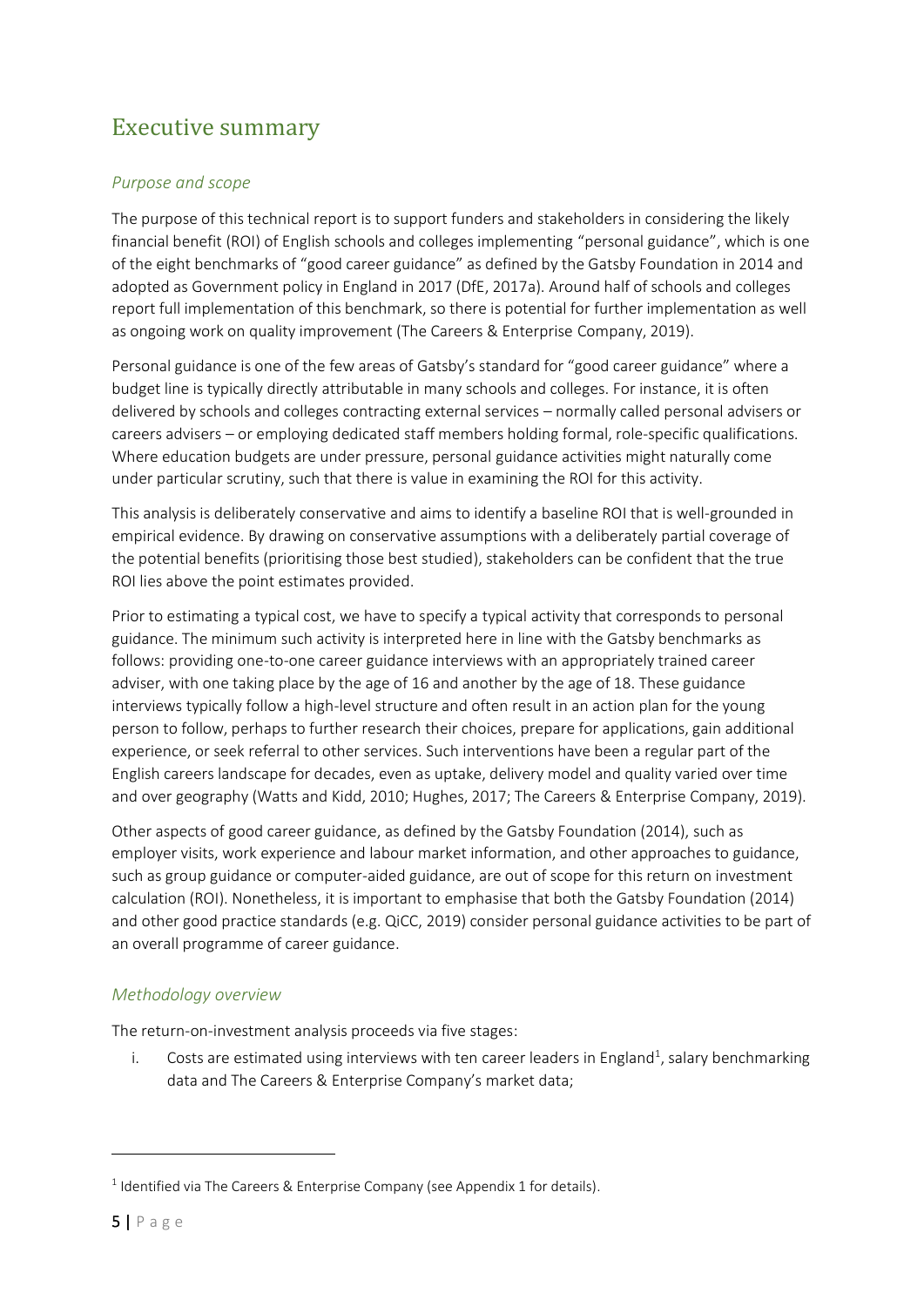# Executive summary

## *Purpose and scope*

The purpose of this technical report is to support funders and stakeholders in considering the likely financial benefit (ROI) of English schools and colleges implementing "personal guidance", which is one of the eight benchmarks of "good career guidance" as defined by the Gatsby Foundation in 2014 and adopted as Government policy in England in 2017 (DfE, 2017a). Around half of schools and colleges report full implementation of this benchmark, so there is potential for further implementation as well as ongoing work on quality improvement (The Careers & Enterprise Company, 2019).

Personal guidance is one of the few areas of Gatsby's standard for "good career guidance" where a budget line is typically directly attributable in many schools and colleges. For instance, it is often delivered by schools and colleges contracting external services – normally called personal advisers or careers advisers – or employing dedicated staff members holding formal, role-specific qualifications. Where education budgets are under pressure, personal guidance activities might naturally come under particular scrutiny, such that there is value in examining the ROI for this activity.

This analysis is deliberately conservative and aims to identify a baseline ROI that is well-grounded in empirical evidence. By drawing on conservative assumptions with a deliberately partial coverage of the potential benefits (prioritising those best studied), stakeholders can be confident that the true ROI lies above the point estimates provided.

Prior to estimating a typical cost, we have to specify a typical activity that corresponds to personal guidance. The minimum such activity is interpreted here in line with the Gatsby benchmarks as follows: providing one-to-one career guidance interviews with an appropriately trained career adviser, with one taking place by the age of 16 and another by the age of 18. These guidance interviews typically follow a high-level structure and often result in an action plan for the young person to follow, perhaps to further research their choices, prepare for applications, gain additional experience, or seek referral to other services. Such interventions have been a regular part of the English careers landscape for decades, even as uptake, delivery model and quality varied over time and over geography (Watts and Kidd, 2010; Hughes, 2017; The Careers & Enterprise Company, 2019).

Other aspects of good career guidance, as defined by the Gatsby Foundation (2014), such as employer visits, work experience and labour market information, and other approaches to guidance, such as group guidance or computer-aided guidance, are out of scope for this return on investment calculation (ROI). Nonetheless, it is important to emphasise that both the Gatsby Foundation (2014) and other good practice standards (e.g. QiCC, 2019) consider personal guidance activities to be part of an overall programme of career guidance.

## *Methodology overview*

The return-on-investment analysis proceeds via five stages:

i. Costs are estimated using interviews with ten career leaders in England[1], salary benchmarking data and The Careers & Enterprise Company's market data;

---

[1] Identified via The Careers & Enterprise Company (see Appendix 1 for details).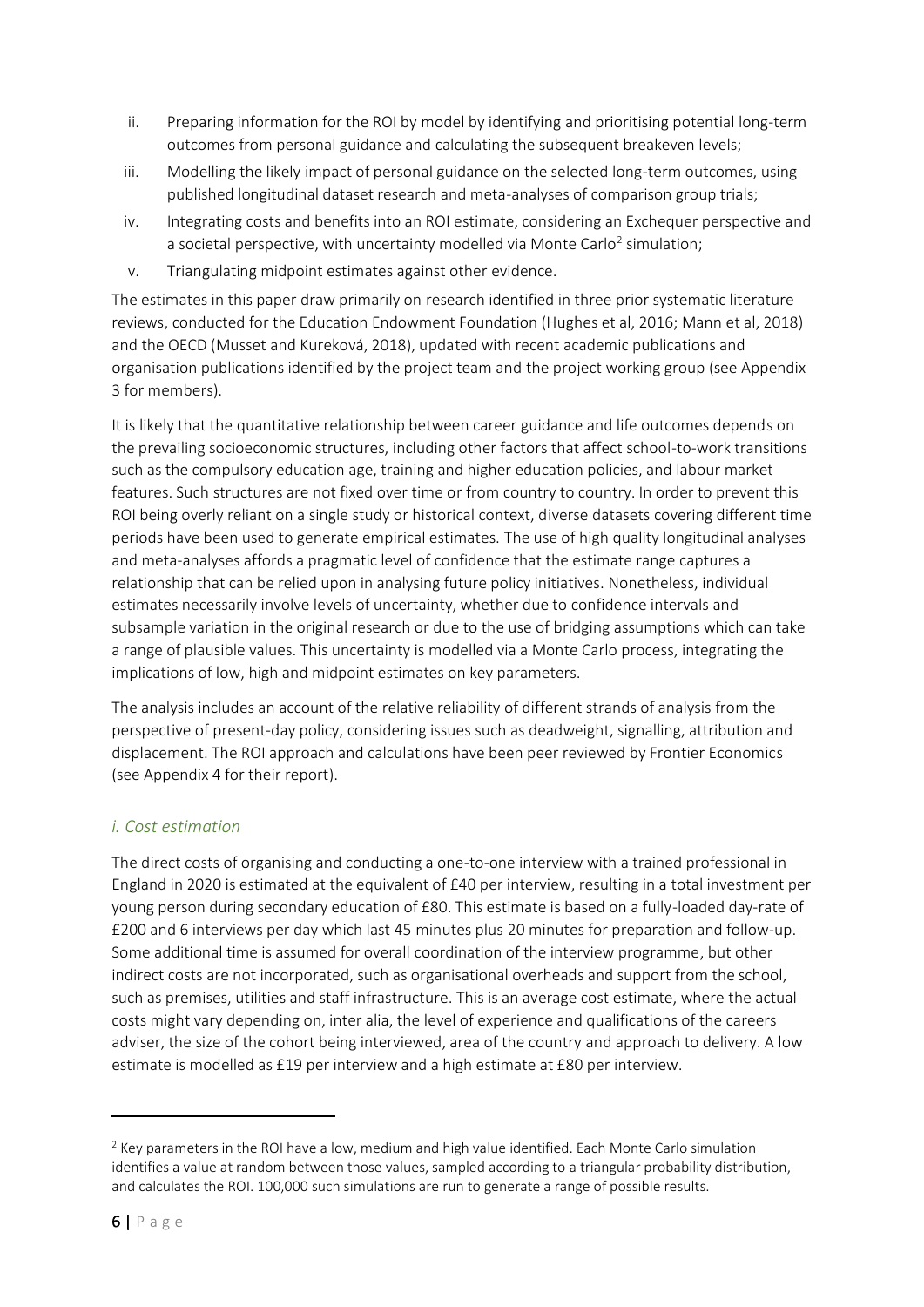ii. Preparing information for the ROI by model by identifying and prioritising potential long-term outcomes from personal guidance and calculating the subsequent breakeven levels;

iii. Modelling the likely impact of personal guidance on the selected long-term outcomes, using published longitudinal dataset research and meta-analyses of comparison group trials;

iv. Integrating costs and benefits into an ROI estimate, considering an Exchequer perspective and a societal perspective, with uncertainty modelled via Monte Carlo[2] simulation;

v. Triangulating midpoint estimates against other evidence.

The estimates in this paper draw primarily on research identified in three prior systematic literature reviews, conducted for the Education Endowment Foundation (Hughes et al, 2016; Mann et al, 2018) and the OECD (Musset and Kureková, 2018), updated with recent academic publications and organisation publications identified by the project team and the project working group (see Appendix 3 for members).

It is likely that the quantitative relationship between career guidance and life outcomes depends on the prevailing socioeconomic structures, including other factors that affect school-to-work transitions such as the compulsory education age, training and higher education policies, and labour market features. Such structures are not fixed over time or from country to country. In order to prevent this ROI being overly reliant on a single study or historical context, diverse datasets covering different time periods have been used to generate empirical estimates. The use of high quality longitudinal analyses and meta-analyses affords a pragmatic level of confidence that the estimate range captures a relationship that can be relied upon in analysing future policy initiatives. Nonetheless, individual estimates necessarily involve levels of uncertainty, whether due to confidence intervals and subsample variation in the original research or due to the use of bridging assumptions which can take a range of plausible values. This uncertainty is modelled via a Monte Carlo process, integrating the implications of low, high and midpoint estimates on key parameters.

The analysis includes an account of the relative reliability of different strands of analysis from the perspective of present-day policy, considering issues such as deadweight, signalling, attribution and displacement. The ROI approach and calculations have been peer reviewed by Frontier Economics (see Appendix 4 for their report).

### *i. Cost estimation*

The direct costs of organising and conducting a one-to-one interview with a trained professional in England in 2020 is estimated at the equivalent of £40 per interview, resulting in a total investment per young person during secondary education of £80. This estimate is based on a fully-loaded day-rate of £200 and 6 interviews per day which last 45 minutes plus 20 minutes for preparation and follow-up. Some additional time is assumed for overall coordination of the interview programme, but other indirect costs are not incorporated, such as organisational overheads and support from the school, such as premises, utilities and staff infrastructure. This is an average cost estimate, where the actual costs might vary depending on, inter alia, the level of experience and qualifications of the careers adviser, the size of the cohort being interviewed, area of the country and approach to delivery. A low estimate is modelled as £19 per interview and a high estimate at £80 per interview.

---

[2] Key parameters in the ROI have a low, medium and high value identified. Each Monte Carlo simulation identifies a value at random between those values, sampled according to a triangular probability distribution, and calculates the ROI. 100,000 such simulations are run to generate a range of possible results.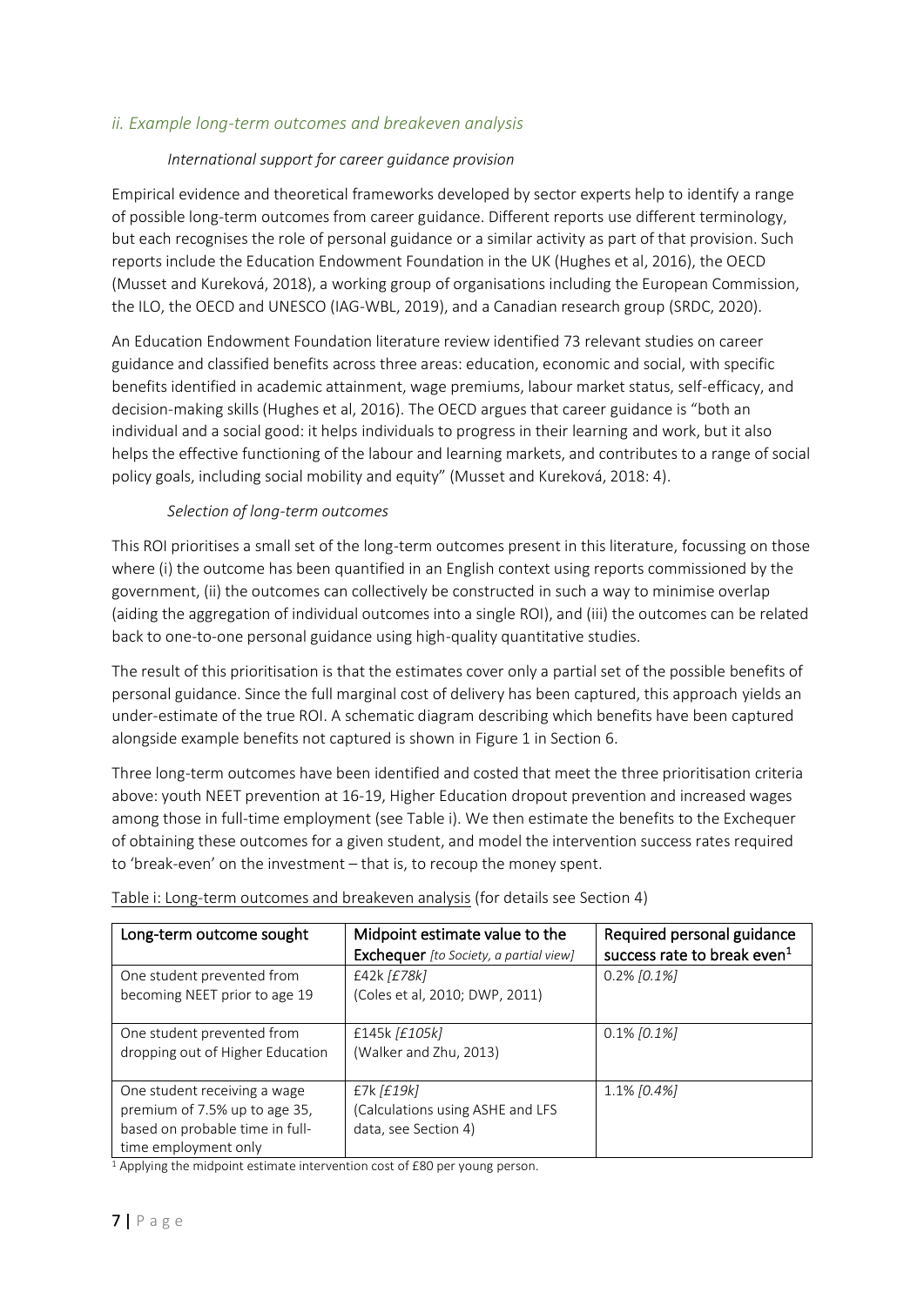### *ii. Example long-term outcomes and breakeven analysis*

#### *International support for career guidance provision*

Empirical evidence and theoretical frameworks developed by sector experts help to identify a range of possible long-term outcomes from career guidance. Different reports use different terminology, but each recognises the role of personal guidance or a similar activity as part of that provision. Such reports include the Education Endowment Foundation in the UK (Hughes et al, 2016), the OECD (Musset and Kureková, 2018), a working group of organisations including the European Commission, the ILO, the OECD and UNESCO (IAG-WBL, 2019), and a Canadian research group (SRDC, 2020).

An Education Endowment Foundation literature review identified 73 relevant studies on career guidance and classified benefits across three areas: education, economic and social, with specific benefits identified in academic attainment, wage premiums, labour market status, self-efficacy, and decision-making skills (Hughes et al, 2016). The OECD argues that career guidance is "both an individual and a social good: it helps individuals to progress in their learning and work, but it also helps the effective functioning of the labour and learning markets, and contributes to a range of social policy goals, including social mobility and equity" (Musset and Kureková, 2018: 4).

#### *Selection of long-term outcomes*

This ROI prioritises a small set of the long-term outcomes present in this literature, focussing on those where (i) the outcome has been quantified in an English context using reports commissioned by the government, (ii) the outcomes can collectively be constructed in such a way to minimise overlap (aiding the aggregation of individual outcomes into a single ROI), and (iii) the outcomes can be related back to one-to-one personal guidance using high-quality quantitative studies.

The result of this prioritisation is that the estimates cover only a partial set of the possible benefits of personal guidance. Since the full marginal cost of delivery has been captured, this approach yields an under-estimate of the true ROI. A schematic diagram describing which benefits have been captured alongside example benefits not captured is shown in Figure 1 in Section 6.

Three long-term outcomes have been identified and costed that meet the three prioritisation criteria above: youth NEET prevention at 16-19, Higher Education dropout prevention and increased wages among those in full-time employment (see Table i). We then estimate the benefits to the Exchequer of obtaining these outcomes for a given student, and model the intervention success rates required to 'break-even' on the investment – that is, to recoup the money spent.

Table i: Long-term outcomes and breakeven analysis (for details see Section 4)

| Long-term outcome sought | Midpoint estimate value to the **Exchequer** *[to Society, a partial view]* | Required personal guidance success rate to break even[1] |
|---|---|---|
| One student prevented from becoming NEET prior to age 19 | £42k *[£78k]* (Coles et al, 2010; DWP, 2011) | 0.2% *[0.1%]* |
| One student prevented from dropping out of Higher Education | £145k *[£105k]* (Walker and Zhu, 2013) | 0.1% *[0.1%]* |
| One student receiving a wage premium of 7.5% up to age 35, based on probable time in full-time employment only | £7k *[£19k]* (Calculations using ASHE and LFS data, see Section 4) | 1.1% *[0.4%]* |

[1] Applying the midpoint estimate intervention cost of £80 per young person.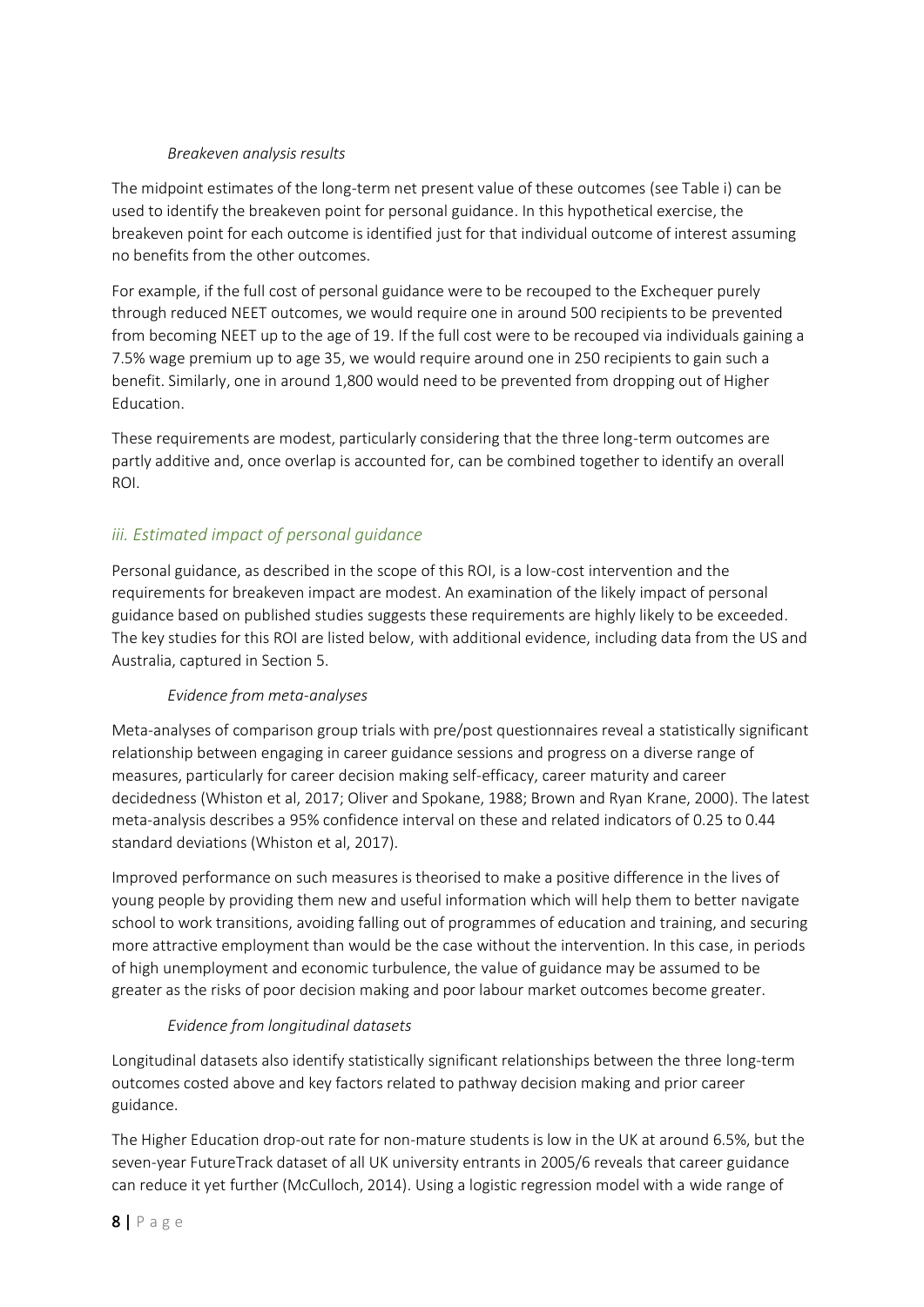#### *Breakeven analysis results*

The midpoint estimates of the long-term net present value of these outcomes (see Table i) can be used to identify the breakeven point for personal guidance. In this hypothetical exercise, the breakeven point for each outcome is identified just for that individual outcome of interest assuming no benefits from the other outcomes.

For example, if the full cost of personal guidance were to be recouped to the Exchequer purely through reduced NEET outcomes, we would require one in around 500 recipients to be prevented from becoming NEET up to the age of 19. If the full cost were to be recouped via individuals gaining a 7.5% wage premium up to age 35, we would require around one in 250 recipients to gain such a benefit. Similarly, one in around 1,800 would need to be prevented from dropping out of Higher Education.

These requirements are modest, particularly considering that the three long-term outcomes are partly additive and, once overlap is accounted for, can be combined together to identify an overall ROI.

### *iii. Estimated impact of personal guidance*

Personal guidance, as described in the scope of this ROI, is a low-cost intervention and the requirements for breakeven impact are modest. An examination of the likely impact of personal guidance based on published studies suggests these requirements are highly likely to be exceeded. The key studies for this ROI are listed below, with additional evidence, including data from the US and Australia, captured in Section 5.

#### *Evidence from meta-analyses*

Meta-analyses of comparison group trials with pre/post questionnaires reveal a statistically significant relationship between engaging in career guidance sessions and progress on a diverse range of measures, particularly for career decision making self-efficacy, career maturity and career decidedness (Whiston et al, 2017; Oliver and Spokane, 1988; Brown and Ryan Krane, 2000). The latest meta-analysis describes a 95% confidence interval on these and related indicators of 0.25 to 0.44 standard deviations (Whiston et al, 2017).

Improved performance on such measures is theorised to make a positive difference in the lives of young people by providing them new and useful information which will help them to better navigate school to work transitions, avoiding falling out of programmes of education and training, and securing more attractive employment than would be the case without the intervention. In this case, in periods of high unemployment and economic turbulence, the value of guidance may be assumed to be greater as the risks of poor decision making and poor labour market outcomes become greater.

#### *Evidence from longitudinal datasets*

Longitudinal datasets also identify statistically significant relationships between the three long-term outcomes costed above and key factors related to pathway decision making and prior career guidance.

The Higher Education drop-out rate for non-mature students is low in the UK at around 6.5%, but the seven-year FutureTrack dataset of all UK university entrants in 2005/6 reveals that career guidance can reduce it yet further (McCulloch, 2014). Using a logistic regression model with a wide range of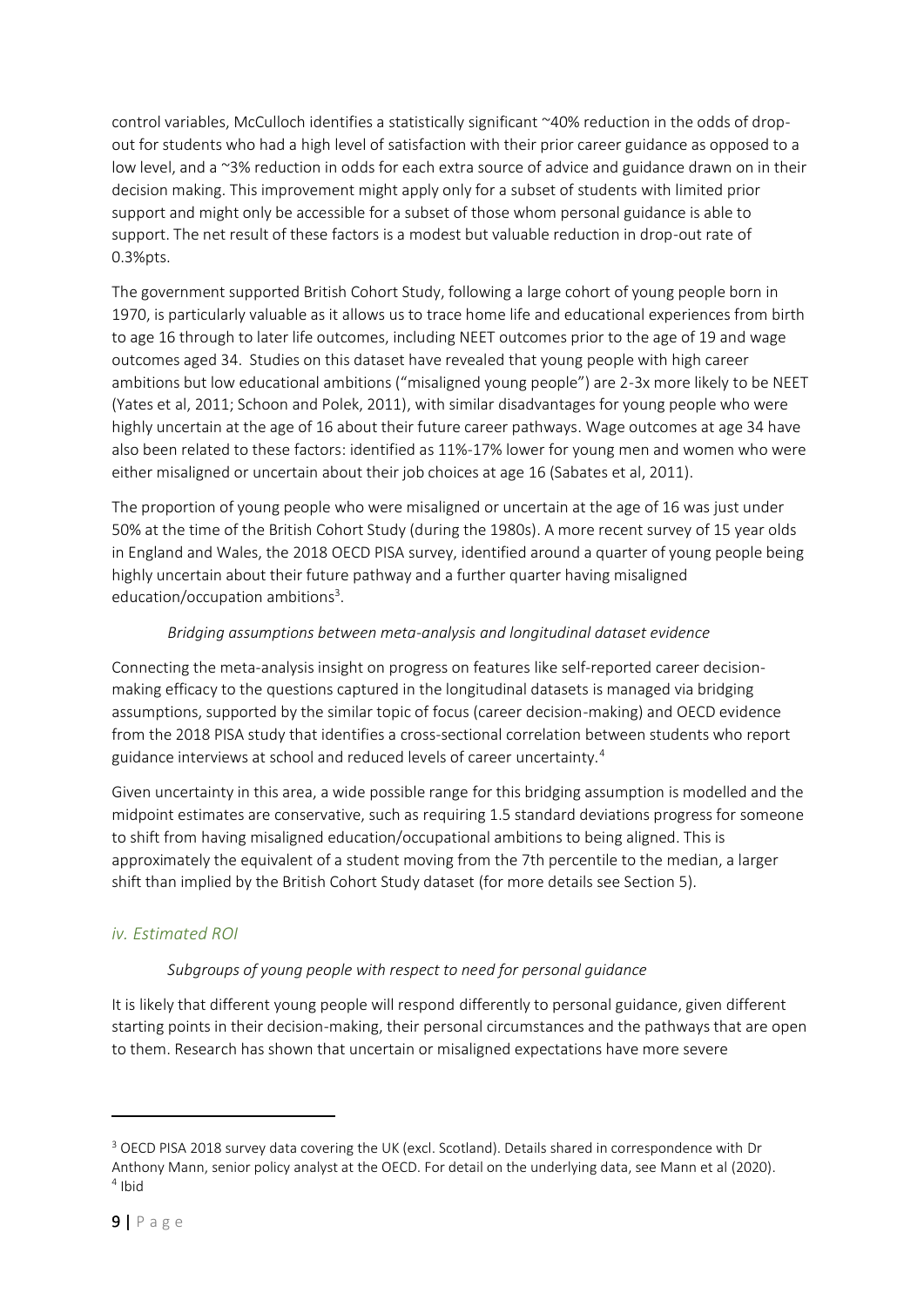control variables, McCulloch identifies a statistically significant ~40% reduction in the odds of drop-out for students who had a high level of satisfaction with their prior career guidance as opposed to a low level, and a ~3% reduction in odds for each extra source of advice and guidance drawn on in their decision making. This improvement might apply only for a subset of students with limited prior support and might only be accessible for a subset of those whom personal guidance is able to support. The net result of these factors is a modest but valuable reduction in drop-out rate of 0.3%pts.

The government supported British Cohort Study, following a large cohort of young people born in 1970, is particularly valuable as it allows us to trace home life and educational experiences from birth to age 16 through to later life outcomes, including NEET outcomes prior to the age of 19 and wage outcomes aged 34. Studies on this dataset have revealed that young people with high career ambitions but low educational ambitions ("misaligned young people") are 2-3x more likely to be NEET (Yates et al, 2011; Schoon and Polek, 2011), with similar disadvantages for young people who were highly uncertain at the age of 16 about their future career pathways. Wage outcomes at age 34 have also been related to these factors: identified as 11%-17% lower for young men and women who were either misaligned or uncertain about their job choices at age 16 (Sabates et al, 2011).

The proportion of young people who were misaligned or uncertain at the age of 16 was just under 50% at the time of the British Cohort Study (during the 1980s). A more recent survey of 15 year olds in England and Wales, the 2018 OECD PISA survey, identified around a quarter of young people being highly uncertain about their future pathway and a further quarter having misaligned education/occupation ambitions[3].

*Bridging assumptions between meta-analysis and longitudinal dataset evidence*

Connecting the meta-analysis insight on progress on features like self-reported career decision-making efficacy to the questions captured in the longitudinal datasets is managed via bridging assumptions, supported by the similar topic of focus (career decision-making) and OECD evidence from the 2018 PISA study that identifies a cross-sectional correlation between students who report guidance interviews at school and reduced levels of career uncertainty.[4]

Given uncertainty in this area, a wide possible range for this bridging assumption is modelled and the midpoint estimates are conservative, such as requiring 1.5 standard deviations progress for someone to shift from having misaligned education/occupational ambitions to being aligned. This is approximately the equivalent of a student moving from the 7th percentile to the median, a larger shift than implied by the British Cohort Study dataset (for more details see Section 5).

### *iv. Estimated ROI*

*Subgroups of young people with respect to need for personal guidance*

It is likely that different young people will respond differently to personal guidance, given different starting points in their decision-making, their personal circumstances and the pathways that are open to them. Research has shown that uncertain or misaligned expectations have more severe

---

[3] OECD PISA 2018 survey data covering the UK (excl. Scotland). Details shared in correspondence with Dr Anthony Mann, senior policy analyst at the OECD. For detail on the underlying data, see Mann et al (2020).

[4] Ibid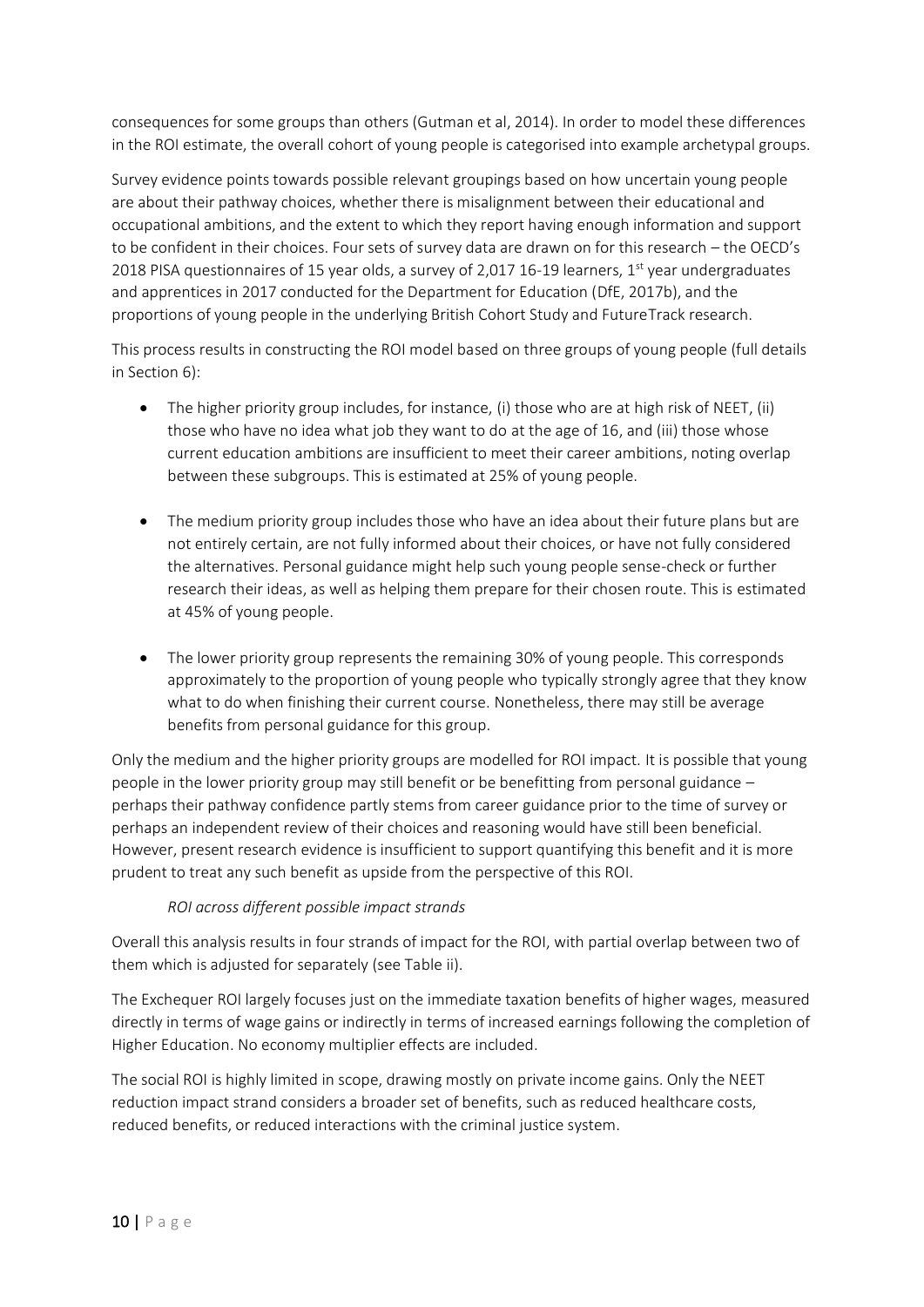consequences for some groups than others (Gutman et al, 2014). In order to model these differences in the ROI estimate, the overall cohort of young people is categorised into example archetypal groups.

Survey evidence points towards possible relevant groupings based on how uncertain young people are about their pathway choices, whether there is misalignment between their educational and occupational ambitions, and the extent to which they report having enough information and support to be confident in their choices. Four sets of survey data are drawn on for this research – the OECD's 2018 PISA questionnaires of 15 year olds, a survey of 2,017 16-19 learners, 1st year undergraduates and apprentices in 2017 conducted for the Department for Education (DfE, 2017b), and the proportions of young people in the underlying British Cohort Study and FutureTrack research.

This process results in constructing the ROI model based on three groups of young people (full details in Section 6):

- The higher priority group includes, for instance, (i) those who are at high risk of NEET, (ii) those who have no idea what job they want to do at the age of 16, and (iii) those whose current education ambitions are insufficient to meet their career ambitions, noting overlap between these subgroups. This is estimated at 25% of young people.
- The medium priority group includes those who have an idea about their future plans but are not entirely certain, are not fully informed about their choices, or have not fully considered the alternatives. Personal guidance might help such young people sense-check or further research their ideas, as well as helping them prepare for their chosen route. This is estimated at 45% of young people.
- The lower priority group represents the remaining 30% of young people. This corresponds approximately to the proportion of young people who typically strongly agree that they know what to do when finishing their current course. Nonetheless, there may still be average benefits from personal guidance for this group.

Only the medium and the higher priority groups are modelled for ROI impact. It is possible that young people in the lower priority group may still benefit or be benefitting from personal guidance – perhaps their pathway confidence partly stems from career guidance prior to the time of survey or perhaps an independent review of their choices and reasoning would have still been beneficial. However, present research evidence is insufficient to support quantifying this benefit and it is more prudent to treat any such benefit as upside from the perspective of this ROI.

*ROI across different possible impact strands*

Overall this analysis results in four strands of impact for the ROI, with partial overlap between two of them which is adjusted for separately (see Table ii).

The Exchequer ROI largely focuses just on the immediate taxation benefits of higher wages, measured directly in terms of wage gains or indirectly in terms of increased earnings following the completion of Higher Education. No economy multiplier effects are included.

The social ROI is highly limited in scope, drawing mostly on private income gains. Only the NEET reduction impact strand considers a broader set of benefits, such as reduced healthcare costs, reduced benefits, or reduced interactions with the criminal justice system.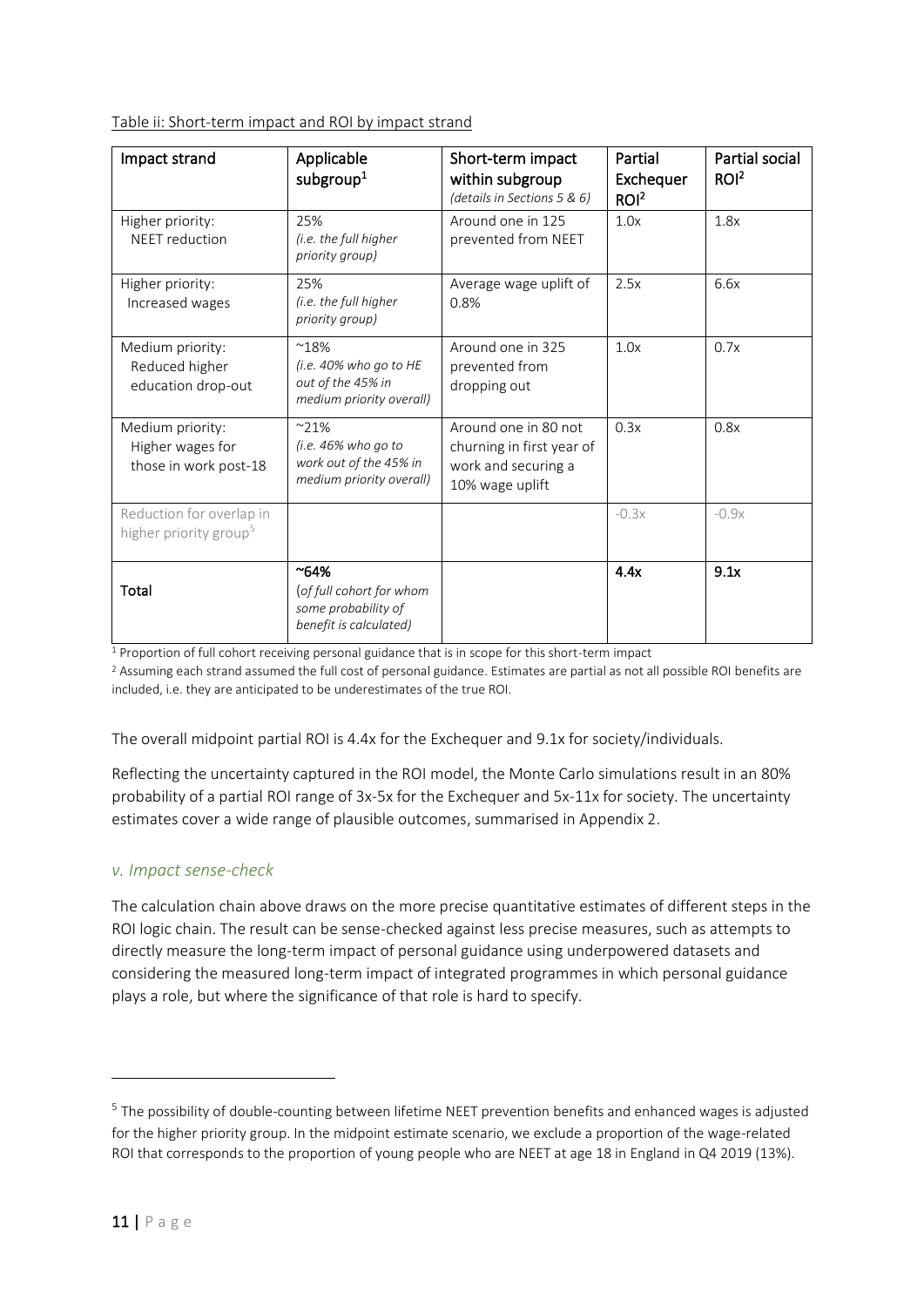Table ii: Short-term impact and ROI by impact strand

| Impact strand | Applicable subgroup[1] | Short-term impact within subgroup *(details in Sections 5 & 6)* | Partial Exchequer ROI[2] | Partial social ROI[2] |
|---|---|---|---|---|
| Higher priority: NEET reduction | 25% *(i.e. the full higher priority group)* | Around one in 125 prevented from NEET | 1.0x | 1.8x |
| Higher priority: Increased wages | 25% *(i.e. the full higher priority group)* | Average wage uplift of 0.8% | 2.5x | 6.6x |
| Medium priority: Reduced higher education drop-out | ~18% *(i.e. 40% who go to HE out of the 45% in medium priority overall)* | Around one in 325 prevented from dropping out | 1.0x | 0.7x |
| Medium priority: Higher wages for those in work post-18 | ~21% *(i.e. 46% who go to work out of the 45% in medium priority overall)* | Around one in 80 not churning in first year of work and securing a 10% wage uplift | 0.3x | 0.8x |
| Reduction for overlap in higher priority group[5] | | | -0.3x | -0.9x |
| **Total** | **~64%** *(of full cohort for whom some probability of benefit is calculated)* | | **4.4x** | **9.1x** |

[1] Proportion of full cohort receiving personal guidance that is in scope for this short-term impact

[2] Assuming each strand assumed the full cost of personal guidance. Estimates are partial as not all possible ROI benefits are included, i.e. they are anticipated to be underestimates of the true ROI.

The overall midpoint partial ROI is 4.4x for the Exchequer and 9.1x for society/individuals.

Reflecting the uncertainty captured in the ROI model, the Monte Carlo simulations result in an 80% probability of a partial ROI range of 3x-5x for the Exchequer and 5x-11x for society. The uncertainty estimates cover a wide range of plausible outcomes, summarised in Appendix 2.

### *v. Impact sense-check*

The calculation chain above draws on the more precise quantitative estimates of different steps in the ROI logic chain. The result can be sense-checked against less precise measures, such as attempts to directly measure the long-term impact of personal guidance using underpowered datasets and considering the measured long-term impact of integrated programmes in which personal guidance plays a role, but where the significance of that role is hard to specify.

[5] The possibility of double-counting between lifetime NEET prevention benefits and enhanced wages is adjusted for the higher priority group. In the midpoint estimate scenario, we exclude a proportion of the wage-related ROI that corresponds to the proportion of young people who are NEET at age 18 in England in Q4 2019 (13%).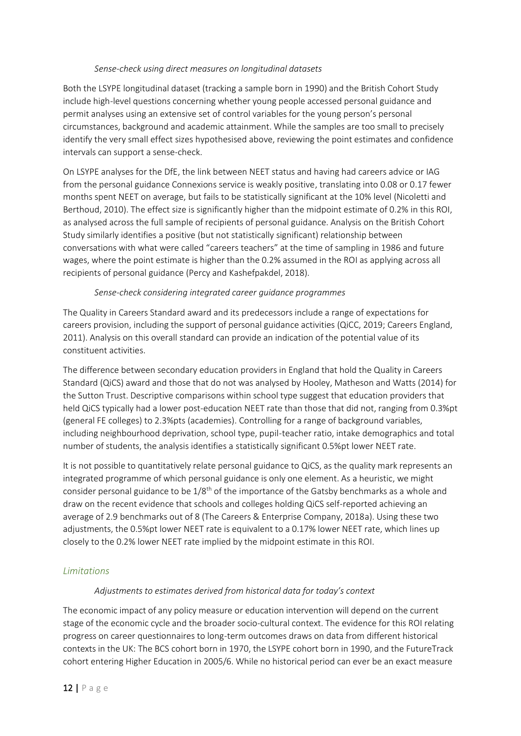#### *Sense-check using direct measures on longitudinal datasets*

Both the LSYPE longitudinal dataset (tracking a sample born in 1990) and the British Cohort Study include high-level questions concerning whether young people accessed personal guidance and permit analyses using an extensive set of control variables for the young person's personal circumstances, background and academic attainment. While the samples are too small to precisely identify the very small effect sizes hypothesised above, reviewing the point estimates and confidence intervals can support a sense-check.

On LSYPE analyses for the DfE, the link between NEET status and having had careers advice or IAG from the personal guidance Connexions service is weakly positive, translating into 0.08 or 0.17 fewer months spent NEET on average, but fails to be statistically significant at the 10% level (Nicoletti and Berthoud, 2010). The effect size is significantly higher than the midpoint estimate of 0.2% in this ROI, as analysed across the full sample of recipients of personal guidance. Analysis on the British Cohort Study similarly identifies a positive (but not statistically significant) relationship between conversations with what were called "careers teachers" at the time of sampling in 1986 and future wages, where the point estimate is higher than the 0.2% assumed in the ROI as applying across all recipients of personal guidance (Percy and Kashefpakdel, 2018).

#### *Sense-check considering integrated career guidance programmes*

The Quality in Careers Standard award and its predecessors include a range of expectations for careers provision, including the support of personal guidance activities (QiCC, 2019; Careers England, 2011). Analysis on this overall standard can provide an indication of the potential value of its constituent activities.

The difference between secondary education providers in England that hold the Quality in Careers Standard (QiCS) award and those that do not was analysed by Hooley, Matheson and Watts (2014) for the Sutton Trust. Descriptive comparisons within school type suggest that education providers that held QiCS typically had a lower post-education NEET rate than those that did not, ranging from 0.3%pt (general FE colleges) to 2.3%pts (academies). Controlling for a range of background variables, including neighbourhood deprivation, school type, pupil-teacher ratio, intake demographics and total number of students, the analysis identifies a statistically significant 0.5%pt lower NEET rate.

It is not possible to quantitatively relate personal guidance to QiCS, as the quality mark represents an integrated programme of which personal guidance is only one element. As a heuristic, we might consider personal guidance to be 1/8$^{th}$ of the importance of the Gatsby benchmarks as a whole and draw on the recent evidence that schools and colleges holding QiCS self-reported achieving an average of 2.9 benchmarks out of 8 (The Careers & Enterprise Company, 2018a). Using these two adjustments, the 0.5%pt lower NEET rate is equivalent to a 0.17% lower NEET rate, which lines up closely to the 0.2% lower NEET rate implied by the midpoint estimate in this ROI.

### *Limitations*

#### *Adjustments to estimates derived from historical data for today's context*

The economic impact of any policy measure or education intervention will depend on the current stage of the economic cycle and the broader socio-cultural context. The evidence for this ROI relating progress on career questionnaires to long-term outcomes draws on data from different historical contexts in the UK: The BCS cohort born in 1970, the LSYPE cohort born in 1990, and the FutureTrack cohort entering Higher Education in 2005/6. While no historical period can ever be an exact measure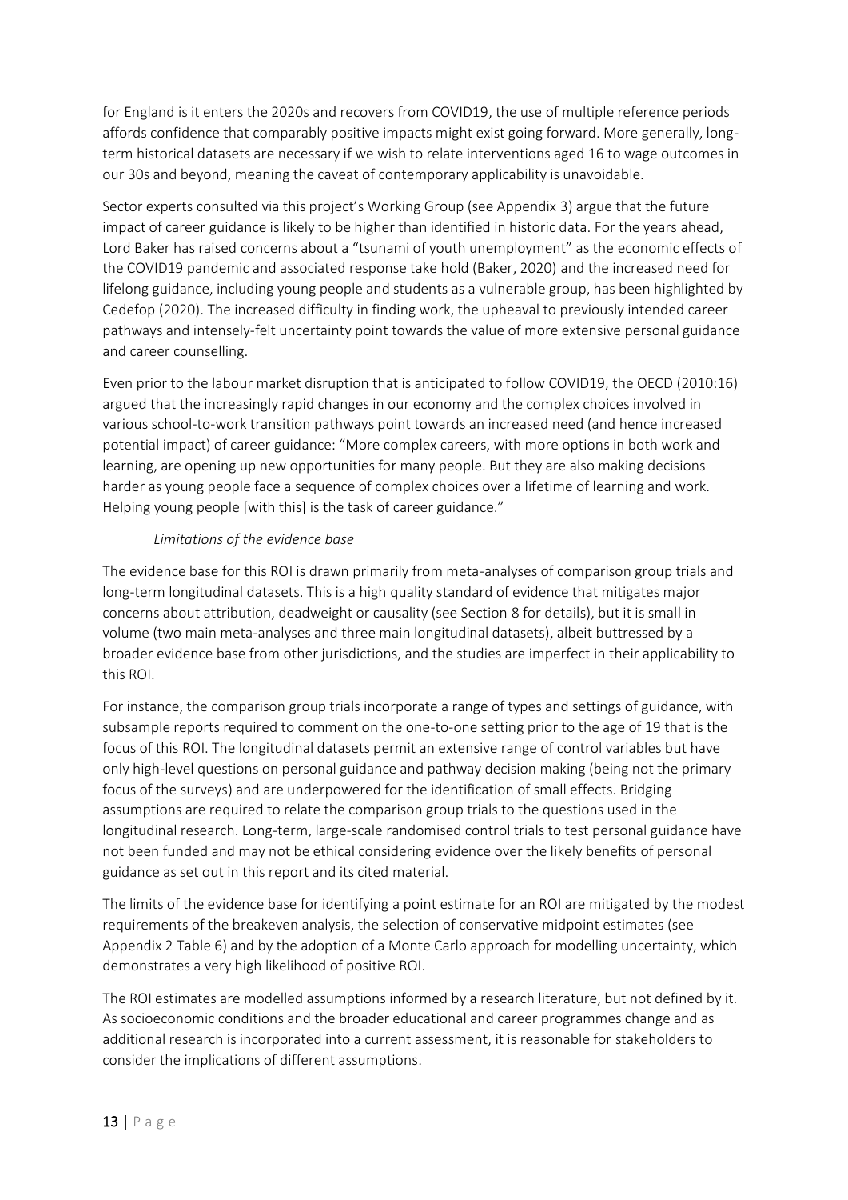for England is it enters the 2020s and recovers from COVID19, the use of multiple reference periods affords confidence that comparably positive impacts might exist going forward. More generally, long-term historical datasets are necessary if we wish to relate interventions aged 16 to wage outcomes in our 30s and beyond, meaning the caveat of contemporary applicability is unavoidable.

Sector experts consulted via this project's Working Group (see Appendix 3) argue that the future impact of career guidance is likely to be higher than identified in historic data. For the years ahead, Lord Baker has raised concerns about a "tsunami of youth unemployment" as the economic effects of the COVID19 pandemic and associated response take hold (Baker, 2020) and the increased need for lifelong guidance, including young people and students as a vulnerable group, has been highlighted by Cedefop (2020). The increased difficulty in finding work, the upheaval to previously intended career pathways and intensely-felt uncertainty point towards the value of more extensive personal guidance and career counselling.

Even prior to the labour market disruption that is anticipated to follow COVID19, the OECD (2010:16) argued that the increasingly rapid changes in our economy and the complex choices involved in various school-to-work transition pathways point towards an increased need (and hence increased potential impact) of career guidance: "More complex careers, with more options in both work and learning, are opening up new opportunities for many people. But they are also making decisions harder as young people face a sequence of complex choices over a lifetime of learning and work. Helping young people [with this] is the task of career guidance."

*Limitations of the evidence base*

The evidence base for this ROI is drawn primarily from meta-analyses of comparison group trials and long-term longitudinal datasets. This is a high quality standard of evidence that mitigates major concerns about attribution, deadweight or causality (see Section 8 for details), but it is small in volume (two main meta-analyses and three main longitudinal datasets), albeit buttressed by a broader evidence base from other jurisdictions, and the studies are imperfect in their applicability to this ROI.

For instance, the comparison group trials incorporate a range of types and settings of guidance, with subsample reports required to comment on the one-to-one setting prior to the age of 19 that is the focus of this ROI. The longitudinal datasets permit an extensive range of control variables but have only high-level questions on personal guidance and pathway decision making (being not the primary focus of the surveys) and are underpowered for the identification of small effects. Bridging assumptions are required to relate the comparison group trials to the questions used in the longitudinal research. Long-term, large-scale randomised control trials to test personal guidance have not been funded and may not be ethical considering evidence over the likely benefits of personal guidance as set out in this report and its cited material.

The limits of the evidence base for identifying a point estimate for an ROI are mitigated by the modest requirements of the breakeven analysis, the selection of conservative midpoint estimates (see Appendix 2 Table 6) and by the adoption of a Monte Carlo approach for modelling uncertainty, which demonstrates a very high likelihood of positive ROI.

The ROI estimates are modelled assumptions informed by a research literature, but not defined by it. As socioeconomic conditions and the broader educational and career programmes change and as additional research is incorporated into a current assessment, it is reasonable for stakeholders to consider the implications of different assumptions.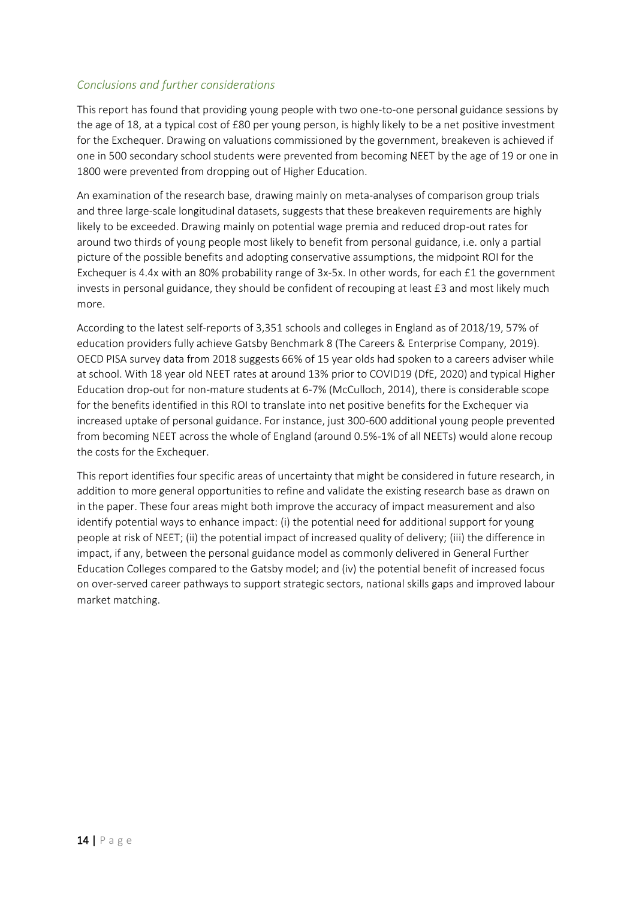### *Conclusions and further considerations*

This report has found that providing young people with two one-to-one personal guidance sessions by the age of 18, at a typical cost of £80 per young person, is highly likely to be a net positive investment for the Exchequer. Drawing on valuations commissioned by the government, breakeven is achieved if one in 500 secondary school students were prevented from becoming NEET by the age of 19 or one in 1800 were prevented from dropping out of Higher Education.

An examination of the research base, drawing mainly on meta-analyses of comparison group trials and three large-scale longitudinal datasets, suggests that these breakeven requirements are highly likely to be exceeded. Drawing mainly on potential wage premia and reduced drop-out rates for around two thirds of young people most likely to benefit from personal guidance, i.e. only a partial picture of the possible benefits and adopting conservative assumptions, the midpoint ROI for the Exchequer is 4.4x with an 80% probability range of 3x-5x. In other words, for each £1 the government invests in personal guidance, they should be confident of recouping at least £3 and most likely much more.

According to the latest self-reports of 3,351 schools and colleges in England as of 2018/19, 57% of education providers fully achieve Gatsby Benchmark 8 (The Careers & Enterprise Company, 2019). OECD PISA survey data from 2018 suggests 66% of 15 year olds had spoken to a careers adviser while at school. With 18 year old NEET rates at around 13% prior to COVID19 (DfE, 2020) and typical Higher Education drop-out for non-mature students at 6-7% (McCulloch, 2014), there is considerable scope for the benefits identified in this ROI to translate into net positive benefits for the Exchequer via increased uptake of personal guidance. For instance, just 300-600 additional young people prevented from becoming NEET across the whole of England (around 0.5%-1% of all NEETs) would alone recoup the costs for the Exchequer.

This report identifies four specific areas of uncertainty that might be considered in future research, in addition to more general opportunities to refine and validate the existing research base as drawn on in the paper. These four areas might both improve the accuracy of impact measurement and also identify potential ways to enhance impact: (i) the potential need for additional support for young people at risk of NEET; (ii) the potential impact of increased quality of delivery; (iii) the difference in impact, if any, between the personal guidance model as commonly delivered in General Further Education Colleges compared to the Gatsby model; and (iv) the potential benefit of increased focus on over-served career pathways to support strategic sectors, national skills gaps and improved labour market matching.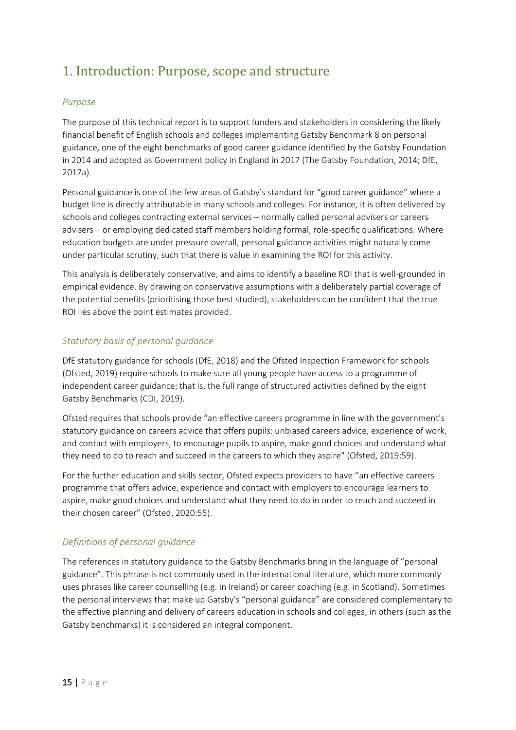# 1. Introduction: Purpose, scope and structure

### *Purpose*

The purpose of this technical report is to support funders and stakeholders in considering the likely financial benefit of English schools and colleges implementing Gatsby Benchmark 8 on personal guidance, one of the eight benchmarks of good career guidance identified by the Gatsby Foundation in 2014 and adopted as Government policy in England in 2017 (The Gatsby Foundation, 2014; DfE, 2017a).

Personal guidance is one of the few areas of Gatsby's standard for "good career guidance" where a budget line is directly attributable in many schools and colleges. For instance, it is often delivered by schools and colleges contracting external services – normally called personal advisers or careers advisers – or employing dedicated staff members holding formal, role-specific qualifications. Where education budgets are under pressure overall, personal guidance activities might naturally come under particular scrutiny, such that there is value in examining the ROI for this activity.

This analysis is deliberately conservative, and aims to identify a baseline ROI that is well-grounded in empirical evidence. By drawing on conservative assumptions with a deliberately partial coverage of the potential benefits (prioritising those best studied), stakeholders can be confident that the true ROI lies above the point estimates provided.

### *Statutory basis of personal guidance*

DfE statutory guidance for schools (DfE, 2018) and the Ofsted Inspection Framework for schools (Ofsted, 2019) require schools to make sure all young people have access to a programme of independent career guidance; that is, the full range of structured activities defined by the eight Gatsby Benchmarks (CDI, 2019).

Ofsted requires that schools provide "an effective careers programme in line with the government's statutory guidance on careers advice that offers pupils: unbiased careers advice, experience of work, and contact with employers, to encourage pupils to aspire, make good choices and understand what they need to do to reach and succeed in the careers to which they aspire" (Ofsted, 2019:59).

For the further education and skills sector, Ofsted expects providers to have "an effective careers programme that offers advice, experience and contact with employers to encourage learners to aspire, make good choices and understand what they need to do in order to reach and succeed in their chosen career" (Ofsted, 2020:55).

### *Definitions of personal guidance*

The references in statutory guidance to the Gatsby Benchmarks bring in the language of "personal guidance". This phrase is not commonly used in the international literature, which more commonly uses phrases like career counselling (e.g. in Ireland) or career coaching (e.g. in Scotland). Sometimes the personal interviews that make up Gatsby's "personal guidance" are considered complementary to the effective planning and delivery of careers education in schools and colleges, in others (such as the Gatsby benchmarks) it is considered an integral component.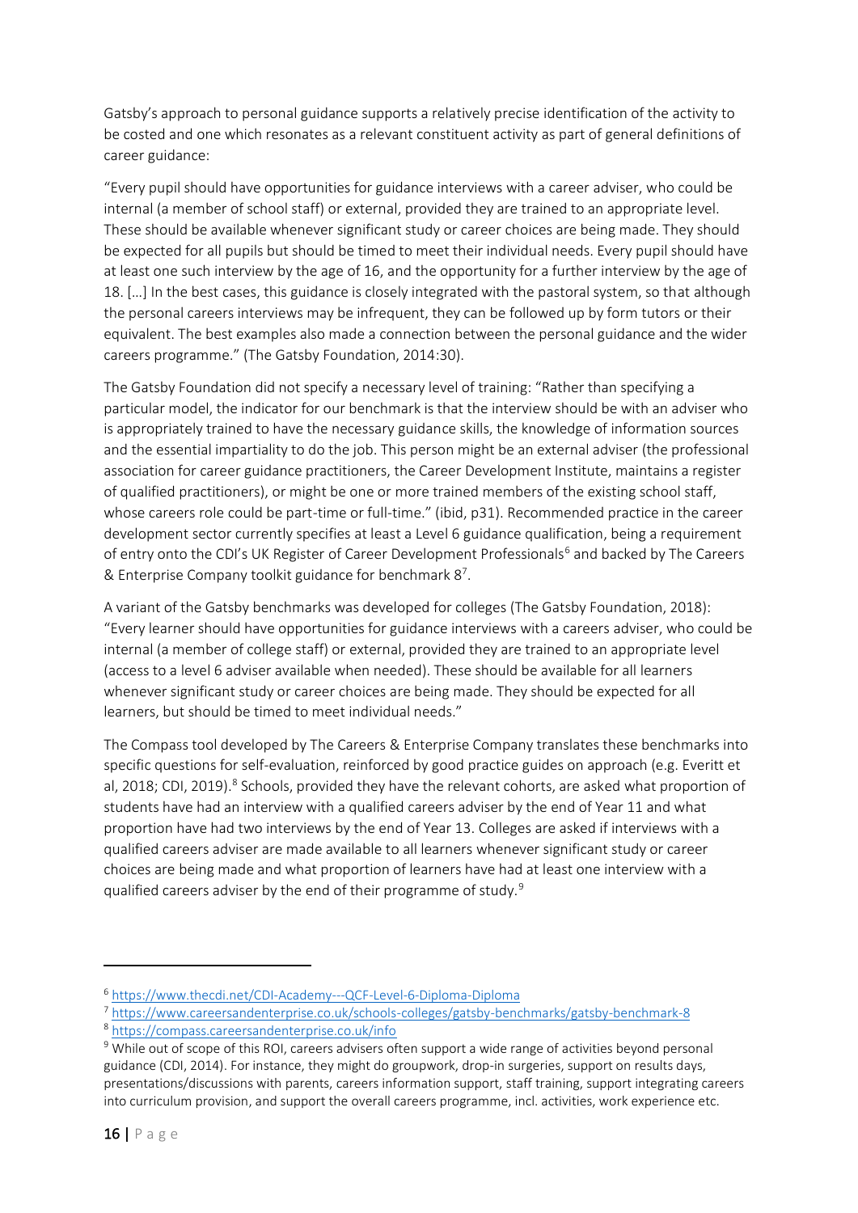Gatsby's approach to personal guidance supports a relatively precise identification of the activity to be costed and one which resonates as a relevant constituent activity as part of general definitions of career guidance:

"Every pupil should have opportunities for guidance interviews with a career adviser, who could be internal (a member of school staff) or external, provided they are trained to an appropriate level. These should be available whenever significant study or career choices are being made. They should be expected for all pupils but should be timed to meet their individual needs. Every pupil should have at least one such interview by the age of 16, and the opportunity for a further interview by the age of 18. […] In the best cases, this guidance is closely integrated with the pastoral system, so that although the personal careers interviews may be infrequent, they can be followed up by form tutors or their equivalent. The best examples also made a connection between the personal guidance and the wider careers programme." (The Gatsby Foundation, 2014:30).

The Gatsby Foundation did not specify a necessary level of training: "Rather than specifying a particular model, the indicator for our benchmark is that the interview should be with an adviser who is appropriately trained to have the necessary guidance skills, the knowledge of information sources and the essential impartiality to do the job. This person might be an external adviser (the professional association for career guidance practitioners, the Career Development Institute, maintains a register of qualified practitioners), or might be one or more trained members of the existing school staff, whose careers role could be part-time or full-time." (ibid, p31). Recommended practice in the career development sector currently specifies at least a Level 6 guidance qualification, being a requirement of entry onto the CDI's UK Register of Career Development Professionals[6] and backed by The Careers & Enterprise Company toolkit guidance for benchmark 8[7].

A variant of the Gatsby benchmarks was developed for colleges (The Gatsby Foundation, 2018): "Every learner should have opportunities for guidance interviews with a careers adviser, who could be internal (a member of college staff) or external, provided they are trained to an appropriate level (access to a level 6 adviser available when needed). These should be available for all learners whenever significant study or career choices are being made. They should be expected for all learners, but should be timed to meet individual needs."

The Compass tool developed by The Careers & Enterprise Company translates these benchmarks into specific questions for self-evaluation, reinforced by good practice guides on approach (e.g. Everitt et al, 2018; CDI, 2019).[8] Schools, provided they have the relevant cohorts, are asked what proportion of students have had an interview with a qualified careers adviser by the end of Year 11 and what proportion have had two interviews by the end of Year 13. Colleges are asked if interviews with a qualified careers adviser are made available to all learners whenever significant study or career choices are being made and what proportion of learners have had at least one interview with a qualified careers adviser by the end of their programme of study.[9]

---

[6] https://www.thecdi.net/CDI-Academy---QCF-Level-6-Diploma-Diploma

[7] https://www.careersandenterprise.co.uk/schools-colleges/gatsby-benchmarks/gatsby-benchmark-8

[8] https://compass.careersandenterprise.co.uk/info

[9] While out of scope of this ROI, careers advisers often support a wide range of activities beyond personal guidance (CDI, 2014). For instance, they might do groupwork, drop-in surgeries, support on results days, presentations/discussions with parents, careers information support, staff training, support integrating careers into curriculum provision, and support the overall careers programme, incl. activities, work experience etc.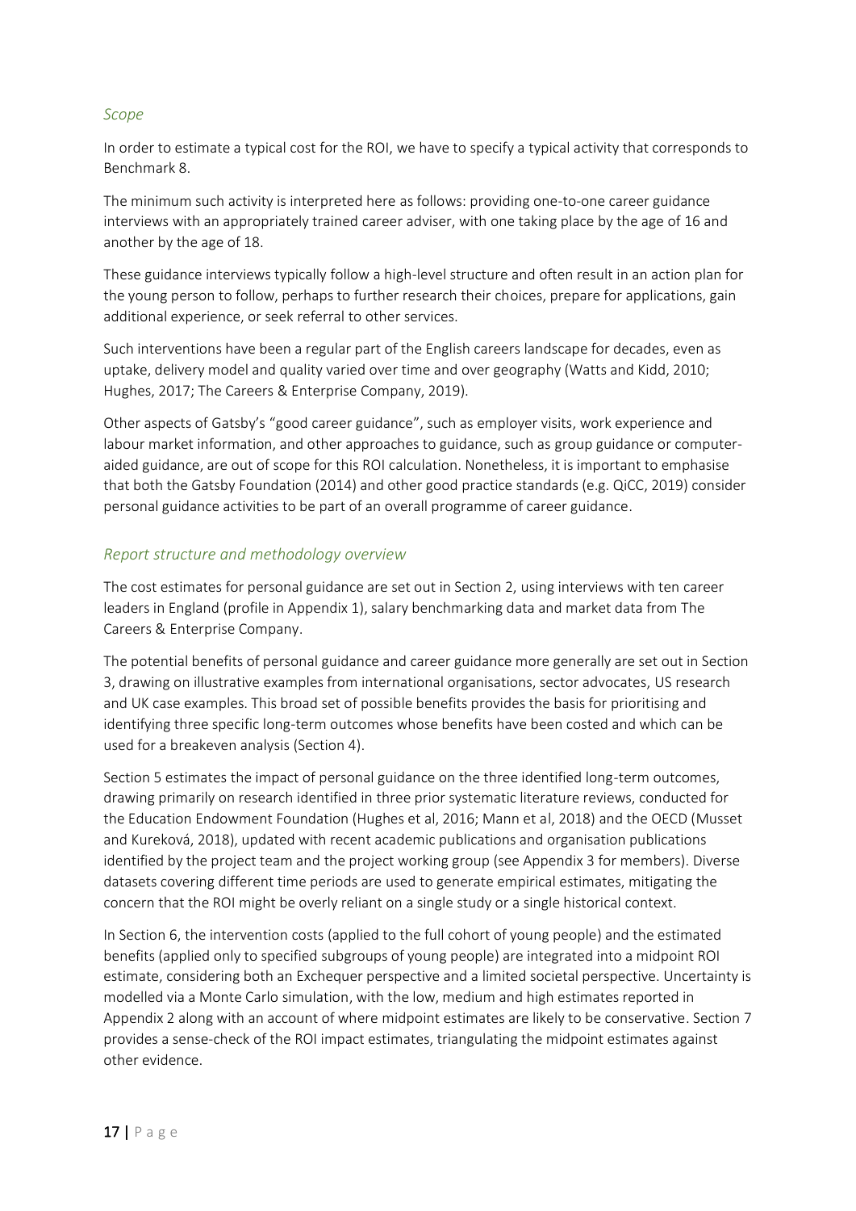### *Scope*

In order to estimate a typical cost for the ROI, we have to specify a typical activity that corresponds to Benchmark 8.

The minimum such activity is interpreted here as follows: providing one-to-one career guidance interviews with an appropriately trained career adviser, with one taking place by the age of 16 and another by the age of 18.

These guidance interviews typically follow a high-level structure and often result in an action plan for the young person to follow, perhaps to further research their choices, prepare for applications, gain additional experience, or seek referral to other services.

Such interventions have been a regular part of the English careers landscape for decades, even as uptake, delivery model and quality varied over time and over geography (Watts and Kidd, 2010; Hughes, 2017; The Careers & Enterprise Company, 2019).

Other aspects of Gatsby's "good career guidance", such as employer visits, work experience and labour market information, and other approaches to guidance, such as group guidance or computer-aided guidance, are out of scope for this ROI calculation. Nonetheless, it is important to emphasise that both the Gatsby Foundation (2014) and other good practice standards (e.g. QiCC, 2019) consider personal guidance activities to be part of an overall programme of career guidance.

### *Report structure and methodology overview*

The cost estimates for personal guidance are set out in Section 2, using interviews with ten career leaders in England (profile in Appendix 1), salary benchmarking data and market data from The Careers & Enterprise Company.

The potential benefits of personal guidance and career guidance more generally are set out in Section 3, drawing on illustrative examples from international organisations, sector advocates, US research and UK case examples. This broad set of possible benefits provides the basis for prioritising and identifying three specific long-term outcomes whose benefits have been costed and which can be used for a breakeven analysis (Section 4).

Section 5 estimates the impact of personal guidance on the three identified long-term outcomes, drawing primarily on research identified in three prior systematic literature reviews, conducted for the Education Endowment Foundation (Hughes et al, 2016; Mann et al, 2018) and the OECD (Musset and Kureková, 2018), updated with recent academic publications and organisation publications identified by the project team and the project working group (see Appendix 3 for members). Diverse datasets covering different time periods are used to generate empirical estimates, mitigating the concern that the ROI might be overly reliant on a single study or a single historical context.

In Section 6, the intervention costs (applied to the full cohort of young people) and the estimated benefits (applied only to specified subgroups of young people) are integrated into a midpoint ROI estimate, considering both an Exchequer perspective and a limited societal perspective. Uncertainty is modelled via a Monte Carlo simulation, with the low, medium and high estimates reported in Appendix 2 along with an account of where midpoint estimates are likely to be conservative. Section 7 provides a sense-check of the ROI impact estimates, triangulating the midpoint estimates against other evidence.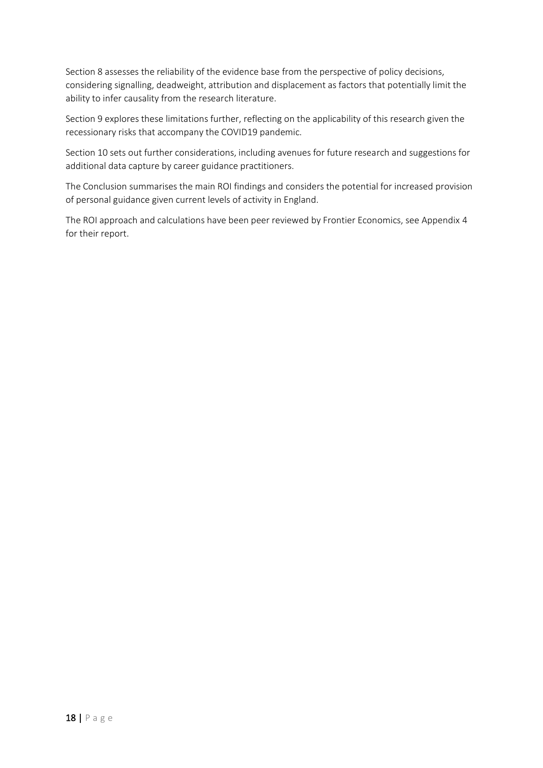Section 8 assesses the reliability of the evidence base from the perspective of policy decisions, considering signalling, deadweight, attribution and displacement as factors that potentially limit the ability to infer causality from the research literature.

Section 9 explores these limitations further, reflecting on the applicability of this research given the recessionary risks that accompany the COVID19 pandemic.

Section 10 sets out further considerations, including avenues for future research and suggestions for additional data capture by career guidance practitioners.

The Conclusion summarises the main ROI findings and considers the potential for increased provision of personal guidance given current levels of activity in England.

The ROI approach and calculations have been peer reviewed by Frontier Economics, see Appendix 4 for their report.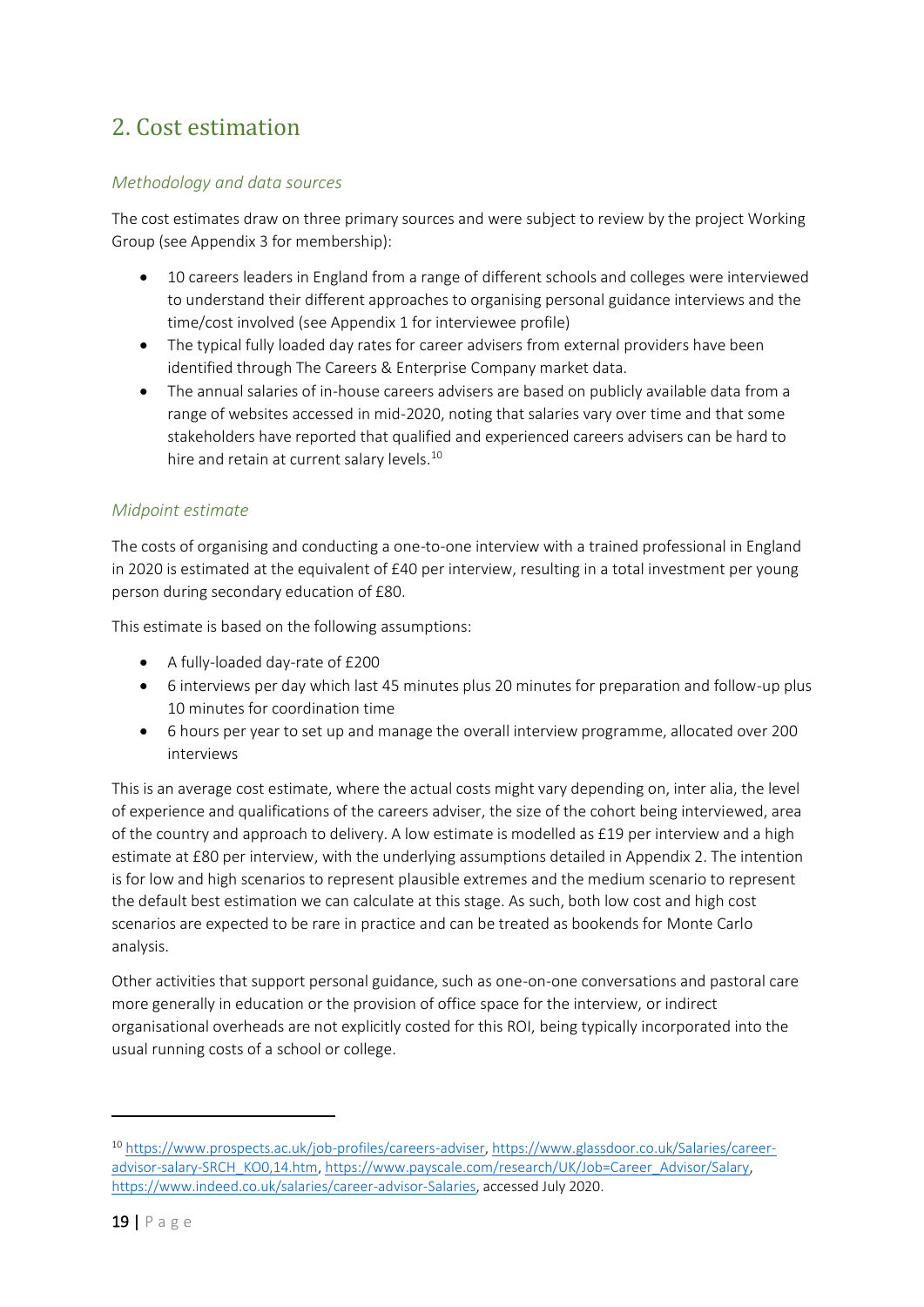## 2. Cost estimation

### *Methodology and data sources*

The cost estimates draw on three primary sources and were subject to review by the project Working Group (see Appendix 3 for membership):

- 10 careers leaders in England from a range of different schools and colleges were interviewed to understand their different approaches to organising personal guidance interviews and the time/cost involved (see Appendix 1 for interviewee profile)
- The typical fully loaded day rates for career advisers from external providers have been identified through The Careers & Enterprise Company market data.
- The annual salaries of in-house careers advisers are based on publicly available data from a range of websites accessed in mid-2020, noting that salaries vary over time and that some stakeholders have reported that qualified and experienced careers advisers can be hard to hire and retain at current salary levels.[10]

### *Midpoint estimate*

The costs of organising and conducting a one-to-one interview with a trained professional in England in 2020 is estimated at the equivalent of £40 per interview, resulting in a total investment per young person during secondary education of £80.

This estimate is based on the following assumptions:

- A fully-loaded day-rate of £200
- 6 interviews per day which last 45 minutes plus 20 minutes for preparation and follow-up plus 10 minutes for coordination time
- 6 hours per year to set up and manage the overall interview programme, allocated over 200 interviews

This is an average cost estimate, where the actual costs might vary depending on, inter alia, the level of experience and qualifications of the careers adviser, the size of the cohort being interviewed, area of the country and approach to delivery. A low estimate is modelled as £19 per interview and a high estimate at £80 per interview, with the underlying assumptions detailed in Appendix 2. The intention is for low and high scenarios to represent plausible extremes and the medium scenario to represent the default best estimation we can calculate at this stage. As such, both low cost and high cost scenarios are expected to be rare in practice and can be treated as bookends for Monte Carlo analysis.

Other activities that support personal guidance, such as one-on-one conversations and pastoral care more generally in education or the provision of office space for the interview, or indirect organisational overheads are not explicitly costed for this ROI, being typically incorporated into the usual running costs of a school or college.

---

[10] https://www.prospects.ac.uk/job-profiles/careers-adviser, https://www.glassdoor.co.uk/Salaries/career-advisor-salary-SRCH_KO0,14.htm, https://www.payscale.com/research/UK/Job=Career_Advisor/Salary, https://www.indeed.co.uk/salaries/career-advisor-Salaries, accessed July 2020.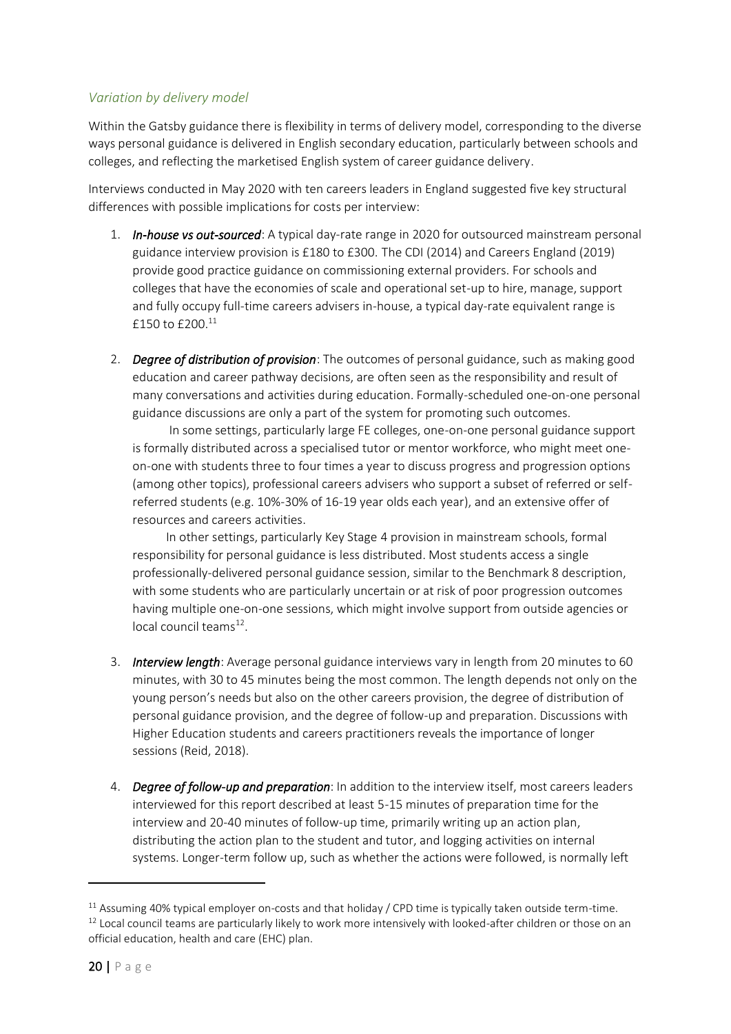### *Variation by delivery model*

Within the Gatsby guidance there is flexibility in terms of delivery model, corresponding to the diverse ways personal guidance is delivered in English secondary education, particularly between schools and colleges, and reflecting the marketised English system of career guidance delivery.

Interviews conducted in May 2020 with ten careers leaders in England suggested five key structural differences with possible implications for costs per interview:

1. ***In-house vs out-sourced***: A typical day-rate range in 2020 for outsourced mainstream personal guidance interview provision is £180 to £300. The CDI (2014) and Careers England (2019) provide good practice guidance on commissioning external providers. For schools and colleges that have the economies of scale and operational set-up to hire, manage, support and fully occupy full-time careers advisers in-house, a typical day-rate equivalent range is £150 to £200.[11]

2. ***Degree of distribution of provision***: The outcomes of personal guidance, such as making good education and career pathway decisions, are often seen as the responsibility and result of many conversations and activities during education. Formally-scheduled one-on-one personal guidance discussions are only a part of the system for promoting such outcomes.

   In some settings, particularly large FE colleges, one-on-one personal guidance support is formally distributed across a specialised tutor or mentor workforce, who might meet one-on-one with students three to four times a year to discuss progress and progression options (among other topics), professional careers advisers who support a subset of referred or self-referred students (e.g. 10%-30% of 16-19 year olds each year), and an extensive offer of resources and careers activities.

   In other settings, particularly Key Stage 4 provision in mainstream schools, formal responsibility for personal guidance is less distributed. Most students access a single professionally-delivered personal guidance session, similar to the Benchmark 8 description, with some students who are particularly uncertain or at risk of poor progression outcomes having multiple one-on-one sessions, which might involve support from outside agencies or local council teams[12].

3. ***Interview length***: Average personal guidance interviews vary in length from 20 minutes to 60 minutes, with 30 to 45 minutes being the most common. The length depends not only on the young person's needs but also on the other careers provision, the degree of distribution of personal guidance provision, and the degree of follow-up and preparation. Discussions with Higher Education students and careers practitioners reveals the importance of longer sessions (Reid, 2018).

4. ***Degree of follow-up and preparation***: In addition to the interview itself, most careers leaders interviewed for this report described at least 5-15 minutes of preparation time for the interview and 20-40 minutes of follow-up time, primarily writing up an action plan, distributing the action plan to the student and tutor, and logging activities on internal systems. Longer-term follow up, such as whether the actions were followed, is normally left

---

[11] Assuming 40% typical employer on-costs and that holiday / CPD time is typically taken outside term-time.

[12] Local council teams are particularly likely to work more intensively with looked-after children or those on an official education, health and care (EHC) plan.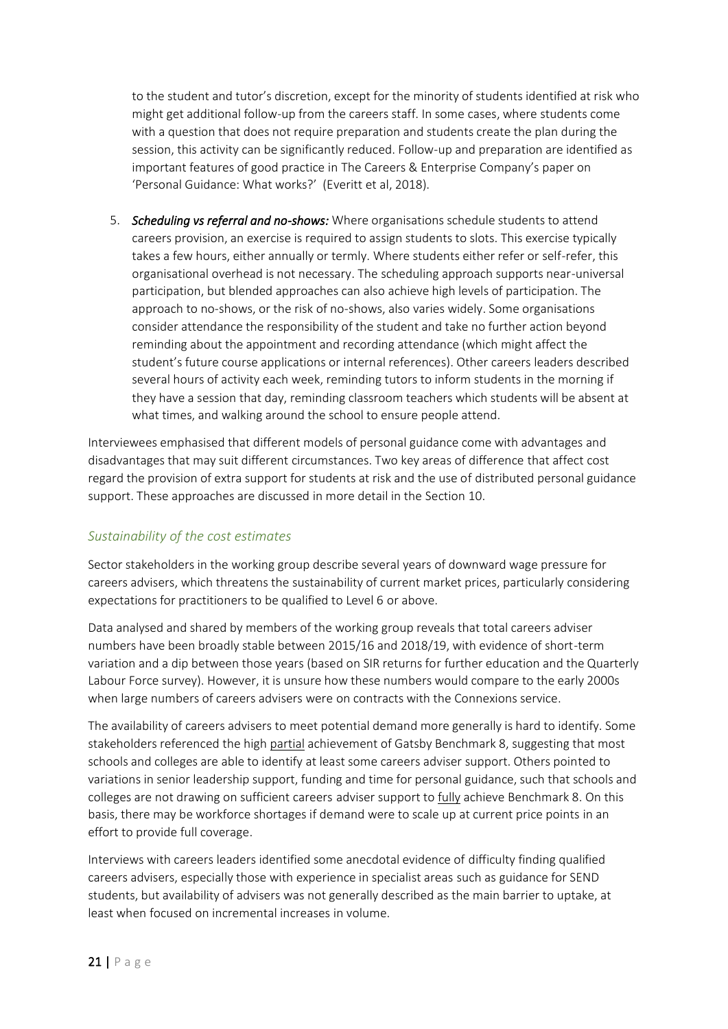to the student and tutor's discretion, except for the minority of students identified at risk who might get additional follow-up from the careers staff. In some cases, where students come with a question that does not require preparation and students create the plan during the session, this activity can be significantly reduced. Follow-up and preparation are identified as important features of good practice in The Careers & Enterprise Company's paper on 'Personal Guidance: What works?' (Everitt et al, 2018).

5. ***Scheduling vs referral and no-shows:*** Where organisations schedule students to attend careers provision, an exercise is required to assign students to slots. This exercise typically takes a few hours, either annually or termly. Where students either refer or self-refer, this organisational overhead is not necessary. The scheduling approach supports near-universal participation, but blended approaches can also achieve high levels of participation. The approach to no-shows, or the risk of no-shows, also varies widely. Some organisations consider attendance the responsibility of the student and take no further action beyond reminding about the appointment and recording attendance (which might affect the student's future course applications or internal references). Other careers leaders described several hours of activity each week, reminding tutors to inform students in the morning if they have a session that day, reminding classroom teachers which students will be absent at what times, and walking around the school to ensure people attend.

Interviewees emphasised that different models of personal guidance come with advantages and disadvantages that may suit different circumstances. Two key areas of difference that affect cost regard the provision of extra support for students at risk and the use of distributed personal guidance support. These approaches are discussed in more detail in the Section 10.

### *Sustainability of the cost estimates*

Sector stakeholders in the working group describe several years of downward wage pressure for careers advisers, which threatens the sustainability of current market prices, particularly considering expectations for practitioners to be qualified to Level 6 or above.

Data analysed and shared by members of the working group reveals that total careers adviser numbers have been broadly stable between 2015/16 and 2018/19, with evidence of short-term variation and a dip between those years (based on SIR returns for further education and the Quarterly Labour Force survey). However, it is unsure how these numbers would compare to the early 2000s when large numbers of careers advisers were on contracts with the Connexions service.

The availability of careers advisers to meet potential demand more generally is hard to identify. Some stakeholders referenced the high partial achievement of Gatsby Benchmark 8, suggesting that most schools and colleges are able to identify at least some careers adviser support. Others pointed to variations in senior leadership support, funding and time for personal guidance, such that schools and colleges are not drawing on sufficient careers adviser support to fully achieve Benchmark 8. On this basis, there may be workforce shortages if demand were to scale up at current price points in an effort to provide full coverage.

Interviews with careers leaders identified some anecdotal evidence of difficulty finding qualified careers advisers, especially those with experience in specialist areas such as guidance for SEND students, but availability of advisers was not generally described as the main barrier to uptake, at least when focused on incremental increases in volume.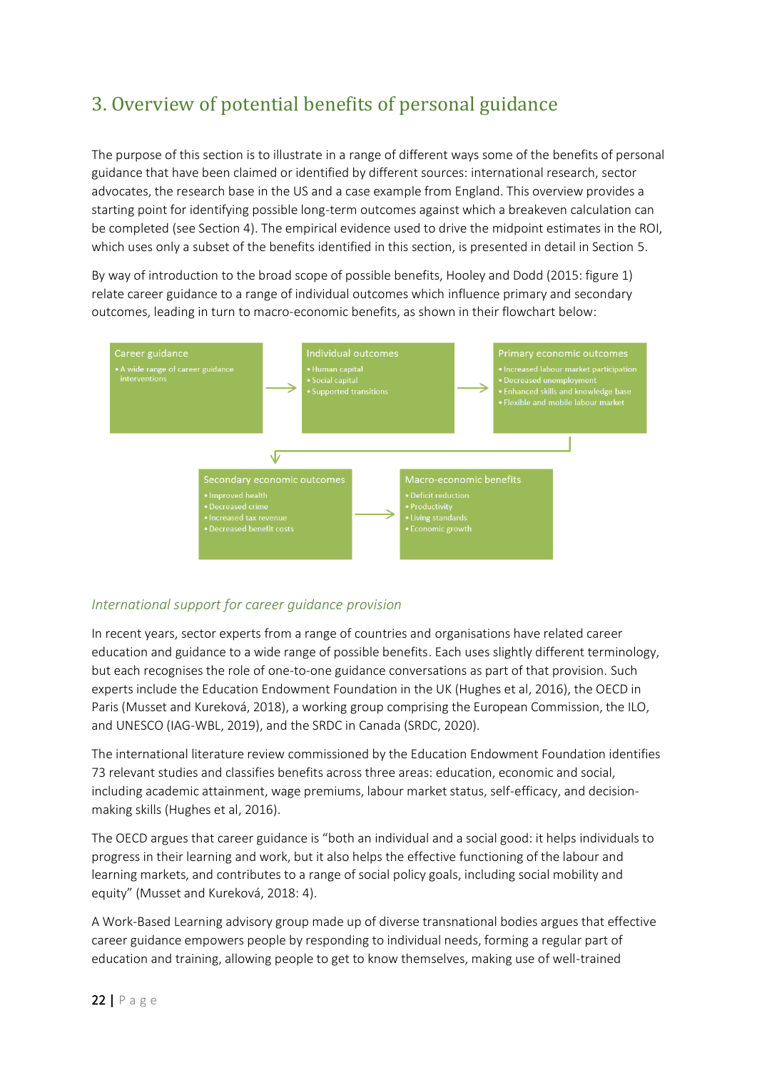## 3. Overview of potential benefits of personal guidance

The purpose of this section is to illustrate in a range of different ways some of the benefits of personal guidance that have been claimed or identified by different sources: international research, sector advocates, the research base in the US and a case example from England. This overview provides a starting point for identifying possible long-term outcomes against which a breakeven calculation can be completed (see Section 4). The empirical evidence used to drive the midpoint estimates in the ROI, which uses only a subset of the benefits identified in this section, is presented in detail in Section 5.

By way of introduction to the broad scope of possible benefits, Hooley and Dodd (2015: figure 1) relate career guidance to a range of individual outcomes which influence primary and secondary outcomes, leading in turn to macro-economic benefits, as shown in their flowchart below:

**Career guidance**
- A wide range of career guidance interventions

→ **Individual outcomes**
- Human capital
- Social capital
- Supported transitions

→ **Primary economic outcomes**
- Increased labour market participation
- Decreased unemployment
- Enhanced skills and knowledge base
- Flexible and mobile labour market

→ **Secondary economic outcomes**
- Improved health
- Decreased crime
- Increased tax revenue
- Decreased benefit costs

→ **Macro-economic benefits**
- Deficit reduction
- Productivity
- Living standards
- Economic growth

### *International support for career guidance provision*

In recent years, sector experts from a range of countries and organisations have related career education and guidance to a wide range of possible benefits. Each uses slightly different terminology, but each recognises the role of one-to-one guidance conversations as part of that provision. Such experts include the Education Endowment Foundation in the UK (Hughes et al, 2016), the OECD in Paris (Musset and Kureková, 2018), a working group comprising the European Commission, the ILO, and UNESCO (IAG-WBL, 2019), and the SRDC in Canada (SRDC, 2020).

The international literature review commissioned by the Education Endowment Foundation identifies 73 relevant studies and classifies benefits across three areas: education, economic and social, including academic attainment, wage premiums, labour market status, self-efficacy, and decision-making skills (Hughes et al, 2016).

The OECD argues that career guidance is "both an individual and a social good: it helps individuals to progress in their learning and work, but it also helps the effective functioning of the labour and learning markets, and contributes to a range of social policy goals, including social mobility and equity" (Musset and Kureková, 2018: 4).

A Work-Based Learning advisory group made up of diverse transnational bodies argues that effective career guidance empowers people by responding to individual needs, forming a regular part of education and training, allowing people to get to know themselves, making use of well-trained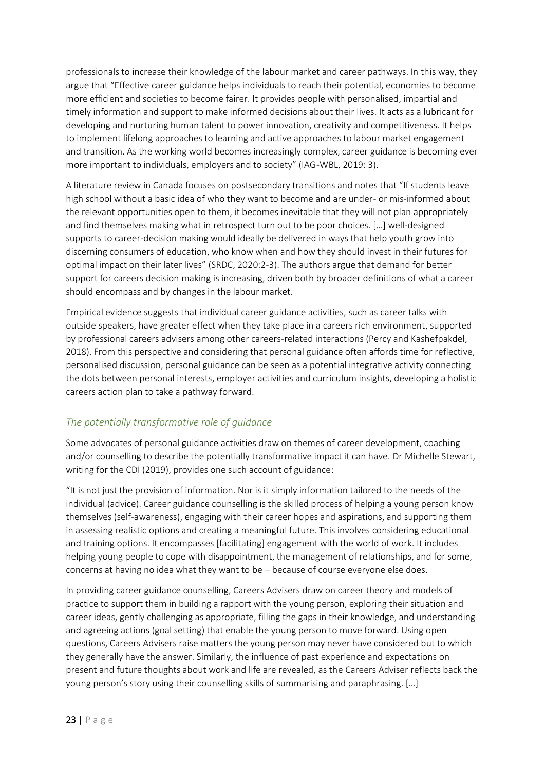professionals to increase their knowledge of the labour market and career pathways. In this way, they argue that "Effective career guidance helps individuals to reach their potential, economies to become more efficient and societies to become fairer. It provides people with personalised, impartial and timely information and support to make informed decisions about their lives. It acts as a lubricant for developing and nurturing human talent to power innovation, creativity and competitiveness. It helps to implement lifelong approaches to learning and active approaches to labour market engagement and transition. As the working world becomes increasingly complex, career guidance is becoming ever more important to individuals, employers and to society" (IAG-WBL, 2019: 3).

A literature review in Canada focuses on postsecondary transitions and notes that "If students leave high school without a basic idea of who they want to become and are under- or mis-informed about the relevant opportunities open to them, it becomes inevitable that they will not plan appropriately and find themselves making what in retrospect turn out to be poor choices. […] well-designed supports to career-decision making would ideally be delivered in ways that help youth grow into discerning consumers of education, who know when and how they should invest in their futures for optimal impact on their later lives" (SRDC, 2020:2-3). The authors argue that demand for better support for careers decision making is increasing, driven both by broader definitions of what a career should encompass and by changes in the labour market.

Empirical evidence suggests that individual career guidance activities, such as career talks with outside speakers, have greater effect when they take place in a careers rich environment, supported by professional careers advisers among other careers-related interactions (Percy and Kashefpakdel, 2018). From this perspective and considering that personal guidance often affords time for reflective, personalised discussion, personal guidance can be seen as a potential integrative activity connecting the dots between personal interests, employer activities and curriculum insights, developing a holistic careers action plan to take a pathway forward.

### *The potentially transformative role of guidance*

Some advocates of personal guidance activities draw on themes of career development, coaching and/or counselling to describe the potentially transformative impact it can have. Dr Michelle Stewart, writing for the CDI (2019), provides one such account of guidance:

"It is not just the provision of information. Nor is it simply information tailored to the needs of the individual (advice). Career guidance counselling is the skilled process of helping a young person know themselves (self-awareness), engaging with their career hopes and aspirations, and supporting them in assessing realistic options and creating a meaningful future. This involves considering educational and training options. It encompasses [facilitating] engagement with the world of work. It includes helping young people to cope with disappointment, the management of relationships, and for some, concerns at having no idea what they want to be – because of course everyone else does.

In providing career guidance counselling, Careers Advisers draw on career theory and models of practice to support them in building a rapport with the young person, exploring their situation and career ideas, gently challenging as appropriate, filling the gaps in their knowledge, and understanding and agreeing actions (goal setting) that enable the young person to move forward. Using open questions, Careers Advisers raise matters the young person may never have considered but to which they generally have the answer. Similarly, the influence of past experience and expectations on present and future thoughts about work and life are revealed, as the Careers Adviser reflects back the young person's story using their counselling skills of summarising and paraphrasing. […]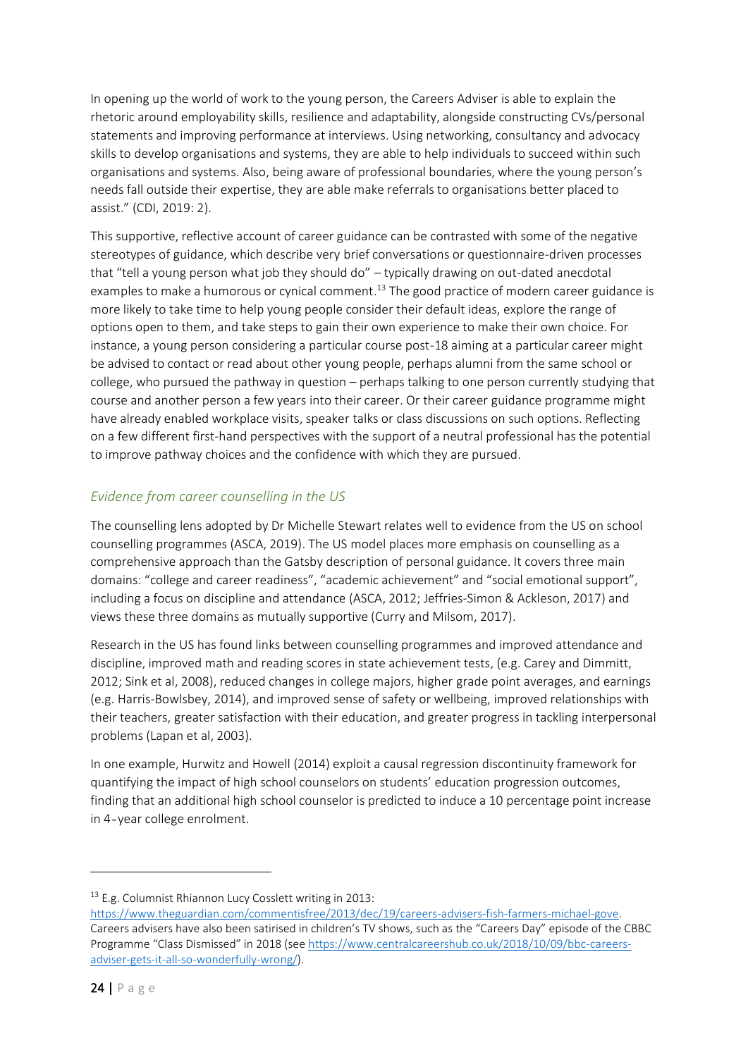In opening up the world of work to the young person, the Careers Adviser is able to explain the rhetoric around employability skills, resilience and adaptability, alongside constructing CVs/personal statements and improving performance at interviews. Using networking, consultancy and advocacy skills to develop organisations and systems, they are able to help individuals to succeed within such organisations and systems. Also, being aware of professional boundaries, where the young person's needs fall outside their expertise, they are able make referrals to organisations better placed to assist." (CDI, 2019: 2).

This supportive, reflective account of career guidance can be contrasted with some of the negative stereotypes of guidance, which describe very brief conversations or questionnaire-driven processes that "tell a young person what job they should do" – typically drawing on out-dated anecdotal examples to make a humorous or cynical comment.[13] The good practice of modern career guidance is more likely to take time to help young people consider their default ideas, explore the range of options open to them, and take steps to gain their own experience to make their own choice. For instance, a young person considering a particular course post-18 aiming at a particular career might be advised to contact or read about other young people, perhaps alumni from the same school or college, who pursued the pathway in question – perhaps talking to one person currently studying that course and another person a few years into their career. Or their career guidance programme might have already enabled workplace visits, speaker talks or class discussions on such options. Reflecting on a few different first-hand perspectives with the support of a neutral professional has the potential to improve pathway choices and the confidence with which they are pursued.

### *Evidence from career counselling in the US*

The counselling lens adopted by Dr Michelle Stewart relates well to evidence from the US on school counselling programmes (ASCA, 2019). The US model places more emphasis on counselling as a comprehensive approach than the Gatsby description of personal guidance. It covers three main domains: "college and career readiness", "academic achievement" and "social emotional support", including a focus on discipline and attendance (ASCA, 2012; Jeffries-Simon & Ackleson, 2017) and views these three domains as mutually supportive (Curry and Milsom, 2017).

Research in the US has found links between counselling programmes and improved attendance and discipline, improved math and reading scores in state achievement tests, (e.g. Carey and Dimmitt, 2012; Sink et al, 2008), reduced changes in college majors, higher grade point averages, and earnings (e.g. Harris-Bowlsbey, 2014), and improved sense of safety or wellbeing, improved relationships with their teachers, greater satisfaction with their education, and greater progress in tackling interpersonal problems (Lapan et al, 2003).

In one example, Hurwitz and Howell (2014) exploit a causal regression discontinuity framework for quantifying the impact of high school counselors on students' education progression outcomes, finding that an additional high school counselor is predicted to induce a 10 percentage point increase in 4-year college enrolment.

---

[13] E.g. Columnist Rhiannon Lucy Cosslett writing in 2013: https://www.theguardian.com/commentisfree/2013/dec/19/careers-advisers-fish-farmers-michael-gove. Careers advisers have also been satirised in children's TV shows, such as the "Careers Day" episode of the CBBC Programme "Class Dismissed" in 2018 (see https://www.centralcareershub.co.uk/2018/10/09/bbc-careers-adviser-gets-it-all-so-wonderfully-wrong/).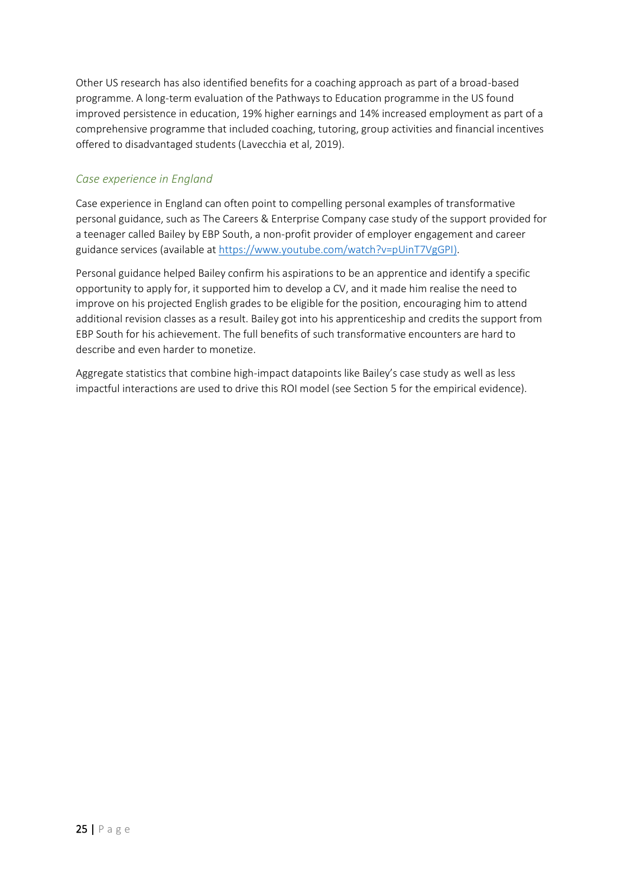Other US research has also identified benefits for a coaching approach as part of a broad-based programme. A long-term evaluation of the Pathways to Education programme in the US found improved persistence in education, 19% higher earnings and 14% increased employment as part of a comprehensive programme that included coaching, tutoring, group activities and financial incentives offered to disadvantaged students (Lavecchia et al, 2019).

### *Case experience in England*

Case experience in England can often point to compelling personal examples of transformative personal guidance, such as The Careers & Enterprise Company case study of the support provided for a teenager called Bailey by EBP South, a non-profit provider of employer engagement and career guidance services (available at [https://www.youtube.com/watch?v=pUinT7VgGPI)](https://www.youtube.com/watch?v=pUinT7VgGPI).

Personal guidance helped Bailey confirm his aspirations to be an apprentice and identify a specific opportunity to apply for, it supported him to develop a CV, and it made him realise the need to improve on his projected English grades to be eligible for the position, encouraging him to attend additional revision classes as a result. Bailey got into his apprenticeship and credits the support from EBP South for his achievement. The full benefits of such transformative encounters are hard to describe and even harder to monetize.

Aggregate statistics that combine high-impact datapoints like Bailey's case study as well as less impactful interactions are used to drive this ROI model (see Section 5 for the empirical evidence).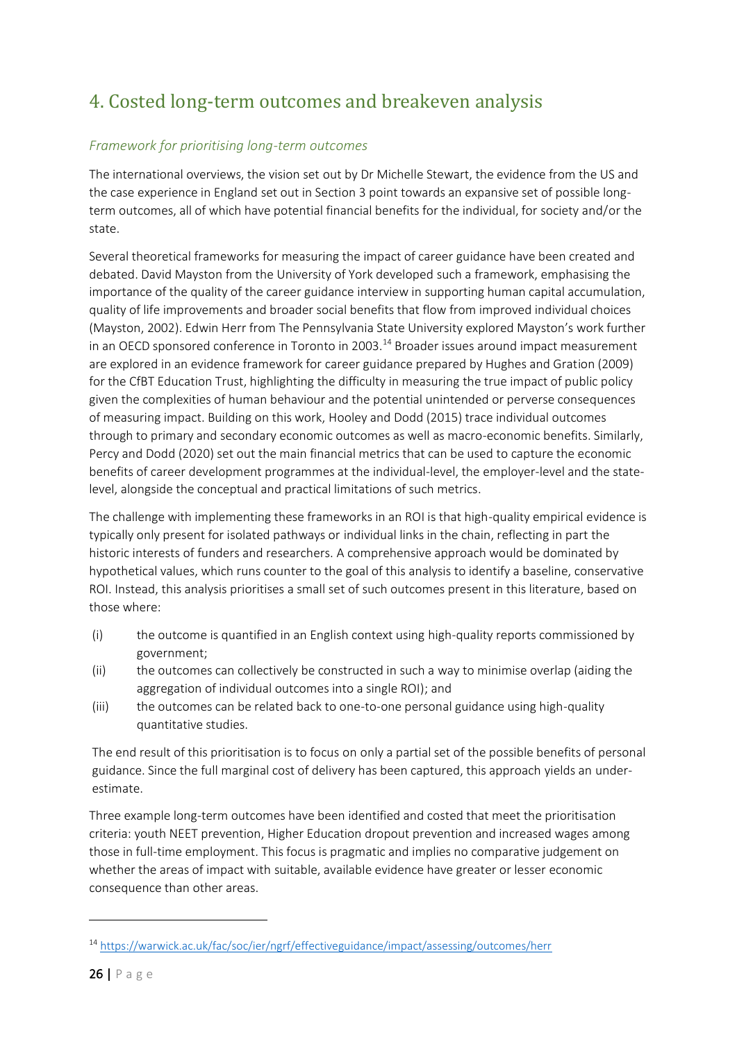## 4. Costed long-term outcomes and breakeven analysis

### *Framework for prioritising long-term outcomes*

The international overviews, the vision set out by Dr Michelle Stewart, the evidence from the US and the case experience in England set out in Section 3 point towards an expansive set of possible long-term outcomes, all of which have potential financial benefits for the individual, for society and/or the state.

Several theoretical frameworks for measuring the impact of career guidance have been created and debated. David Mayston from the University of York developed such a framework, emphasising the importance of the quality of the career guidance interview in supporting human capital accumulation, quality of life improvements and broader social benefits that flow from improved individual choices (Mayston, 2002). Edwin Herr from The Pennsylvania State University explored Mayston's work further in an OECD sponsored conference in Toronto in 2003.[14] Broader issues around impact measurement are explored in an evidence framework for career guidance prepared by Hughes and Gration (2009) for the CfBT Education Trust, highlighting the difficulty in measuring the true impact of public policy given the complexities of human behaviour and the potential unintended or perverse consequences of measuring impact. Building on this work, Hooley and Dodd (2015) trace individual outcomes through to primary and secondary economic outcomes as well as macro-economic benefits. Similarly, Percy and Dodd (2020) set out the main financial metrics that can be used to capture the economic benefits of career development programmes at the individual-level, the employer-level and the state-level, alongside the conceptual and practical limitations of such metrics.

The challenge with implementing these frameworks in an ROI is that high-quality empirical evidence is typically only present for isolated pathways or individual links in the chain, reflecting in part the historic interests of funders and researchers. A comprehensive approach would be dominated by hypothetical values, which runs counter to the goal of this analysis to identify a baseline, conservative ROI. Instead, this analysis prioritises a small set of such outcomes present in this literature, based on those where:

(i) the outcome is quantified in an English context using high-quality reports commissioned by government;

(ii) the outcomes can collectively be constructed in such a way to minimise overlap (aiding the aggregation of individual outcomes into a single ROI); and

(iii) the outcomes can be related back to one-to-one personal guidance using high-quality quantitative studies.

The end result of this prioritisation is to focus on only a partial set of the possible benefits of personal guidance. Since the full marginal cost of delivery has been captured, this approach yields an under-estimate.

Three example long-term outcomes have been identified and costed that meet the prioritisation criteria: youth NEET prevention, Higher Education dropout prevention and increased wages among those in full-time employment. This focus is pragmatic and implies no comparative judgement on whether the areas of impact with suitable, available evidence have greater or lesser economic consequence than other areas.

---

[14] https://warwick.ac.uk/fac/soc/ier/ngrf/effectiveguidance/impact/assessing/outcomes/herr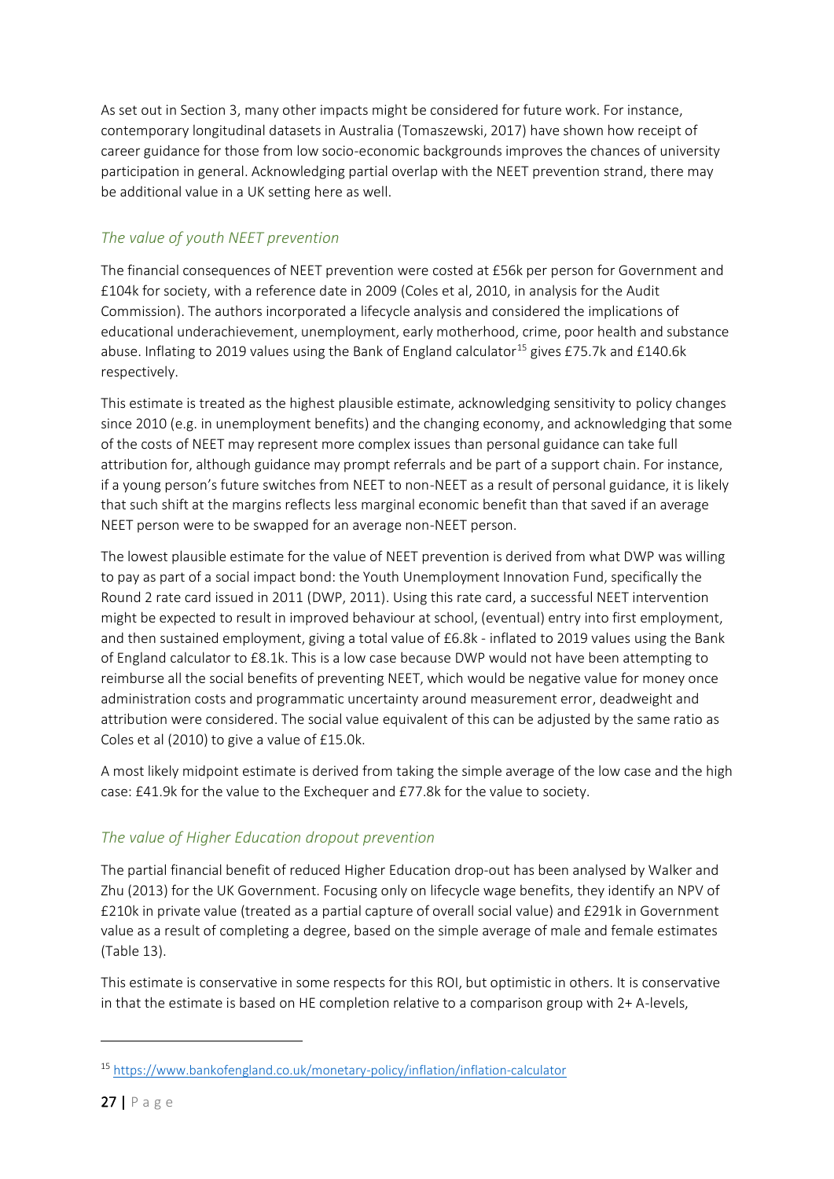As set out in Section 3, many other impacts might be considered for future work. For instance, contemporary longitudinal datasets in Australia (Tomaszewski, 2017) have shown how receipt of career guidance for those from low socio-economic backgrounds improves the chances of university participation in general. Acknowledging partial overlap with the NEET prevention strand, there may be additional value in a UK setting here as well.

### *The value of youth NEET prevention*

The financial consequences of NEET prevention were costed at £56k per person for Government and £104k for society, with a reference date in 2009 (Coles et al, 2010, in analysis for the Audit Commission). The authors incorporated a lifecycle analysis and considered the implications of educational underachievement, unemployment, early motherhood, crime, poor health and substance abuse. Inflating to 2019 values using the Bank of England calculator[15] gives £75.7k and £140.6k respectively.

This estimate is treated as the highest plausible estimate, acknowledging sensitivity to policy changes since 2010 (e.g. in unemployment benefits) and the changing economy, and acknowledging that some of the costs of NEET may represent more complex issues than personal guidance can take full attribution for, although guidance may prompt referrals and be part of a support chain. For instance, if a young person's future switches from NEET to non-NEET as a result of personal guidance, it is likely that such shift at the margins reflects less marginal economic benefit than that saved if an average NEET person were to be swapped for an average non-NEET person.

The lowest plausible estimate for the value of NEET prevention is derived from what DWP was willing to pay as part of a social impact bond: the Youth Unemployment Innovation Fund, specifically the Round 2 rate card issued in 2011 (DWP, 2011). Using this rate card, a successful NEET intervention might be expected to result in improved behaviour at school, (eventual) entry into first employment, and then sustained employment, giving a total value of £6.8k - inflated to 2019 values using the Bank of England calculator to £8.1k. This is a low case because DWP would not have been attempting to reimburse all the social benefits of preventing NEET, which would be negative value for money once administration costs and programmatic uncertainty around measurement error, deadweight and attribution were considered. The social value equivalent of this can be adjusted by the same ratio as Coles et al (2010) to give a value of £15.0k.

A most likely midpoint estimate is derived from taking the simple average of the low case and the high case: £41.9k for the value to the Exchequer and £77.8k for the value to society.

### *The value of Higher Education dropout prevention*

The partial financial benefit of reduced Higher Education drop-out has been analysed by Walker and Zhu (2013) for the UK Government. Focusing only on lifecycle wage benefits, they identify an NPV of £210k in private value (treated as a partial capture of overall social value) and £291k in Government value as a result of completing a degree, based on the simple average of male and female estimates (Table 13).

This estimate is conservative in some respects for this ROI, but optimistic in others. It is conservative in that the estimate is based on HE completion relative to a comparison group with 2+ A-levels,

[15] https://www.bankofengland.co.uk/monetary-policy/inflation/inflation-calculator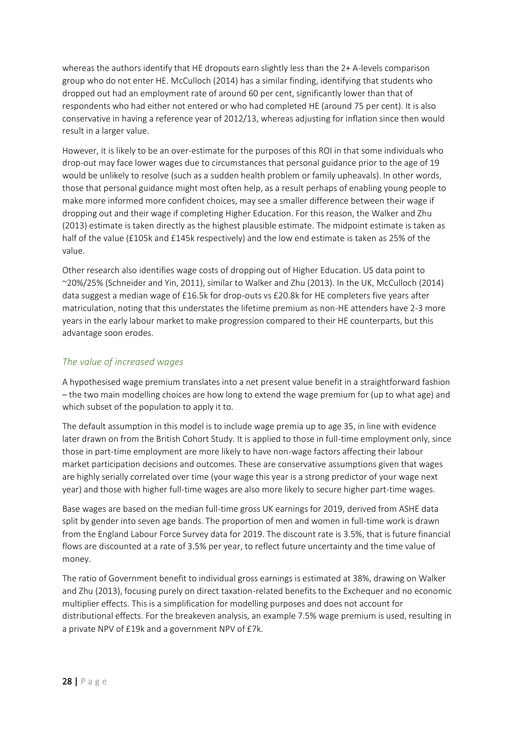whereas the authors identify that HE dropouts earn slightly less than the 2+ A-levels comparison group who do not enter HE. McCulloch (2014) has a similar finding, identifying that students who dropped out had an employment rate of around 60 per cent, significantly lower than that of respondents who had either not entered or who had completed HE (around 75 per cent). It is also conservative in having a reference year of 2012/13, whereas adjusting for inflation since then would result in a larger value.

However, it is likely to be an over-estimate for the purposes of this ROI in that some individuals who drop-out may face lower wages due to circumstances that personal guidance prior to the age of 19 would be unlikely to resolve (such as a sudden health problem or family upheavals). In other words, those that personal guidance might most often help, as a result perhaps of enabling young people to make more informed more confident choices, may see a smaller difference between their wage if dropping out and their wage if completing Higher Education. For this reason, the Walker and Zhu (2013) estimate is taken directly as the highest plausible estimate. The midpoint estimate is taken as half of the value (£105k and £145k respectively) and the low end estimate is taken as 25% of the value.

Other research also identifies wage costs of dropping out of Higher Education. US data point to ~20%/25% (Schneider and Yin, 2011), similar to Walker and Zhu (2013). In the UK, McCulloch (2014) data suggest a median wage of £16.5k for drop-outs vs £20.8k for HE completers five years after matriculation, noting that this understates the lifetime premium as non-HE attenders have 2-3 more years in the early labour market to make progression compared to their HE counterparts, but this advantage soon erodes.

### *The value of increased wages*

A hypothesised wage premium translates into a net present value benefit in a straightforward fashion – the two main modelling choices are how long to extend the wage premium for (up to what age) and which subset of the population to apply it to.

The default assumption in this model is to include wage premia up to age 35, in line with evidence later drawn on from the British Cohort Study. It is applied to those in full-time employment only, since those in part-time employment are more likely to have non-wage factors affecting their labour market participation decisions and outcomes. These are conservative assumptions given that wages are highly serially correlated over time (your wage this year is a strong predictor of your wage next year) and those with higher full-time wages are also more likely to secure higher part-time wages.

Base wages are based on the median full-time gross UK earnings for 2019, derived from ASHE data split by gender into seven age bands. The proportion of men and women in full-time work is drawn from the England Labour Force Survey data for 2019. The discount rate is 3.5%, that is future financial flows are discounted at a rate of 3.5% per year, to reflect future uncertainty and the time value of money.

The ratio of Government benefit to individual gross earnings is estimated at 38%, drawing on Walker and Zhu (2013), focusing purely on direct taxation-related benefits to the Exchequer and no economic multiplier effects. This is a simplification for modelling purposes and does not account for distributional effects. For the breakeven analysis, an example 7.5% wage premium is used, resulting in a private NPV of £19k and a government NPV of £7k.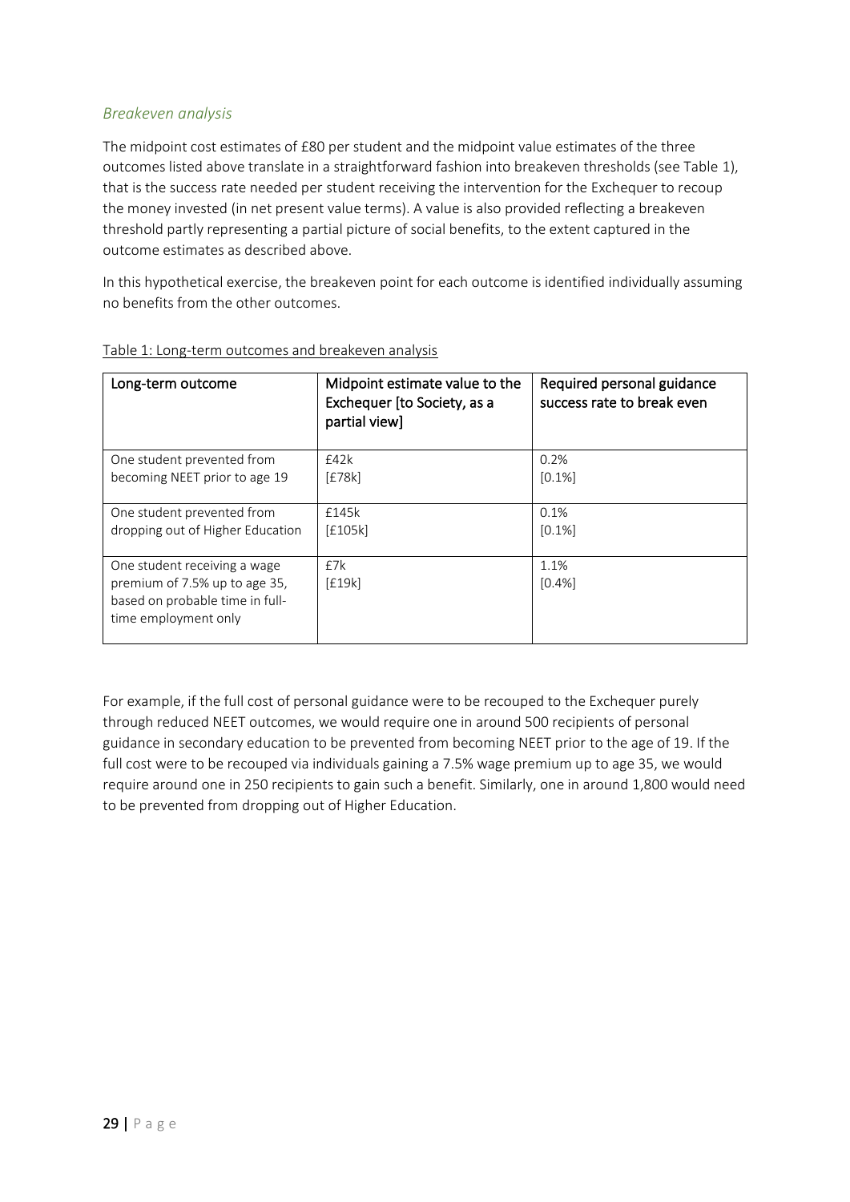### *Breakeven analysis*

The midpoint cost estimates of £80 per student and the midpoint value estimates of the three outcomes listed above translate in a straightforward fashion into breakeven thresholds (see Table 1), that is the success rate needed per student receiving the intervention for the Exchequer to recoup the money invested (in net present value terms). A value is also provided reflecting a breakeven threshold partly representing a partial picture of social benefits, to the extent captured in the outcome estimates as described above.

In this hypothetical exercise, the breakeven point for each outcome is identified individually assuming no benefits from the other outcomes.

Table 1: Long-term outcomes and breakeven analysis

| Long-term outcome | Midpoint estimate value to the Exchequer [to Society, as a partial view] | Required personal guidance success rate to break even |
|---|---|---|
| One student prevented from becoming NEET prior to age 19 | £42k<br>[£78k] | 0.2%<br>[0.1%] |
| One student prevented from dropping out of Higher Education | £145k<br>[£105k] | 0.1%<br>[0.1%] |
| One student receiving a wage premium of 7.5% up to age 35, based on probable time in full-time employment only | £7k<br>[£19k] | 1.1%<br>[0.4%] |

For example, if the full cost of personal guidance were to be recouped to the Exchequer purely through reduced NEET outcomes, we would require one in around 500 recipients of personal guidance in secondary education to be prevented from becoming NEET prior to the age of 19. If the full cost were to be recouped via individuals gaining a 7.5% wage premium up to age 35, we would require around one in 250 recipients to gain such a benefit. Similarly, one in around 1,800 would need to be prevented from dropping out of Higher Education.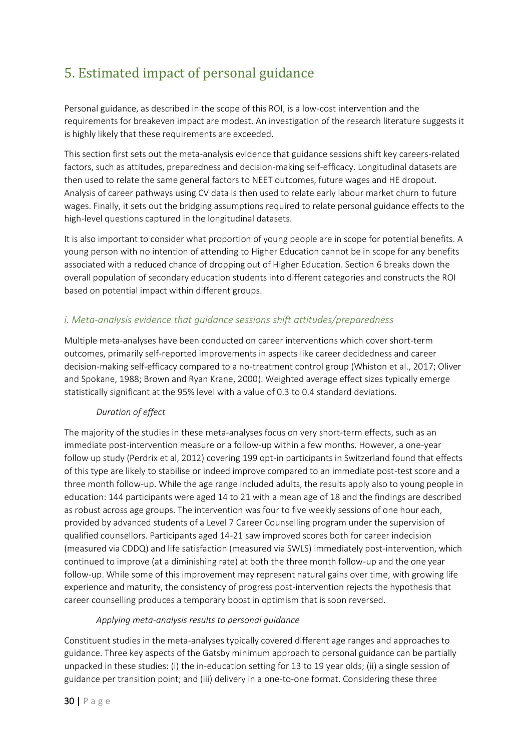# 5. Estimated impact of personal guidance

Personal guidance, as described in the scope of this ROI, is a low-cost intervention and the requirements for breakeven impact are modest. An investigation of the research literature suggests it is highly likely that these requirements are exceeded.

This section first sets out the meta-analysis evidence that guidance sessions shift key careers-related factors, such as attitudes, preparedness and decision-making self-efficacy. Longitudinal datasets are then used to relate the same general factors to NEET outcomes, future wages and HE dropout. Analysis of career pathways using CV data is then used to relate early labour market churn to future wages. Finally, it sets out the bridging assumptions required to relate personal guidance effects to the high-level questions captured in the longitudinal datasets.

It is also important to consider what proportion of young people are in scope for potential benefits. A young person with no intention of attending to Higher Education cannot be in scope for any benefits associated with a reduced chance of dropping out of Higher Education. Section 6 breaks down the overall population of secondary education students into different categories and constructs the ROI based on potential impact within different groups.

## *i. Meta-analysis evidence that guidance sessions shift attitudes/preparedness*

Multiple meta-analyses have been conducted on career interventions which cover short-term outcomes, primarily self-reported improvements in aspects like career decidedness and career decision-making self-efficacy compared to a no-treatment control group (Whiston et al., 2017; Oliver and Spokane, 1988; Brown and Ryan Krane, 2000). Weighted average effect sizes typically emerge statistically significant at the 95% level with a value of 0.3 to 0.4 standard deviations.

### *Duration of effect*

The majority of the studies in these meta-analyses focus on very short-term effects, such as an immediate post-intervention measure or a follow-up within a few months. However, a one-year follow up study (Perdrix et al, 2012) covering 199 opt-in participants in Switzerland found that effects of this type are likely to stabilise or indeed improve compared to an immediate post-test score and a three month follow-up. While the age range included adults, the results apply also to young people in education: 144 participants were aged 14 to 21 with a mean age of 18 and the findings are described as robust across age groups. The intervention was four to five weekly sessions of one hour each, provided by advanced students of a Level 7 Career Counselling program under the supervision of qualified counsellors. Participants aged 14-21 saw improved scores both for career indecision (measured via CDDQ) and life satisfaction (measured via SWLS) immediately post-intervention, which continued to improve (at a diminishing rate) at both the three month follow-up and the one year follow-up. While some of this improvement may represent natural gains over time, with growing life experience and maturity, the consistency of progress post-intervention rejects the hypothesis that career counselling produces a temporary boost in optimism that is soon reversed.

### *Applying meta-analysis results to personal guidance*

Constituent studies in the meta-analyses typically covered different age ranges and approaches to guidance. Three key aspects of the Gatsby minimum approach to personal guidance can be partially unpacked in these studies: (i) the in-education setting for 13 to 19 year olds; (ii) a single session of guidance per transition point; and (iii) delivery in a one-to-one format. Considering these three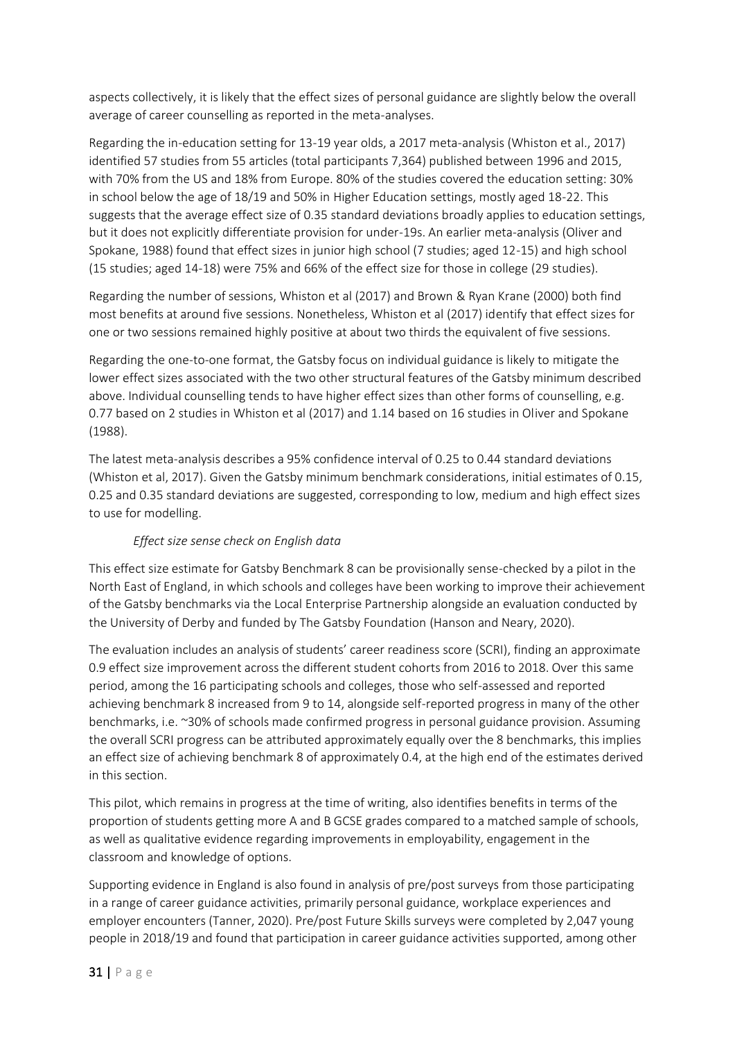aspects collectively, it is likely that the effect sizes of personal guidance are slightly below the overall average of career counselling as reported in the meta-analyses.

Regarding the in-education setting for 13-19 year olds, a 2017 meta-analysis (Whiston et al., 2017) identified 57 studies from 55 articles (total participants 7,364) published between 1996 and 2015, with 70% from the US and 18% from Europe. 80% of the studies covered the education setting: 30% in school below the age of 18/19 and 50% in Higher Education settings, mostly aged 18-22. This suggests that the average effect size of 0.35 standard deviations broadly applies to education settings, but it does not explicitly differentiate provision for under-19s. An earlier meta-analysis (Oliver and Spokane, 1988) found that effect sizes in junior high school (7 studies; aged 12-15) and high school (15 studies; aged 14-18) were 75% and 66% of the effect size for those in college (29 studies).

Regarding the number of sessions, Whiston et al (2017) and Brown & Ryan Krane (2000) both find most benefits at around five sessions. Nonetheless, Whiston et al (2017) identify that effect sizes for one or two sessions remained highly positive at about two thirds the equivalent of five sessions.

Regarding the one-to-one format, the Gatsby focus on individual guidance is likely to mitigate the lower effect sizes associated with the two other structural features of the Gatsby minimum described above. Individual counselling tends to have higher effect sizes than other forms of counselling, e.g. 0.77 based on 2 studies in Whiston et al (2017) and 1.14 based on 16 studies in Oliver and Spokane (1988).

The latest meta-analysis describes a 95% confidence interval of 0.25 to 0.44 standard deviations (Whiston et al, 2017). Given the Gatsby minimum benchmark considerations, initial estimates of 0.15, 0.25 and 0.35 standard deviations are suggested, corresponding to low, medium and high effect sizes to use for modelling.

*Effect size sense check on English data*

This effect size estimate for Gatsby Benchmark 8 can be provisionally sense-checked by a pilot in the North East of England, in which schools and colleges have been working to improve their achievement of the Gatsby benchmarks via the Local Enterprise Partnership alongside an evaluation conducted by the University of Derby and funded by The Gatsby Foundation (Hanson and Neary, 2020).

The evaluation includes an analysis of students' career readiness score (SCRI), finding an approximate 0.9 effect size improvement across the different student cohorts from 2016 to 2018. Over this same period, among the 16 participating schools and colleges, those who self-assessed and reported achieving benchmark 8 increased from 9 to 14, alongside self-reported progress in many of the other benchmarks, i.e. ~30% of schools made confirmed progress in personal guidance provision. Assuming the overall SCRI progress can be attributed approximately equally over the 8 benchmarks, this implies an effect size of achieving benchmark 8 of approximately 0.4, at the high end of the estimates derived in this section.

This pilot, which remains in progress at the time of writing, also identifies benefits in terms of the proportion of students getting more A and B GCSE grades compared to a matched sample of schools, as well as qualitative evidence regarding improvements in employability, engagement in the classroom and knowledge of options.

Supporting evidence in England is also found in analysis of pre/post surveys from those participating in a range of career guidance activities, primarily personal guidance, workplace experiences and employer encounters (Tanner, 2020). Pre/post Future Skills surveys were completed by 2,047 young people in 2018/19 and found that participation in career guidance activities supported, among other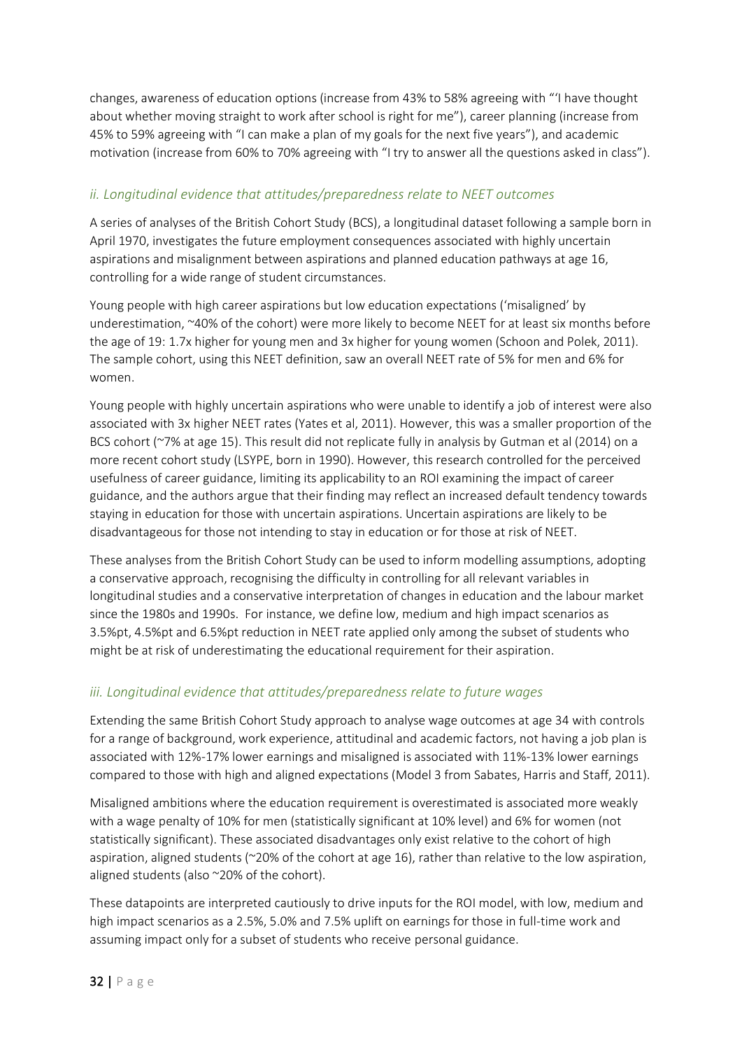changes, awareness of education options (increase from 43% to 58% agreeing with "'I have thought about whether moving straight to work after school is right for me"), career planning (increase from 45% to 59% agreeing with "I can make a plan of my goals for the next five years"), and academic motivation (increase from 60% to 70% agreeing with "I try to answer all the questions asked in class").

### *ii. Longitudinal evidence that attitudes/preparedness relate to NEET outcomes*

A series of analyses of the British Cohort Study (BCS), a longitudinal dataset following a sample born in April 1970, investigates the future employment consequences associated with highly uncertain aspirations and misalignment between aspirations and planned education pathways at age 16, controlling for a wide range of student circumstances.

Young people with high career aspirations but low education expectations ('misaligned' by underestimation, ~40% of the cohort) were more likely to become NEET for at least six months before the age of 19: 1.7x higher for young men and 3x higher for young women (Schoon and Polek, 2011). The sample cohort, using this NEET definition, saw an overall NEET rate of 5% for men and 6% for women.

Young people with highly uncertain aspirations who were unable to identify a job of interest were also associated with 3x higher NEET rates (Yates et al, 2011). However, this was a smaller proportion of the BCS cohort (~7% at age 15). This result did not replicate fully in analysis by Gutman et al (2014) on a more recent cohort study (LSYPE, born in 1990). However, this research controlled for the perceived usefulness of career guidance, limiting its applicability to an ROI examining the impact of career guidance, and the authors argue that their finding may reflect an increased default tendency towards staying in education for those with uncertain aspirations. Uncertain aspirations are likely to be disadvantageous for those not intending to stay in education or for those at risk of NEET.

These analyses from the British Cohort Study can be used to inform modelling assumptions, adopting a conservative approach, recognising the difficulty in controlling for all relevant variables in longitudinal studies and a conservative interpretation of changes in education and the labour market since the 1980s and 1990s. For instance, we define low, medium and high impact scenarios as 3.5%pt, 4.5%pt and 6.5%pt reduction in NEET rate applied only among the subset of students who might be at risk of underestimating the educational requirement for their aspiration.

### *iii. Longitudinal evidence that attitudes/preparedness relate to future wages*

Extending the same British Cohort Study approach to analyse wage outcomes at age 34 with controls for a range of background, work experience, attitudinal and academic factors, not having a job plan is associated with 12%-17% lower earnings and misaligned is associated with 11%-13% lower earnings compared to those with high and aligned expectations (Model 3 from Sabates, Harris and Staff, 2011).

Misaligned ambitions where the education requirement is overestimated is associated more weakly with a wage penalty of 10% for men (statistically significant at 10% level) and 6% for women (not statistically significant). These associated disadvantages only exist relative to the cohort of high aspiration, aligned students (~20% of the cohort at age 16), rather than relative to the low aspiration, aligned students (also ~20% of the cohort).

These datapoints are interpreted cautiously to drive inputs for the ROI model, with low, medium and high impact scenarios as a 2.5%, 5.0% and 7.5% uplift on earnings for those in full-time work and assuming impact only for a subset of students who receive personal guidance.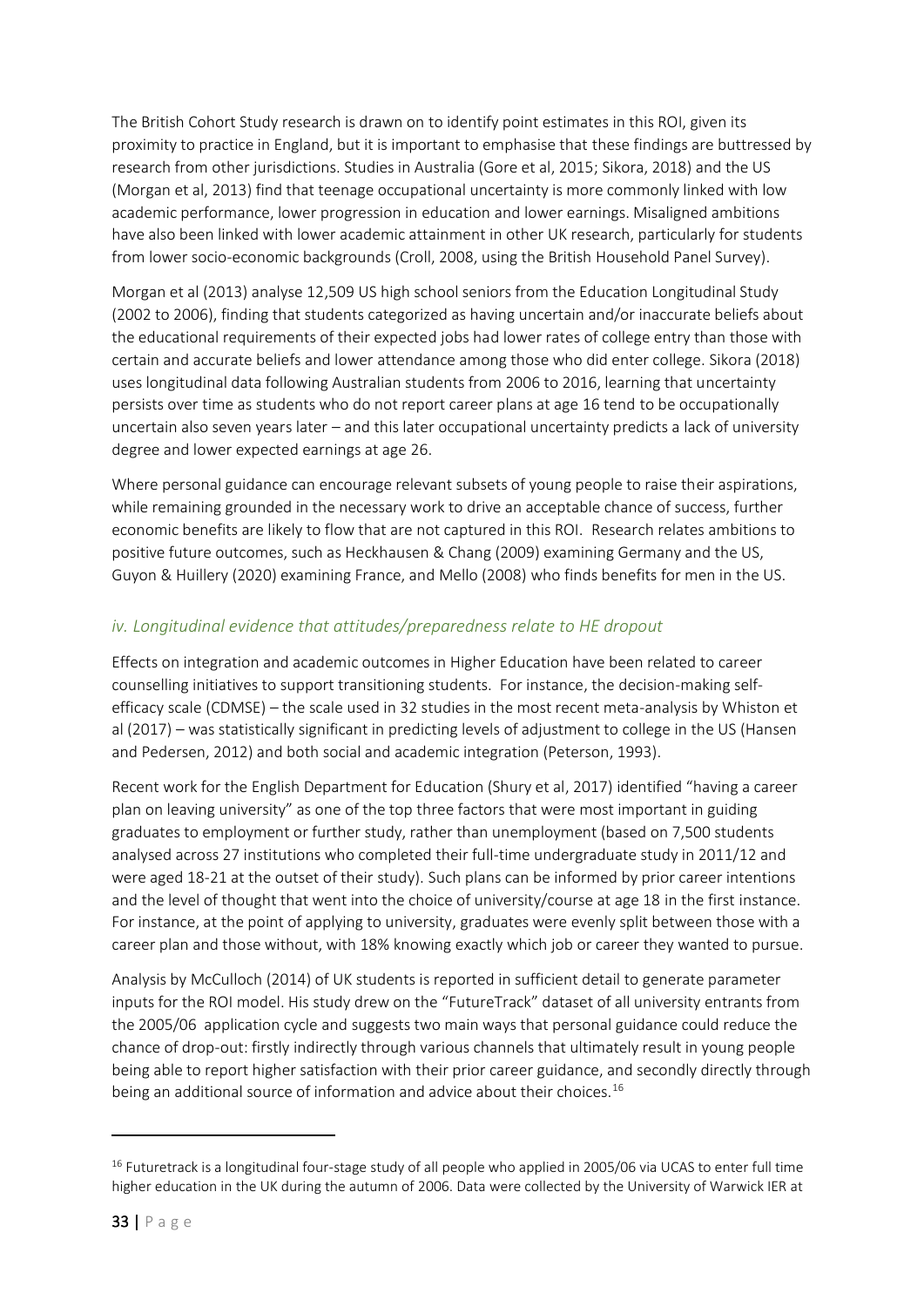The British Cohort Study research is drawn on to identify point estimates in this ROI, given its proximity to practice in England, but it is important to emphasise that these findings are buttressed by research from other jurisdictions. Studies in Australia (Gore et al, 2015; Sikora, 2018) and the US (Morgan et al, 2013) find that teenage occupational uncertainty is more commonly linked with low academic performance, lower progression in education and lower earnings. Misaligned ambitions have also been linked with lower academic attainment in other UK research, particularly for students from lower socio-economic backgrounds (Croll, 2008, using the British Household Panel Survey).

Morgan et al (2013) analyse 12,509 US high school seniors from the Education Longitudinal Study (2002 to 2006), finding that students categorized as having uncertain and/or inaccurate beliefs about the educational requirements of their expected jobs had lower rates of college entry than those with certain and accurate beliefs and lower attendance among those who did enter college. Sikora (2018) uses longitudinal data following Australian students from 2006 to 2016, learning that uncertainty persists over time as students who do not report career plans at age 16 tend to be occupationally uncertain also seven years later – and this later occupational uncertainty predicts a lack of university degree and lower expected earnings at age 26.

Where personal guidance can encourage relevant subsets of young people to raise their aspirations, while remaining grounded in the necessary work to drive an acceptable chance of success, further economic benefits are likely to flow that are not captured in this ROI. Research relates ambitions to positive future outcomes, such as Heckhausen & Chang (2009) examining Germany and the US, Guyon & Huillery (2020) examining France, and Mello (2008) who finds benefits for men in the US.

### *iv. Longitudinal evidence that attitudes/preparedness relate to HE dropout*

Effects on integration and academic outcomes in Higher Education have been related to career counselling initiatives to support transitioning students. For instance, the decision-making self-efficacy scale (CDMSE) – the scale used in 32 studies in the most recent meta-analysis by Whiston et al (2017) – was statistically significant in predicting levels of adjustment to college in the US (Hansen and Pedersen, 2012) and both social and academic integration (Peterson, 1993).

Recent work for the English Department for Education (Shury et al, 2017) identified "having a career plan on leaving university" as one of the top three factors that were most important in guiding graduates to employment or further study, rather than unemployment (based on 7,500 students analysed across 27 institutions who completed their full-time undergraduate study in 2011/12 and were aged 18-21 at the outset of their study). Such plans can be informed by prior career intentions and the level of thought that went into the choice of university/course at age 18 in the first instance. For instance, at the point of applying to university, graduates were evenly split between those with a career plan and those without, with 18% knowing exactly which job or career they wanted to pursue.

Analysis by McCulloch (2014) of UK students is reported in sufficient detail to generate parameter inputs for the ROI model. His study drew on the "FutureTrack" dataset of all university entrants from the 2005/06 application cycle and suggests two main ways that personal guidance could reduce the chance of drop-out: firstly indirectly through various channels that ultimately result in young people being able to report higher satisfaction with their prior career guidance, and secondly directly through being an additional source of information and advice about their choices.[16]

[16] Futuretrack is a longitudinal four-stage study of all people who applied in 2005/06 via UCAS to enter full time higher education in the UK during the autumn of 2006. Data were collected by the University of Warwick IER at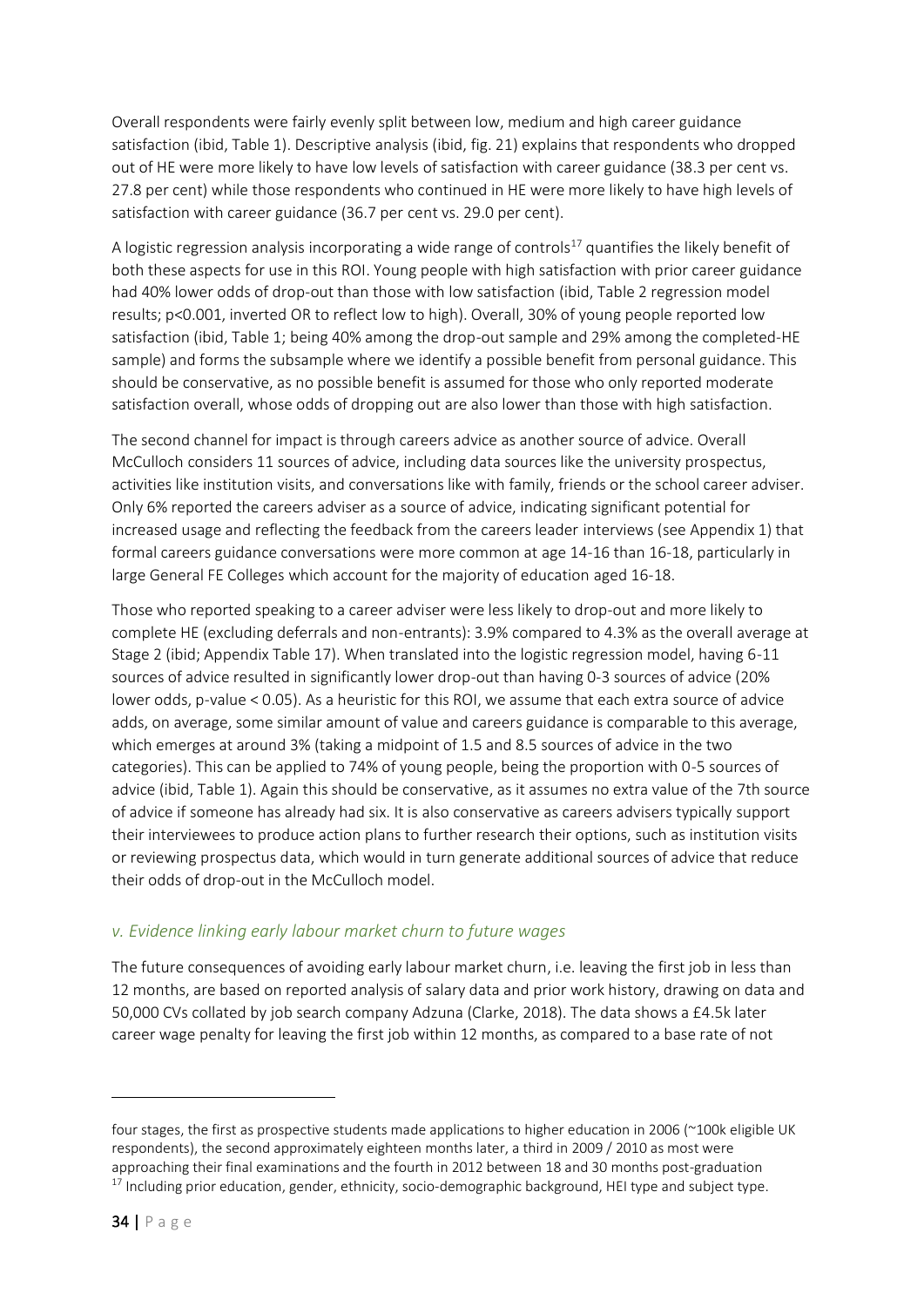Overall respondents were fairly evenly split between low, medium and high career guidance satisfaction (ibid, Table 1). Descriptive analysis (ibid, fig. 21) explains that respondents who dropped out of HE were more likely to have low levels of satisfaction with career guidance (38.3 per cent vs. 27.8 per cent) while those respondents who continued in HE were more likely to have high levels of satisfaction with career guidance (36.7 per cent vs. 29.0 per cent).

A logistic regression analysis incorporating a wide range of controls[17] quantifies the likely benefit of both these aspects for use in this ROI. Young people with high satisfaction with prior career guidance had 40% lower odds of drop-out than those with low satisfaction (ibid, Table 2 regression model results; p<0.001, inverted OR to reflect low to high). Overall, 30% of young people reported low satisfaction (ibid, Table 1; being 40% among the drop-out sample and 29% among the completed-HE sample) and forms the subsample where we identify a possible benefit from personal guidance. This should be conservative, as no possible benefit is assumed for those who only reported moderate satisfaction overall, whose odds of dropping out are also lower than those with high satisfaction.

The second channel for impact is through careers advice as another source of advice. Overall McCulloch considers 11 sources of advice, including data sources like the university prospectus, activities like institution visits, and conversations like with family, friends or the school career adviser. Only 6% reported the careers adviser as a source of advice, indicating significant potential for increased usage and reflecting the feedback from the careers leader interviews (see Appendix 1) that formal careers guidance conversations were more common at age 14-16 than 16-18, particularly in large General FE Colleges which account for the majority of education aged 16-18.

Those who reported speaking to a career adviser were less likely to drop-out and more likely to complete HE (excluding deferrals and non-entrants): 3.9% compared to 4.3% as the overall average at Stage 2 (ibid; Appendix Table 17). When translated into the logistic regression model, having 6-11 sources of advice resulted in significantly lower drop-out than having 0-3 sources of advice (20% lower odds, p-value < 0.05). As a heuristic for this ROI, we assume that each extra source of advice adds, on average, some similar amount of value and careers guidance is comparable to this average, which emerges at around 3% (taking a midpoint of 1.5 and 8.5 sources of advice in the two categories). This can be applied to 74% of young people, being the proportion with 0-5 sources of advice (ibid, Table 1). Again this should be conservative, as it assumes no extra value of the 7th source of advice if someone has already had six. It is also conservative as careers advisers typically support their interviewees to produce action plans to further research their options, such as institution visits or reviewing prospectus data, which would in turn generate additional sources of advice that reduce their odds of drop-out in the McCulloch model.

### *v. Evidence linking early labour market churn to future wages*

The future consequences of avoiding early labour market churn, i.e. leaving the first job in less than 12 months, are based on reported analysis of salary data and prior work history, drawing on data and 50,000 CVs collated by job search company Adzuna (Clarke, 2018). The data shows a £4.5k later career wage penalty for leaving the first job within 12 months, as compared to a base rate of not

---

four stages, the first as prospective students made applications to higher education in 2006 (~100k eligible UK respondents), the second approximately eighteen months later, a third in 2009 / 2010 as most were approaching their final examinations and the fourth in 2012 between 18 and 30 months post-graduation

[17] Including prior education, gender, ethnicity, socio-demographic background, HEI type and subject type.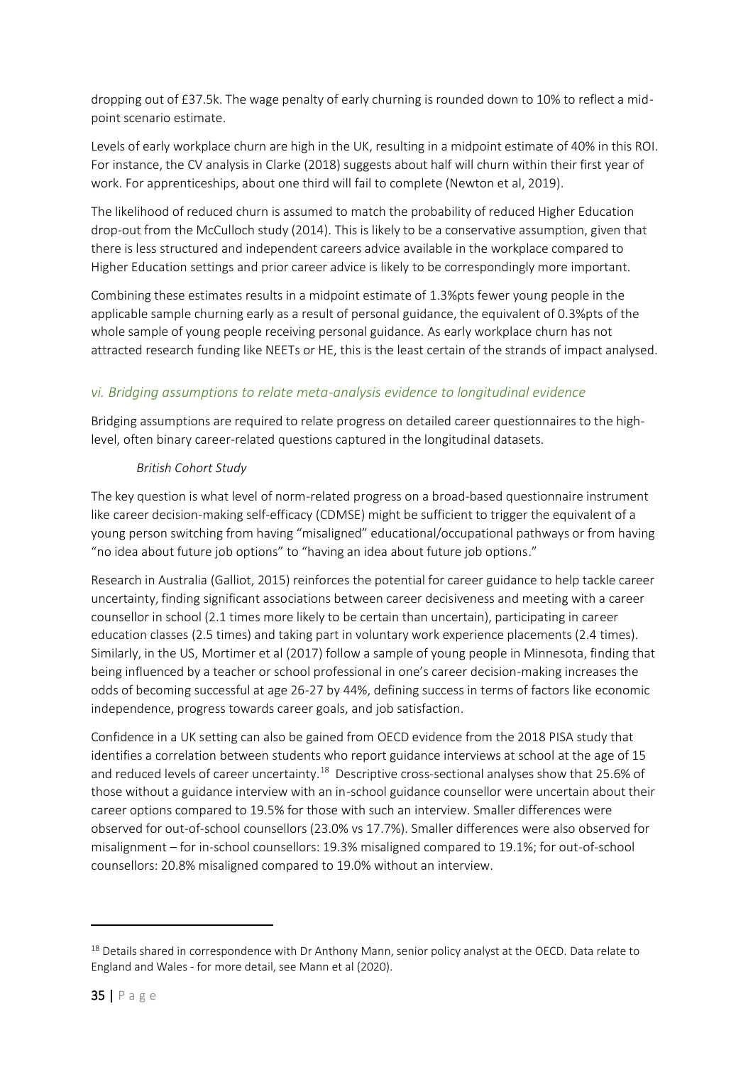dropping out of £37.5k. The wage penalty of early churning is rounded down to 10% to reflect a mid-point scenario estimate.

Levels of early workplace churn are high in the UK, resulting in a midpoint estimate of 40% in this ROI. For instance, the CV analysis in Clarke (2018) suggests about half will churn within their first year of work. For apprenticeships, about one third will fail to complete (Newton et al, 2019).

The likelihood of reduced churn is assumed to match the probability of reduced Higher Education drop-out from the McCulloch study (2014). This is likely to be a conservative assumption, given that there is less structured and independent careers advice available in the workplace compared to Higher Education settings and prior career advice is likely to be correspondingly more important.

Combining these estimates results in a midpoint estimate of 1.3%pts fewer young people in the applicable sample churning early as a result of personal guidance, the equivalent of 0.3%pts of the whole sample of young people receiving personal guidance. As early workplace churn has not attracted research funding like NEETs or HE, this is the least certain of the strands of impact analysed.

### *vi. Bridging assumptions to relate meta-analysis evidence to longitudinal evidence*

Bridging assumptions are required to relate progress on detailed career questionnaires to the high-level, often binary career-related questions captured in the longitudinal datasets.

*British Cohort Study*

The key question is what level of norm-related progress on a broad-based questionnaire instrument like career decision-making self-efficacy (CDMSE) might be sufficient to trigger the equivalent of a young person switching from having "misaligned" educational/occupational pathways or from having "no idea about future job options" to "having an idea about future job options."

Research in Australia (Galliot, 2015) reinforces the potential for career guidance to help tackle career uncertainty, finding significant associations between career decisiveness and meeting with a career counsellor in school (2.1 times more likely to be certain than uncertain), participating in career education classes (2.5 times) and taking part in voluntary work experience placements (2.4 times). Similarly, in the US, Mortimer et al (2017) follow a sample of young people in Minnesota, finding that being influenced by a teacher or school professional in one's career decision-making increases the odds of becoming successful at age 26-27 by 44%, defining success in terms of factors like economic independence, progress towards career goals, and job satisfaction.

Confidence in a UK setting can also be gained from OECD evidence from the 2018 PISA study that identifies a correlation between students who report guidance interviews at school at the age of 15 and reduced levels of career uncertainty.[18] Descriptive cross-sectional analyses show that 25.6% of those without a guidance interview with an in-school guidance counsellor were uncertain about their career options compared to 19.5% for those with such an interview. Smaller differences were observed for out-of-school counsellors (23.0% vs 17.7%). Smaller differences were also observed for misalignment – for in-school counsellors: 19.3% misaligned compared to 19.1%; for out-of-school counsellors: 20.8% misaligned compared to 19.0% without an interview.

---

[18] Details shared in correspondence with Dr Anthony Mann, senior policy analyst at the OECD. Data relate to England and Wales - for more detail, see Mann et al (2020).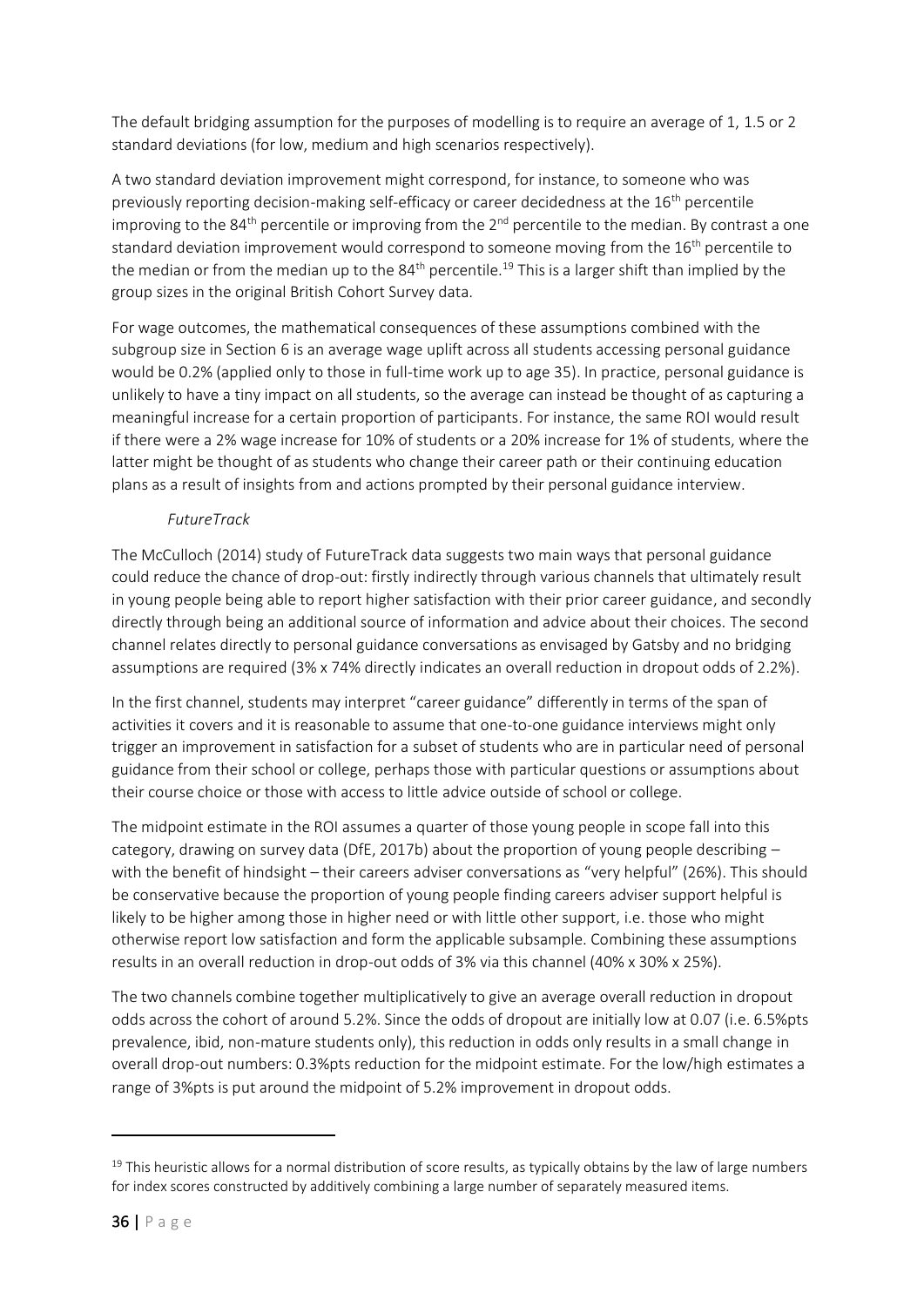The default bridging assumption for the purposes of modelling is to require an average of 1, 1.5 or 2 standard deviations (for low, medium and high scenarios respectively).

A two standard deviation improvement might correspond, for instance, to someone who was previously reporting decision-making self-efficacy or career decidedness at the 16th percentile improving to the 84th percentile or improving from the 2nd percentile to the median. By contrast a one standard deviation improvement would correspond to someone moving from the 16th percentile to the median or from the median up to the 84th percentile.[19] This is a larger shift than implied by the group sizes in the original British Cohort Survey data.

For wage outcomes, the mathematical consequences of these assumptions combined with the subgroup size in Section 6 is an average wage uplift across all students accessing personal guidance would be 0.2% (applied only to those in full-time work up to age 35). In practice, personal guidance is unlikely to have a tiny impact on all students, so the average can instead be thought of as capturing a meaningful increase for a certain proportion of participants. For instance, the same ROI would result if there were a 2% wage increase for 10% of students or a 20% increase for 1% of students, where the latter might be thought of as students who change their career path or their continuing education plans as a result of insights from and actions prompted by their personal guidance interview.

*FutureTrack*

The McCulloch (2014) study of FutureTrack data suggests two main ways that personal guidance could reduce the chance of drop-out: firstly indirectly through various channels that ultimately result in young people being able to report higher satisfaction with their prior career guidance, and secondly directly through being an additional source of information and advice about their choices. The second channel relates directly to personal guidance conversations as envisaged by Gatsby and no bridging assumptions are required (3% x 74% directly indicates an overall reduction in dropout odds of 2.2%).

In the first channel, students may interpret "career guidance" differently in terms of the span of activities it covers and it is reasonable to assume that one-to-one guidance interviews might only trigger an improvement in satisfaction for a subset of students who are in particular need of personal guidance from their school or college, perhaps those with particular questions or assumptions about their course choice or those with access to little advice outside of school or college.

The midpoint estimate in the ROI assumes a quarter of those young people in scope fall into this category, drawing on survey data (DfE, 2017b) about the proportion of young people describing – with the benefit of hindsight – their careers adviser conversations as "very helpful" (26%). This should be conservative because the proportion of young people finding careers adviser support helpful is likely to be higher among those in higher need or with little other support, i.e. those who might otherwise report low satisfaction and form the applicable subsample. Combining these assumptions results in an overall reduction in drop-out odds of 3% via this channel (40% x 30% x 25%).

The two channels combine together multiplicatively to give an average overall reduction in dropout odds across the cohort of around 5.2%. Since the odds of dropout are initially low at 0.07 (i.e. 6.5%pts prevalence, ibid, non-mature students only), this reduction in odds only results in a small change in overall drop-out numbers: 0.3%pts reduction for the midpoint estimate. For the low/high estimates a range of 3%pts is put around the midpoint of 5.2% improvement in dropout odds.

---

[19] This heuristic allows for a normal distribution of score results, as typically obtains by the law of large numbers for index scores constructed by additively combining a large number of separately measured items.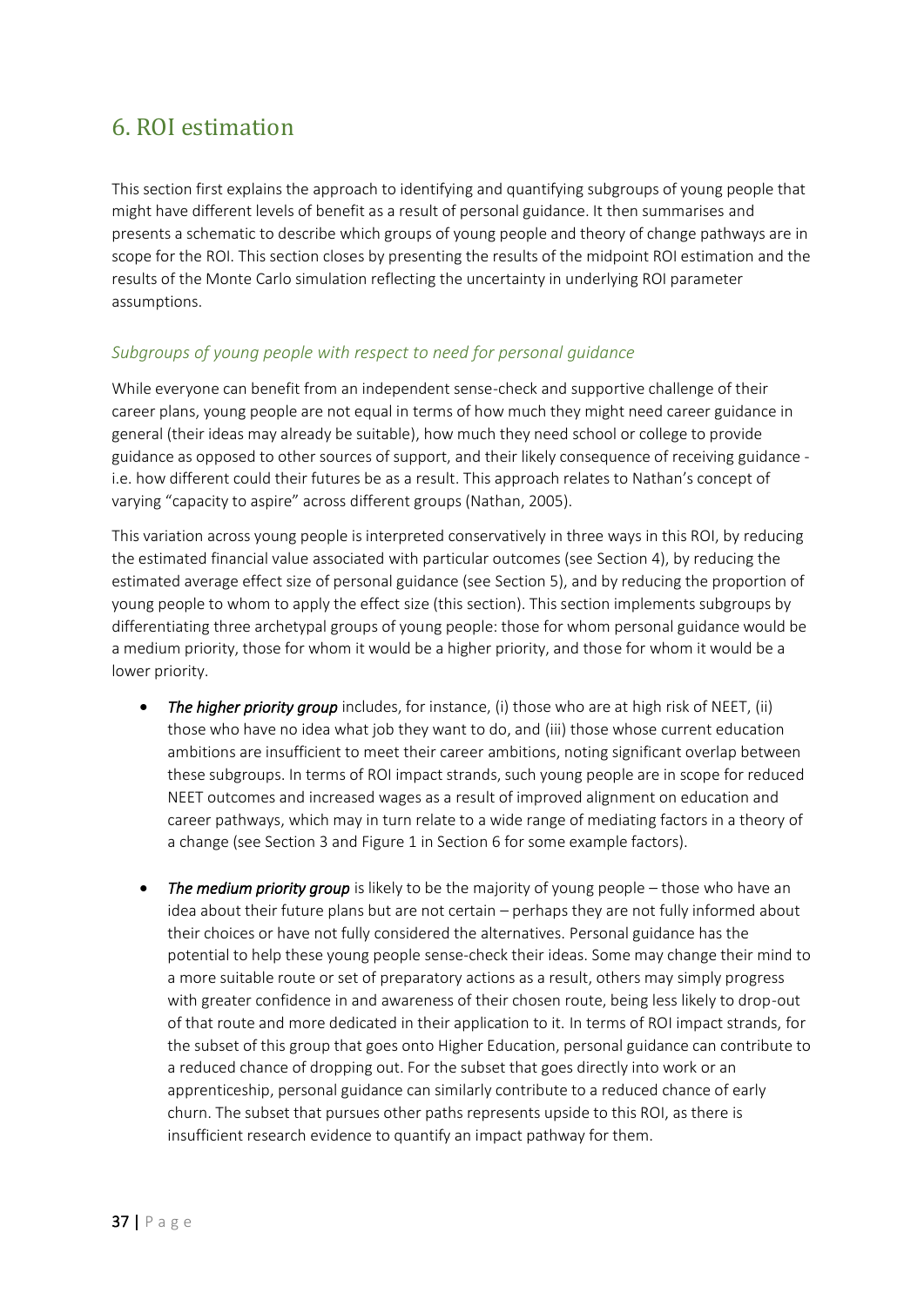## 6. ROI estimation

This section first explains the approach to identifying and quantifying subgroups of young people that might have different levels of benefit as a result of personal guidance. It then summarises and presents a schematic to describe which groups of young people and theory of change pathways are in scope for the ROI. This section closes by presenting the results of the midpoint ROI estimation and the results of the Monte Carlo simulation reflecting the uncertainty in underlying ROI parameter assumptions.

### *Subgroups of young people with respect to need for personal guidance*

While everyone can benefit from an independent sense-check and supportive challenge of their career plans, young people are not equal in terms of how much they might need career guidance in general (their ideas may already be suitable), how much they need school or college to provide guidance as opposed to other sources of support, and their likely consequence of receiving guidance - i.e. how different could their futures be as a result. This approach relates to Nathan's concept of varying "capacity to aspire" across different groups (Nathan, 2005).

This variation across young people is interpreted conservatively in three ways in this ROI, by reducing the estimated financial value associated with particular outcomes (see Section 4), by reducing the estimated average effect size of personal guidance (see Section 5), and by reducing the proportion of young people to whom to apply the effect size (this section). This section implements subgroups by differentiating three archetypal groups of young people: those for whom personal guidance would be a medium priority, those for whom it would be a higher priority, and those for whom it would be a lower priority.

- ***The higher priority group*** includes, for instance, (i) those who are at high risk of NEET, (ii) those who have no idea what job they want to do, and (iii) those whose current education ambitions are insufficient to meet their career ambitions, noting significant overlap between these subgroups. In terms of ROI impact strands, such young people are in scope for reduced NEET outcomes and increased wages as a result of improved alignment on education and career pathways, which may in turn relate to a wide range of mediating factors in a theory of a change (see Section 3 and Figure 1 in Section 6 for some example factors).

- ***The medium priority group*** is likely to be the majority of young people – those who have an idea about their future plans but are not certain – perhaps they are not fully informed about their choices or have not fully considered the alternatives. Personal guidance has the potential to help these young people sense-check their ideas. Some may change their mind to a more suitable route or set of preparatory actions as a result, others may simply progress with greater confidence in and awareness of their chosen route, being less likely to drop-out of that route and more dedicated in their application to it. In terms of ROI impact strands, for the subset of this group that goes onto Higher Education, personal guidance can contribute to a reduced chance of dropping out. For the subset that goes directly into work or an apprenticeship, personal guidance can similarly contribute to a reduced chance of early churn. The subset that pursues other paths represents upside to this ROI, as there is insufficient research evidence to quantify an impact pathway for them.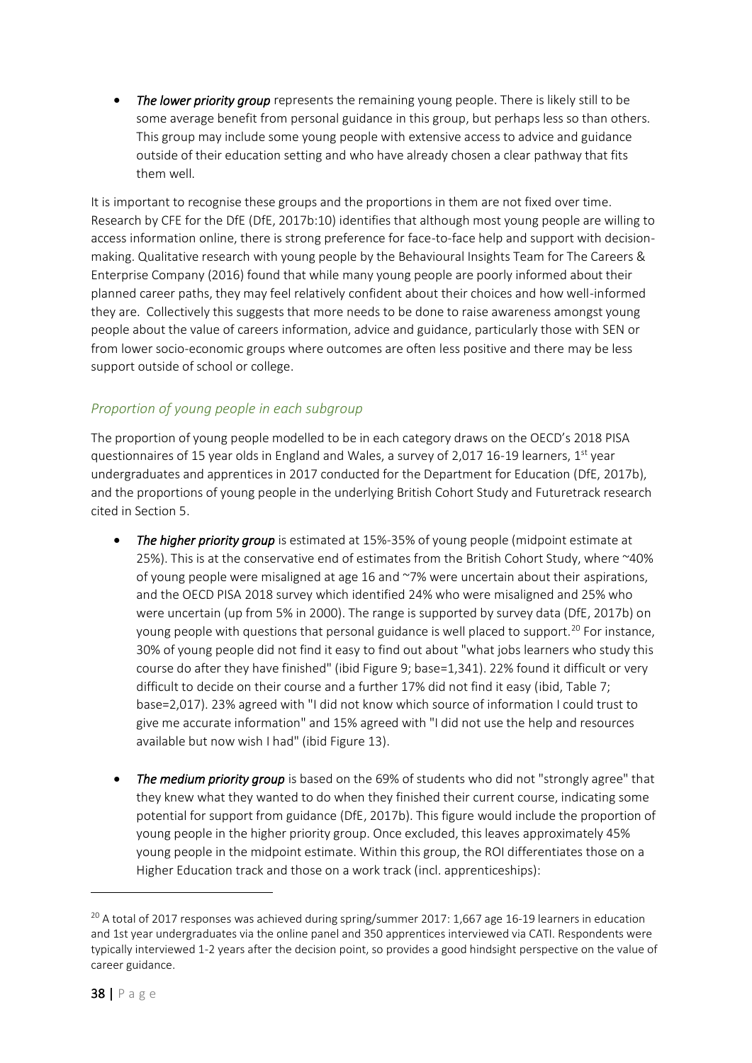- ***The lower priority group*** represents the remaining young people. There is likely still to be some average benefit from personal guidance in this group, but perhaps less so than others. This group may include some young people with extensive access to advice and guidance outside of their education setting and who have already chosen a clear pathway that fits them well.

It is important to recognise these groups and the proportions in them are not fixed over time. Research by CFE for the DfE (DfE, 2017b:10) identifies that although most young people are willing to access information online, there is strong preference for face-to-face help and support with decision-making. Qualitative research with young people by the Behavioural Insights Team for The Careers & Enterprise Company (2016) found that while many young people are poorly informed about their planned career paths, they may feel relatively confident about their choices and how well-informed they are. Collectively this suggests that more needs to be done to raise awareness amongst young people about the value of careers information, advice and guidance, particularly those with SEN or from lower socio-economic groups where outcomes are often less positive and there may be less support outside of school or college.

### *Proportion of young people in each subgroup*

The proportion of young people modelled to be in each category draws on the OECD's 2018 PISA questionnaires of 15 year olds in England and Wales, a survey of 2,017 16-19 learners, 1st year undergraduates and apprentices in 2017 conducted for the Department for Education (DfE, 2017b), and the proportions of young people in the underlying British Cohort Study and Futuretrack research cited in Section 5.

- ***The higher priority group*** is estimated at 15%-35% of young people (midpoint estimate at 25%). This is at the conservative end of estimates from the British Cohort Study, where ~40% of young people were misaligned at age 16 and ~7% were uncertain about their aspirations, and the OECD PISA 2018 survey which identified 24% who were misaligned and 25% who were uncertain (up from 5% in 2000). The range is supported by survey data (DfE, 2017b) on young people with questions that personal guidance is well placed to support.[20] For instance, 30% of young people did not find it easy to find out about "what jobs learners who study this course do after they have finished" (ibid Figure 9; base=1,341). 22% found it difficult or very difficult to decide on their course and a further 17% did not find it easy (ibid, Table 7; base=2,017). 23% agreed with "I did not know which source of information I could trust to give me accurate information" and 15% agreed with "I did not use the help and resources available but now wish I had" (ibid Figure 13).

- ***The medium priority group*** is based on the 69% of students who did not "strongly agree" that they knew what they wanted to do when they finished their current course, indicating some potential for support from guidance (DfE, 2017b). This figure would include the proportion of young people in the higher priority group. Once excluded, this leaves approximately 45% young people in the midpoint estimate. Within this group, the ROI differentiates those on a Higher Education track and those on a work track (incl. apprenticeships):

[20] A total of 2017 responses was achieved during spring/summer 2017: 1,667 age 16-19 learners in education and 1st year undergraduates via the online panel and 350 apprentices interviewed via CATI. Respondents were typically interviewed 1-2 years after the decision point, so provides a good hindsight perspective on the value of career guidance.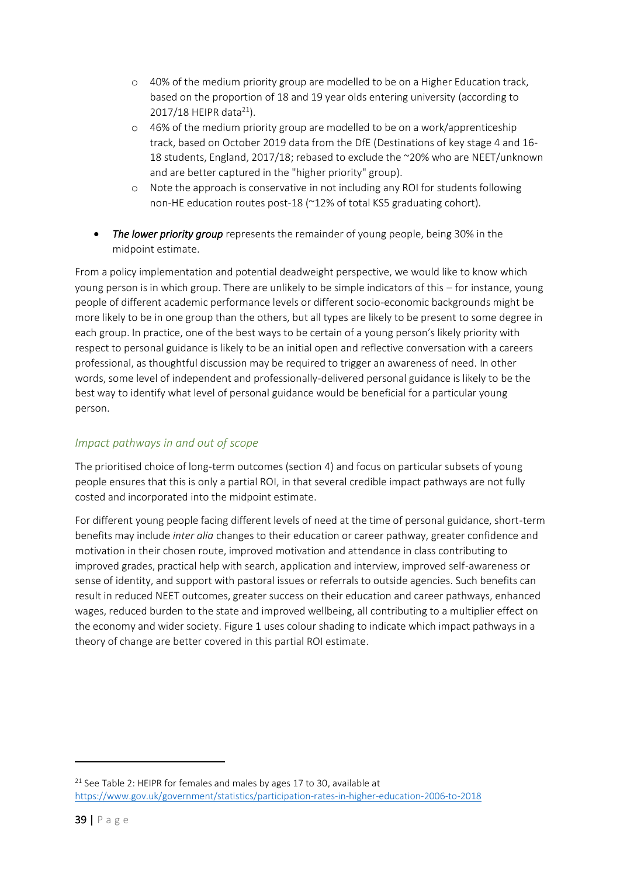- 40% of the medium priority group are modelled to be on a Higher Education track, based on the proportion of 18 and 19 year olds entering university (according to 2017/18 HEIPR data[21]).
   - 46% of the medium priority group are modelled to be on a work/apprenticeship track, based on October 2019 data from the DfE (Destinations of key stage 4 and 16-18 students, England, 2017/18; rebased to exclude the ~20% who are NEET/unknown and are better captured in the "higher priority" group).
   - Note the approach is conservative in not including any ROI for students following non-HE education routes post-18 (~12% of total KS5 graduating cohort).

- ***The lower priority group*** represents the remainder of young people, being 30% in the midpoint estimate.

From a policy implementation and potential deadweight perspective, we would like to know which young person is in which group. There are unlikely to be simple indicators of this – for instance, young people of different academic performance levels or different socio-economic backgrounds might be more likely to be in one group than the others, but all types are likely to be present to some degree in each group. In practice, one of the best ways to be certain of a young person's likely priority with respect to personal guidance is likely to be an initial open and reflective conversation with a careers professional, as thoughtful discussion may be required to trigger an awareness of need. In other words, some level of independent and professionally-delivered personal guidance is likely to be the best way to identify what level of personal guidance would be beneficial for a particular young person.

### *Impact pathways in and out of scope*

The prioritised choice of long-term outcomes (section 4) and focus on particular subsets of young people ensures that this is only a partial ROI, in that several credible impact pathways are not fully costed and incorporated into the midpoint estimate.

For different young people facing different levels of need at the time of personal guidance, short-term benefits may include *inter alia* changes to their education or career pathway, greater confidence and motivation in their chosen route, improved motivation and attendance in class contributing to improved grades, practical help with search, application and interview, improved self-awareness or sense of identity, and support with pastoral issues or referrals to outside agencies. Such benefits can result in reduced NEET outcomes, greater success on their education and career pathways, enhanced wages, reduced burden to the state and improved wellbeing, all contributing to a multiplier effect on the economy and wider society. Figure 1 uses colour shading to indicate which impact pathways in a theory of change are better covered in this partial ROI estimate.

---

[21] See Table 2: HEIPR for females and males by ages 17 to 30, available at https://www.gov.uk/government/statistics/participation-rates-in-higher-education-2006-to-2018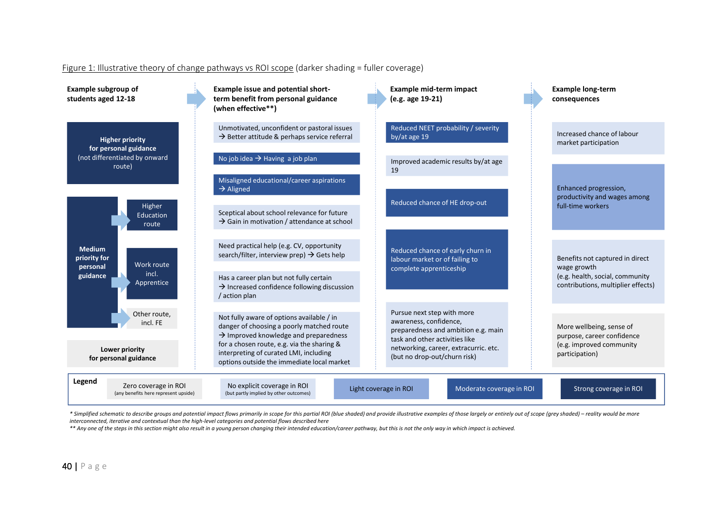Figure 1: Illustrative theory of change pathways vs ROI scope (darker shading = fuller coverage)

**Example subgroup of students aged 12-18**

- **Higher priority for personal guidance** (not differentiated by onward route)
- **Medium priority for personal guidance**
  - Higher Education route
  - Work route incl. Apprentice
  - Other route, incl. FE
- **Lower priority for personal guidance**

**Example issue and potential short-term benefit from personal guidance (when effective\*\*)**

- Unmotivated, unconfident or pastoral issues → Better attitude & perhaps service referral
- No job idea → Having a job plan
- Misaligned educational/career aspirations → Aligned
- Sceptical about school relevance for future → Gain in motivation / attendance at school
- Need practical help (e.g. CV, opportunity search/filter, interview prep) → Gets help
- Has a career plan but not fully certain → Increased confidence following discussion / action plan
- Not fully aware of options available / in danger of choosing a poorly matched route → Improved knowledge and preparedness for a chosen route, e.g. via the sharing & interpreting of curated LMI, including options outside the immediate local market

**Example mid-term impact (e.g. age 19-21)**

- Reduced NEET probability / severity by/at age 19
- Improved academic results by/at age 19
- Reduced chance of HE drop-out
- Reduced chance of early churn in labour market or of failing to complete apprenticeship
- Pursue next step with more awareness, confidence, preparedness and ambition e.g. main task and other activities like networking, career, extracurric. etc. (but no drop-out/churn risk)

**Example long-term consequences**

- Increased chance of labour market participation
- Enhanced progression, productivity and wages among full-time workers
- Benefits not captured in direct wage growth (e.g. health, social, community contributions, multiplier effects)
- More wellbeing, sense of purpose, career confidence (e.g. improved community participation)

**Legend**

- Zero coverage in ROI (any benefits here represent upside)
- No explicit coverage in ROI (but partly implied by other outcomes)
- Light coverage in ROI
- Moderate coverage in ROI
- Strong coverage in ROI

*\* Simplified schematic to describe groups and potential impact flows primarily in scope for this partial ROI (blue shaded) and provide illustrative examples of those largely or entirely out of scope (grey shaded) – reality would be more interconnected, iterative and contextual than the high-level categories and potential flows described here*

*\*\* Any one of the steps in this section might also result in a young person changing their intended education/career pathway, but this is not the only way in which impact is achieved.*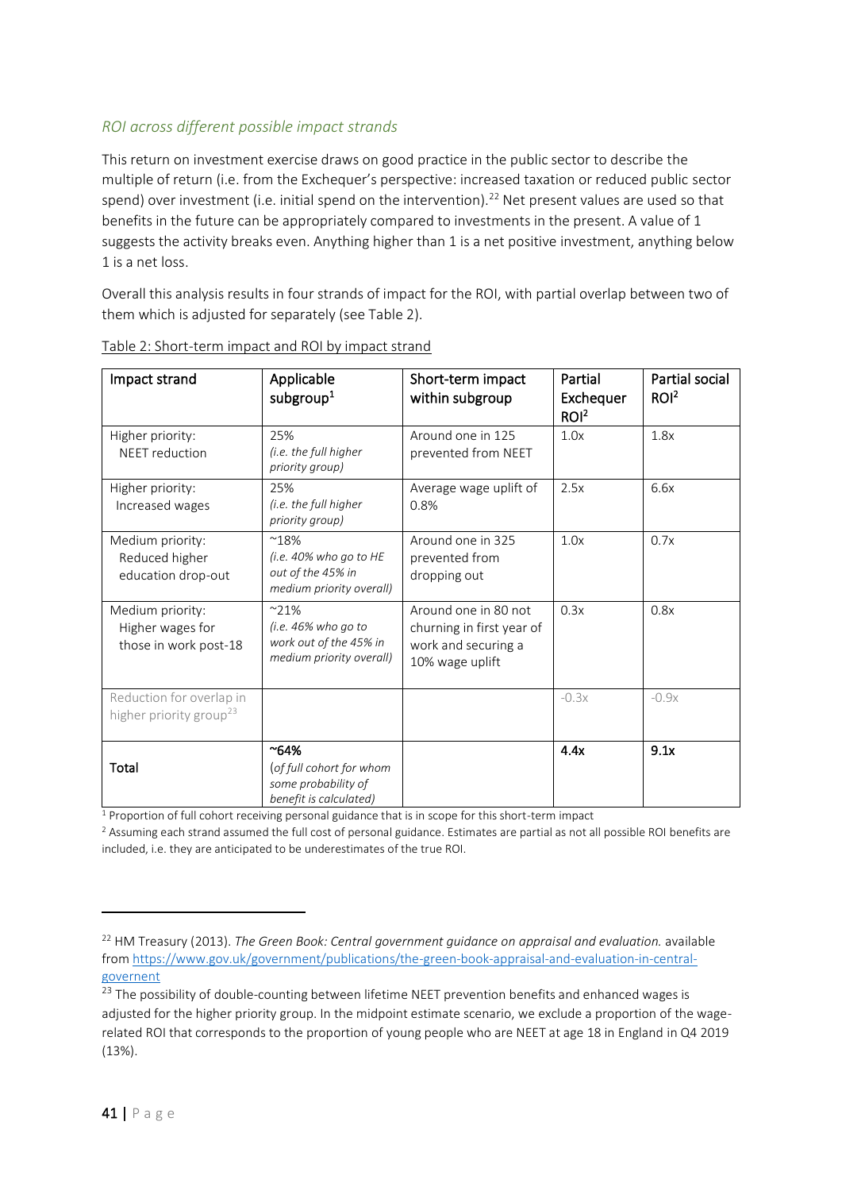### *ROI across different possible impact strands*

This return on investment exercise draws on good practice in the public sector to describe the multiple of return (i.e. from the Exchequer's perspective: increased taxation or reduced public sector spend) over investment (i.e. initial spend on the intervention).[22] Net present values are used so that benefits in the future can be appropriately compared to investments in the present. A value of 1 suggests the activity breaks even. Anything higher than 1 is a net positive investment, anything below 1 is a net loss.

Overall this analysis results in four strands of impact for the ROI, with partial overlap between two of them which is adjusted for separately (see Table 2).

Table 2: Short-term impact and ROI by impact strand

| Impact strand | Applicable subgroup[1] | Short-term impact within subgroup | Partial Exchequer ROI[2] | Partial social ROI[2] |
|---|---|---|---|---|
| Higher priority: NEET reduction | 25% *(i.e. the full higher priority group)* | Around one in 125 prevented from NEET | 1.0x | 1.8x |
| Higher priority: Increased wages | 25% *(i.e. the full higher priority group)* | Average wage uplift of 0.8% | 2.5x | 6.6x |
| Medium priority: Reduced higher education drop-out | ~18% *(i.e. 40% who go to HE out of the 45% in medium priority overall)* | Around one in 325 prevented from dropping out | 1.0x | 0.7x |
| Medium priority: Higher wages for those in work post-18 | ~21% *(i.e. 46% who go to work out of the 45% in medium priority overall)* | Around one in 80 not churning in first year of work and securing a 10% wage uplift | 0.3x | 0.8x |
| Reduction for overlap in higher priority group[23] | | | -0.3x | -0.9x |
| **Total** | **~64%** (*of full cohort for whom some probability of benefit is calculated)* | | **4.4x** | **9.1x** |

[1] Proportion of full cohort receiving personal guidance that is in scope for this short-term impact

[2] Assuming each strand assumed the full cost of personal guidance. Estimates are partial as not all possible ROI benefits are included, i.e. they are anticipated to be underestimates of the true ROI.

---

[22] HM Treasury (2013). *The Green Book: Central government guidance on appraisal and evaluation.* available from https://www.gov.uk/government/publications/the-green-book-appraisal-and-evaluation-in-central-governent

[23] The possibility of double-counting between lifetime NEET prevention benefits and enhanced wages is adjusted for the higher priority group. In the midpoint estimate scenario, we exclude a proportion of the wage-related ROI that corresponds to the proportion of young people who are NEET at age 18 in England in Q4 2019 (13%).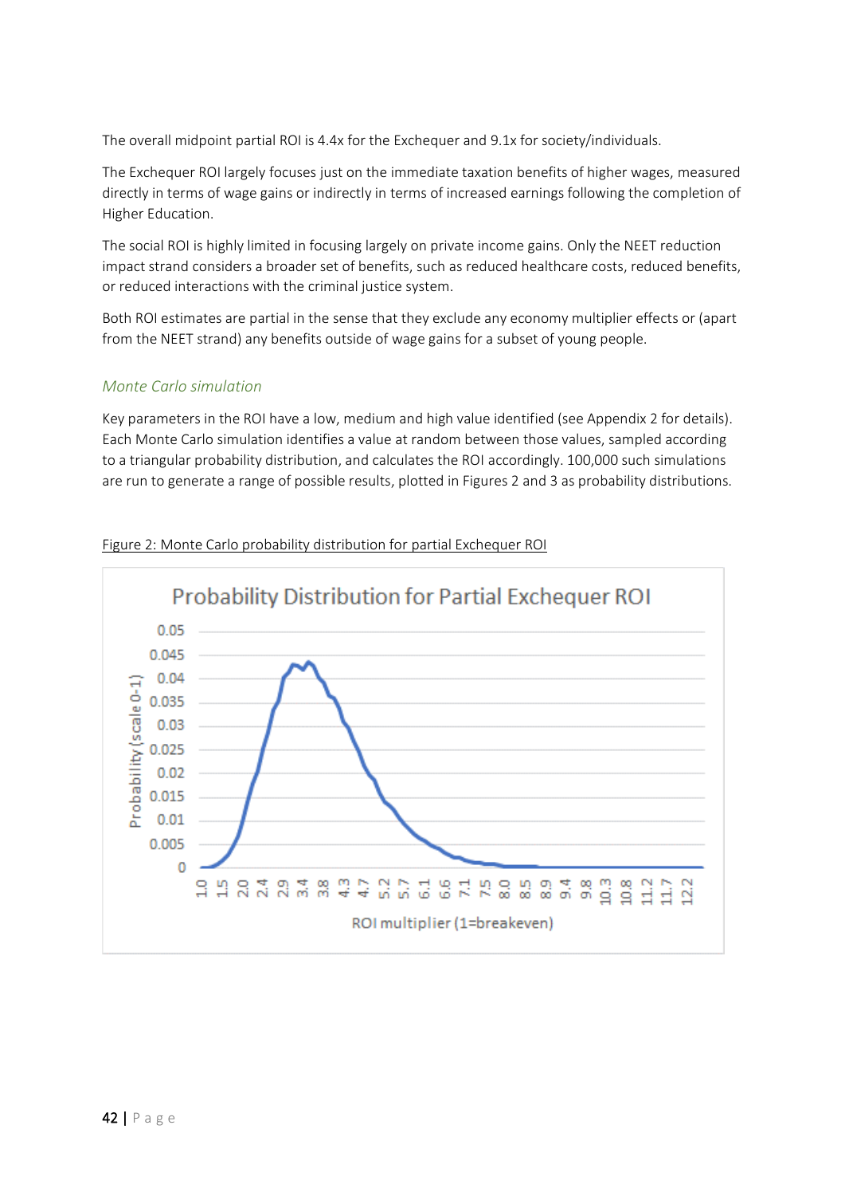The overall midpoint partial ROI is 4.4x for the Exchequer and 9.1x for society/individuals.

The Exchequer ROI largely focuses just on the immediate taxation benefits of higher wages, measured directly in terms of wage gains or indirectly in terms of increased earnings following the completion of Higher Education.

The social ROI is highly limited in focusing largely on private income gains. Only the NEET reduction impact strand considers a broader set of benefits, such as reduced healthcare costs, reduced benefits, or reduced interactions with the criminal justice system.

Both ROI estimates are partial in the sense that they exclude any economy multiplier effects or (apart from the NEET strand) any benefits outside of wage gains for a subset of young people.

### *Monte Carlo simulation*

Key parameters in the ROI have a low, medium and high value identified (see Appendix 2 for details). Each Monte Carlo simulation identifies a value at random between those values, sampled according to a triangular probability distribution, and calculates the ROI accordingly. 100,000 such simulations are run to generate a range of possible results, plotted in Figures 2 and 3 as probability distributions.

<u>Figure 2: Monte Carlo probability distribution for partial Exchequer ROI</u>

**Probability Distribution for Partial Exchequer ROI**

Probability (scale 0-1): 0, 0.005, 0.01, 0.015, 0.02, 0.025, 0.03, 0.035, 0.04, 0.045, 0.05

ROI multiplier (1=breakeven): 1.0, 1.5, 2.0, 2.4, 2.9, 3.4, 3.8, 4.3, 4.7, 5.2, 5.7, 6.1, 6.6, 7.1, 7.5, 8.0, 8.5, 8.9, 9.4, 9.8, 10.3, 10.8, 11.2, 11.7, 12.2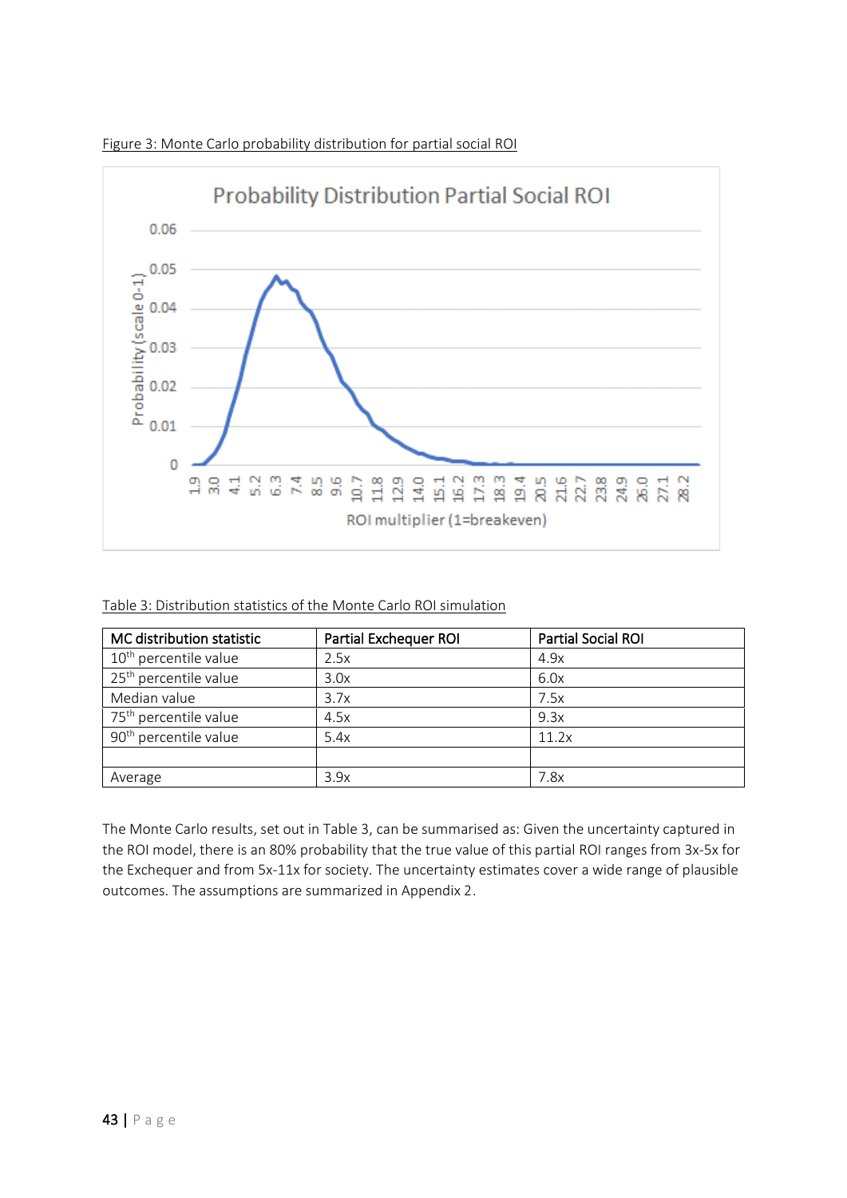Figure 3: Monte Carlo probability distribution for partial social ROI

Table 3: Distribution statistics of the Monte Carlo ROI simulation

| MC distribution statistic | Partial Exchequer ROI | Partial Social ROI |
|---|---|---|
| 10th percentile value | 2.5x | 4.9x |
| 25th percentile value | 3.0x | 6.0x |
| Median value | 3.7x | 7.5x |
| 75th percentile value | 4.5x | 9.3x |
| 90th percentile value | 5.4x | 11.2x |
| | | |
| Average | 3.9x | 7.8x |

The Monte Carlo results, set out in Table 3, can be summarised as: Given the uncertainty captured in the ROI model, there is an 80% probability that the true value of this partial ROI ranges from 3x-5x for the Exchequer and from 5x-11x for society. The uncertainty estimates cover a wide range of plausible outcomes. The assumptions are summarized in Appendix 2.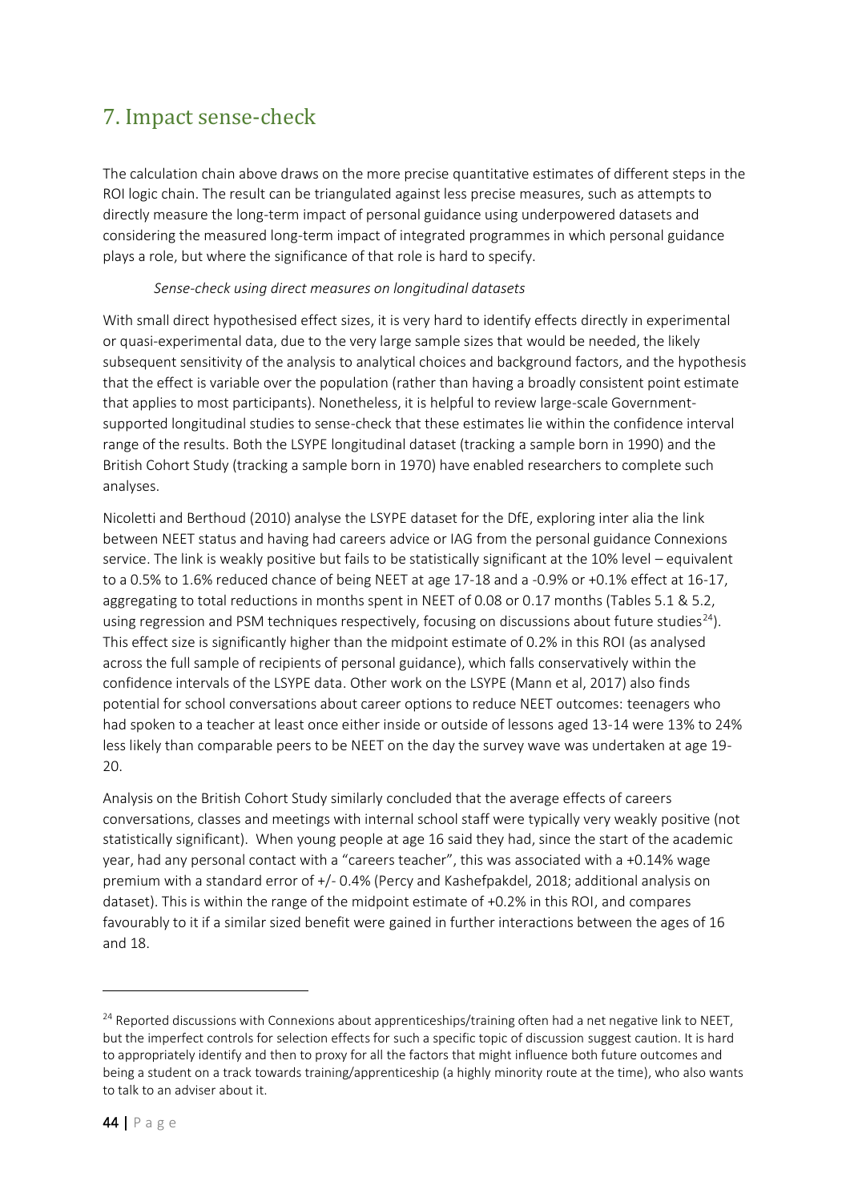# 7. Impact sense-check

The calculation chain above draws on the more precise quantitative estimates of different steps in the ROI logic chain. The result can be triangulated against less precise measures, such as attempts to directly measure the long-term impact of personal guidance using underpowered datasets and considering the measured long-term impact of integrated programmes in which personal guidance plays a role, but where the significance of that role is hard to specify.

*Sense-check using direct measures on longitudinal datasets*

With small direct hypothesised effect sizes, it is very hard to identify effects directly in experimental or quasi-experimental data, due to the very large sample sizes that would be needed, the likely subsequent sensitivity of the analysis to analytical choices and background factors, and the hypothesis that the effect is variable over the population (rather than having a broadly consistent point estimate that applies to most participants). Nonetheless, it is helpful to review large-scale Government-supported longitudinal studies to sense-check that these estimates lie within the confidence interval range of the results. Both the LSYPE longitudinal dataset (tracking a sample born in 1990) and the British Cohort Study (tracking a sample born in 1970) have enabled researchers to complete such analyses.

Nicoletti and Berthoud (2010) analyse the LSYPE dataset for the DfE, exploring inter alia the link between NEET status and having had careers advice or IAG from the personal guidance Connexions service. The link is weakly positive but fails to be statistically significant at the 10% level – equivalent to a 0.5% to 1.6% reduced chance of being NEET at age 17-18 and a -0.9% or +0.1% effect at 16-17, aggregating to total reductions in months spent in NEET of 0.08 or 0.17 months (Tables 5.1 & 5.2, using regression and PSM techniques respectively, focusing on discussions about future studies[24]). This effect size is significantly higher than the midpoint estimate of 0.2% in this ROI (as analysed across the full sample of recipients of personal guidance), which falls conservatively within the confidence intervals of the LSYPE data. Other work on the LSYPE (Mann et al, 2017) also finds potential for school conversations about career options to reduce NEET outcomes: teenagers who had spoken to a teacher at least once either inside or outside of lessons aged 13-14 were 13% to 24% less likely than comparable peers to be NEET on the day the survey wave was undertaken at age 19-20.

Analysis on the British Cohort Study similarly concluded that the average effects of careers conversations, classes and meetings with internal school staff were typically very weakly positive (not statistically significant). When young people at age 16 said they had, since the start of the academic year, had any personal contact with a "careers teacher", this was associated with a +0.14% wage premium with a standard error of +/- 0.4% (Percy and Kashefpakdel, 2018; additional analysis on dataset). This is within the range of the midpoint estimate of +0.2% in this ROI, and compares favourably to it if a similar sized benefit were gained in further interactions between the ages of 16 and 18.

---

[24] Reported discussions with Connexions about apprenticeships/training often had a net negative link to NEET, but the imperfect controls for selection effects for such a specific topic of discussion suggest caution. It is hard to appropriately identify and then to proxy for all the factors that might influence both future outcomes and being a student on a track towards training/apprenticeship (a highly minority route at the time), who also wants to talk to an adviser about it.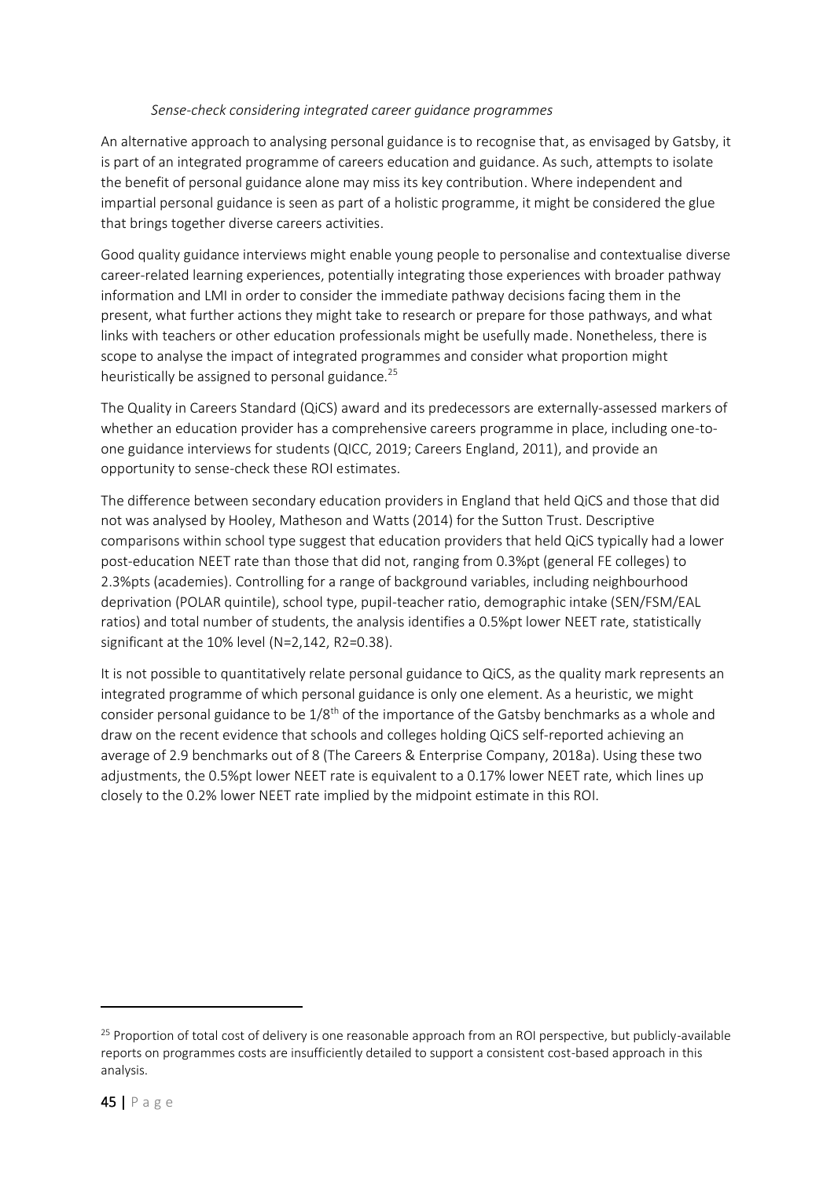*Sense-check considering integrated career guidance programmes*

An alternative approach to analysing personal guidance is to recognise that, as envisaged by Gatsby, it is part of an integrated programme of careers education and guidance. As such, attempts to isolate the benefit of personal guidance alone may miss its key contribution. Where independent and impartial personal guidance is seen as part of a holistic programme, it might be considered the glue that brings together diverse careers activities.

Good quality guidance interviews might enable young people to personalise and contextualise diverse career-related learning experiences, potentially integrating those experiences with broader pathway information and LMI in order to consider the immediate pathway decisions facing them in the present, what further actions they might take to research or prepare for those pathways, and what links with teachers or other education professionals might be usefully made. Nonetheless, there is scope to analyse the impact of integrated programmes and consider what proportion might heuristically be assigned to personal guidance.[25]

The Quality in Careers Standard (QiCS) award and its predecessors are externally-assessed markers of whether an education provider has a comprehensive careers programme in place, including one-to-one guidance interviews for students (QICC, 2019; Careers England, 2011), and provide an opportunity to sense-check these ROI estimates.

The difference between secondary education providers in England that held QiCS and those that did not was analysed by Hooley, Matheson and Watts (2014) for the Sutton Trust. Descriptive comparisons within school type suggest that education providers that held QiCS typically had a lower post-education NEET rate than those that did not, ranging from 0.3%pt (general FE colleges) to 2.3%pts (academies). Controlling for a range of background variables, including neighbourhood deprivation (POLAR quintile), school type, pupil-teacher ratio, demographic intake (SEN/FSM/EAL ratios) and total number of students, the analysis identifies a 0.5%pt lower NEET rate, statistically significant at the 10% level (N=2,142, $R2=0.38$).

It is not possible to quantitatively relate personal guidance to QiCS, as the quality mark represents an integrated programme of which personal guidance is only one element. As a heuristic, we might consider personal guidance to be 1/8th of the importance of the Gatsby benchmarks as a whole and draw on the recent evidence that schools and colleges holding QiCS self-reported achieving an average of 2.9 benchmarks out of 8 (The Careers & Enterprise Company, 2018a). Using these two adjustments, the 0.5%pt lower NEET rate is equivalent to a 0.17% lower NEET rate, which lines up closely to the 0.2% lower NEET rate implied by the midpoint estimate in this ROI.

[25] Proportion of total cost of delivery is one reasonable approach from an ROI perspective, but publicly-available reports on programmes costs are insufficiently detailed to support a consistent cost-based approach in this analysis.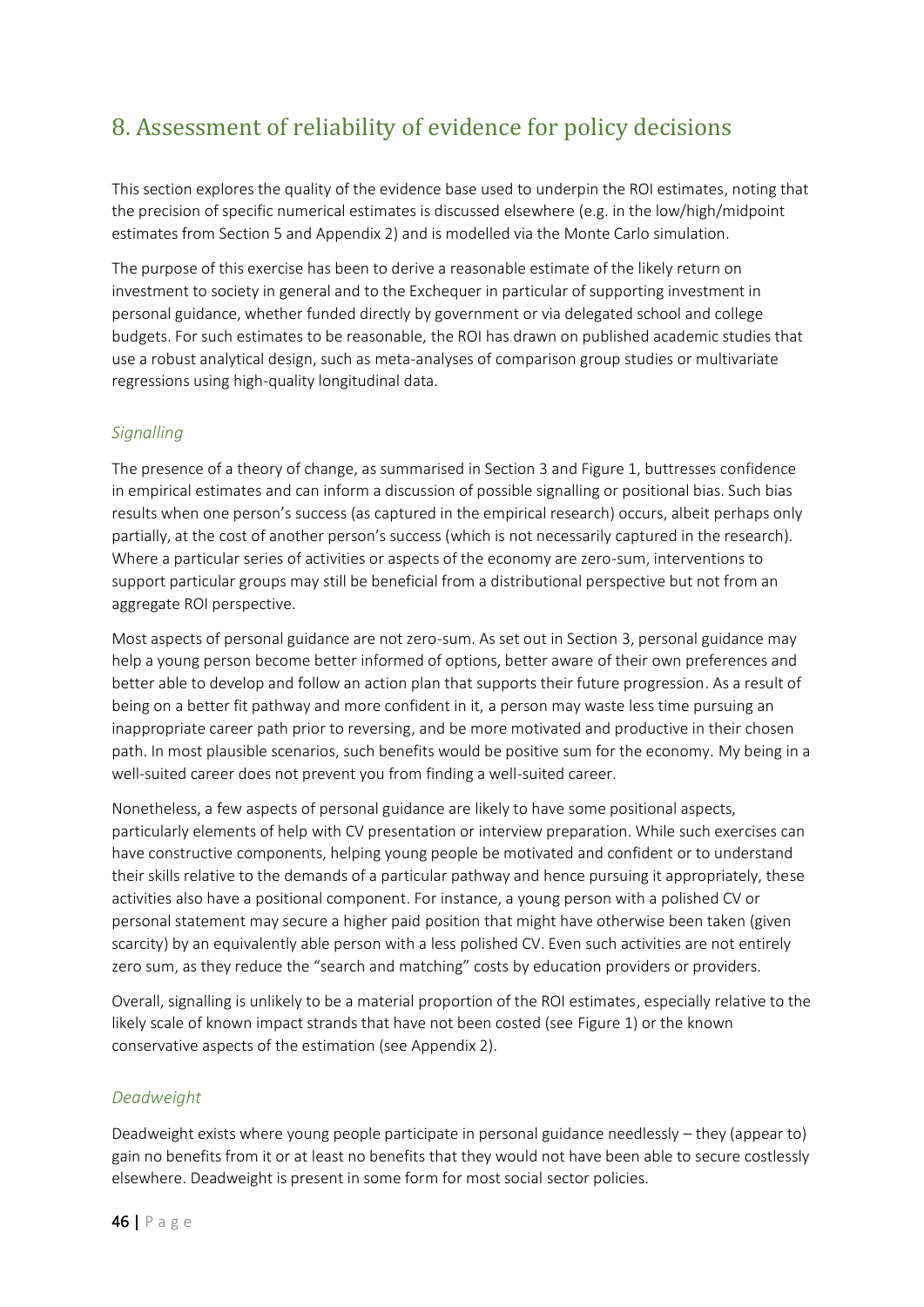# 8. Assessment of reliability of evidence for policy decisions

This section explores the quality of the evidence base used to underpin the ROI estimates, noting that the precision of specific numerical estimates is discussed elsewhere (e.g. in the low/high/midpoint estimates from Section 5 and Appendix 2) and is modelled via the Monte Carlo simulation.

The purpose of this exercise has been to derive a reasonable estimate of the likely return on investment to society in general and to the Exchequer in particular of supporting investment in personal guidance, whether funded directly by government or via delegated school and college budgets. For such estimates to be reasonable, the ROI has drawn on published academic studies that use a robust analytical design, such as meta-analyses of comparison group studies or multivariate regressions using high-quality longitudinal data.

### *Signalling*

The presence of a theory of change, as summarised in Section 3 and Figure 1, buttresses confidence in empirical estimates and can inform a discussion of possible signalling or positional bias. Such bias results when one person's success (as captured in the empirical research) occurs, albeit perhaps only partially, at the cost of another person's success (which is not necessarily captured in the research). Where a particular series of activities or aspects of the economy are zero-sum, interventions to support particular groups may still be beneficial from a distributional perspective but not from an aggregate ROI perspective.

Most aspects of personal guidance are not zero-sum. As set out in Section 3, personal guidance may help a young person become better informed of options, better aware of their own preferences and better able to develop and follow an action plan that supports their future progression. As a result of being on a better fit pathway and more confident in it, a person may waste less time pursuing an inappropriate career path prior to reversing, and be more motivated and productive in their chosen path. In most plausible scenarios, such benefits would be positive sum for the economy. My being in a well-suited career does not prevent you from finding a well-suited career.

Nonetheless, a few aspects of personal guidance are likely to have some positional aspects, particularly elements of help with CV presentation or interview preparation. While such exercises can have constructive components, helping young people be motivated and confident or to understand their skills relative to the demands of a particular pathway and hence pursuing it appropriately, these activities also have a positional component. For instance, a young person with a polished CV or personal statement may secure a higher paid position that might have otherwise been taken (given scarcity) by an equivalently able person with a less polished CV. Even such activities are not entirely zero sum, as they reduce the "search and matching" costs by education providers or providers.

Overall, signalling is unlikely to be a material proportion of the ROI estimates, especially relative to the likely scale of known impact strands that have not been costed (see Figure 1) or the known conservative aspects of the estimation (see Appendix 2).

### *Deadweight*

Deadweight exists where young people participate in personal guidance needlessly – they (appear to) gain no benefits from it or at least no benefits that they would not have been able to secure costlessly elsewhere. Deadweight is present in some form for most social sector policies.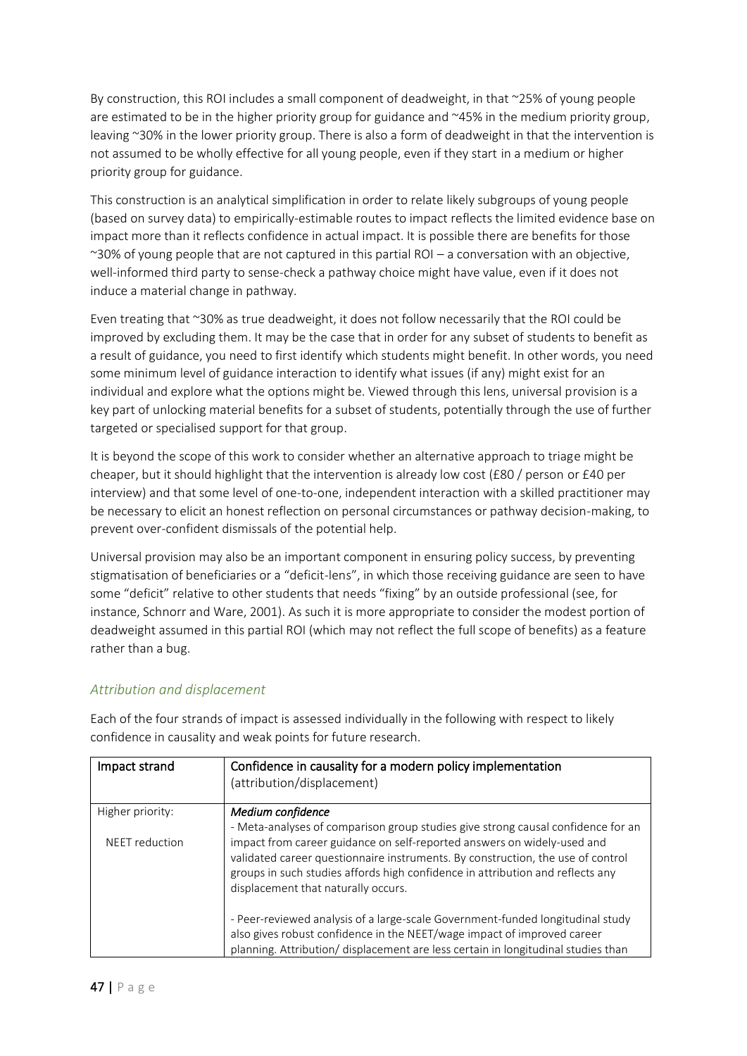By construction, this ROI includes a small component of deadweight, in that ~25% of young people are estimated to be in the higher priority group for guidance and ~45% in the medium priority group, leaving ~30% in the lower priority group. There is also a form of deadweight in that the intervention is not assumed to be wholly effective for all young people, even if they start in a medium or higher priority group for guidance.

This construction is an analytical simplification in order to relate likely subgroups of young people (based on survey data) to empirically-estimable routes to impact reflects the limited evidence base on impact more than it reflects confidence in actual impact. It is possible there are benefits for those ~30% of young people that are not captured in this partial ROI – a conversation with an objective, well-informed third party to sense-check a pathway choice might have value, even if it does not induce a material change in pathway.

Even treating that ~30% as true deadweight, it does not follow necessarily that the ROI could be improved by excluding them. It may be the case that in order for any subset of students to benefit as a result of guidance, you need to first identify which students might benefit. In other words, you need some minimum level of guidance interaction to identify what issues (if any) might exist for an individual and explore what the options might be. Viewed through this lens, universal provision is a key part of unlocking material benefits for a subset of students, potentially through the use of further targeted or specialised support for that group.

It is beyond the scope of this work to consider whether an alternative approach to triage might be cheaper, but it should highlight that the intervention is already low cost (£80 / person or £40 per interview) and that some level of one-to-one, independent interaction with a skilled practitioner may be necessary to elicit an honest reflection on personal circumstances or pathway decision-making, to prevent over-confident dismissals of the potential help.

Universal provision may also be an important component in ensuring policy success, by preventing stigmatisation of beneficiaries or a "deficit-lens", in which those receiving guidance are seen to have some "deficit" relative to other students that needs "fixing" by an outside professional (see, for instance, Schnorr and Ware, 2001). As such it is more appropriate to consider the modest portion of deadweight assumed in this partial ROI (which may not reflect the full scope of benefits) as a feature rather than a bug.

### *Attribution and displacement*

Each of the four strands of impact is assessed individually in the following with respect to likely confidence in causality and weak points for future research.

| Impact strand | Confidence in causality for a modern policy implementation (attribution/displacement) |
|---|---|
| Higher priority:<br><br>NEET reduction | ***Medium confidence***<br>- Meta-analyses of comparison group studies give strong causal confidence for an impact from career guidance on self-reported answers on widely-used and validated career questionnaire instruments. By construction, the use of control groups in such studies affords high confidence in attribution and reflects any displacement that naturally occurs.<br><br>- Peer-reviewed analysis of a large-scale Government-funded longitudinal study also gives robust confidence in the NEET/wage impact of improved career planning. Attribution/ displacement are less certain in longitudinal studies than |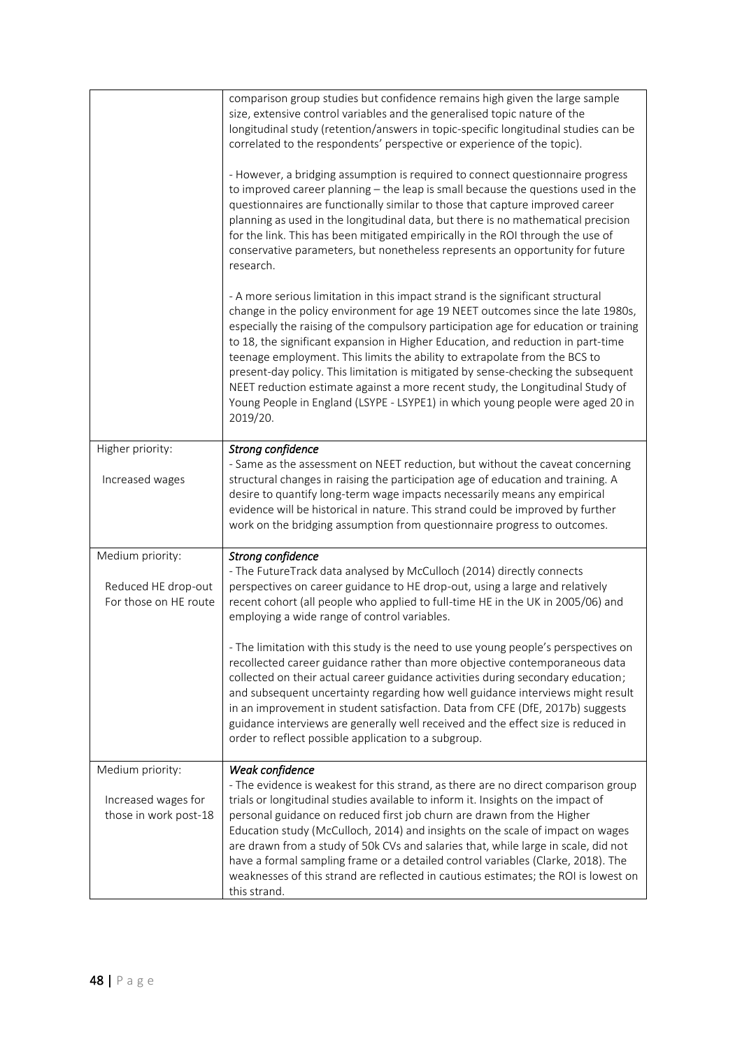| | |
|---|---|
| | comparison group studies but confidence remains high given the large sample size, extensive control variables and the generalised topic nature of the longitudinal study (retention/answers in topic-specific longitudinal studies can be correlated to the respondents' perspective or experience of the topic).<br><br>- However, a bridging assumption is required to connect questionnaire progress to improved career planning – the leap is small because the questions used in the questionnaires are functionally similar to those that capture improved career planning as used in the longitudinal data, but there is no mathematical precision for the link. This has been mitigated empirically in the ROI through the use of conservative parameters, but nonetheless represents an opportunity for future research.<br><br>- A more serious limitation in this impact strand is the significant structural change in the policy environment for age 19 NEET outcomes since the late 1980s, especially the raising of the compulsory participation age for education or training to 18, the significant expansion in Higher Education, and reduction in part-time teenage employment. This limits the ability to extrapolate from the BCS to present-day policy. This limitation is mitigated by sense-checking the subsequent NEET reduction estimate against a more recent study, the Longitudinal Study of Young People in England (LSYPE - LSYPE1) in which young people were aged 20 in 2019/20. |
| Higher priority:<br><br>Increased wages | ***Strong confidence***<br>- Same as the assessment on NEET reduction, but without the caveat concerning structural changes in raising the participation age of education and training. A desire to quantify long-term wage impacts necessarily means any empirical evidence will be historical in nature. This strand could be improved by further work on the bridging assumption from questionnaire progress to outcomes. |
| Medium priority:<br><br>Reduced HE drop-out For those on HE route | ***Strong confidence***<br>- The FutureTrack data analysed by McCulloch (2014) directly connects perspectives on career guidance to HE drop-out, using a large and relatively recent cohort (all people who applied to full-time HE in the UK in 2005/06) and employing a wide range of control variables.<br><br>- The limitation with this study is the need to use young people's perspectives on recollected career guidance rather than more objective contemporaneous data collected on their actual career guidance activities during secondary education; and subsequent uncertainty regarding how well guidance interviews might result in an improvement in student satisfaction. Data from CFE (DfE, 2017b) suggests guidance interviews are generally well received and the effect size is reduced in order to reflect possible application to a subgroup. |
| Medium priority:<br><br>Increased wages for those in work post-18 | ***Weak confidence***<br>- The evidence is weakest for this strand, as there are no direct comparison group trials or longitudinal studies available to inform it. Insights on the impact of personal guidance on reduced first job churn are drawn from the Higher Education study (McCulloch, 2014) and insights on the scale of impact on wages are drawn from a study of 50k CVs and salaries that, while large in scale, did not have a formal sampling frame or a detailed control variables (Clarke, 2018). The weaknesses of this strand are reflected in cautious estimates; the ROI is lowest on this strand. |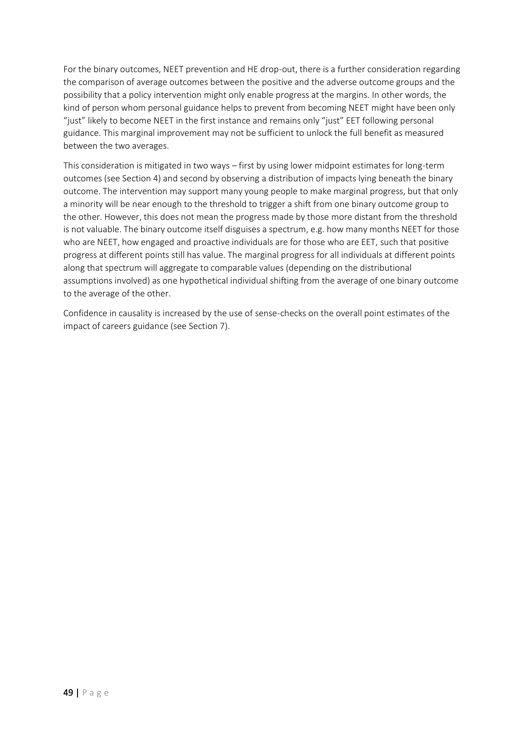For the binary outcomes, NEET prevention and HE drop-out, there is a further consideration regarding the comparison of average outcomes between the positive and the adverse outcome groups and the possibility that a policy intervention might only enable progress at the margins. In other words, the kind of person whom personal guidance helps to prevent from becoming NEET might have been only "just" likely to become NEET in the first instance and remains only "just" EET following personal guidance. This marginal improvement may not be sufficient to unlock the full benefit as measured between the two averages.

This consideration is mitigated in two ways – first by using lower midpoint estimates for long-term outcomes (see Section 4) and second by observing a distribution of impacts lying beneath the binary outcome. The intervention may support many young people to make marginal progress, but that only a minority will be near enough to the threshold to trigger a shift from one binary outcome group to the other. However, this does not mean the progress made by those more distant from the threshold is not valuable. The binary outcome itself disguises a spectrum, e.g. how many months NEET for those who are NEET, how engaged and proactive individuals are for those who are EET, such that positive progress at different points still has value. The marginal progress for all individuals at different points along that spectrum will aggregate to comparable values (depending on the distributional assumptions involved) as one hypothetical individual shifting from the average of one binary outcome to the average of the other.

Confidence in causality is increased by the use of sense-checks on the overall point estimates of the impact of careers guidance (see Section 7).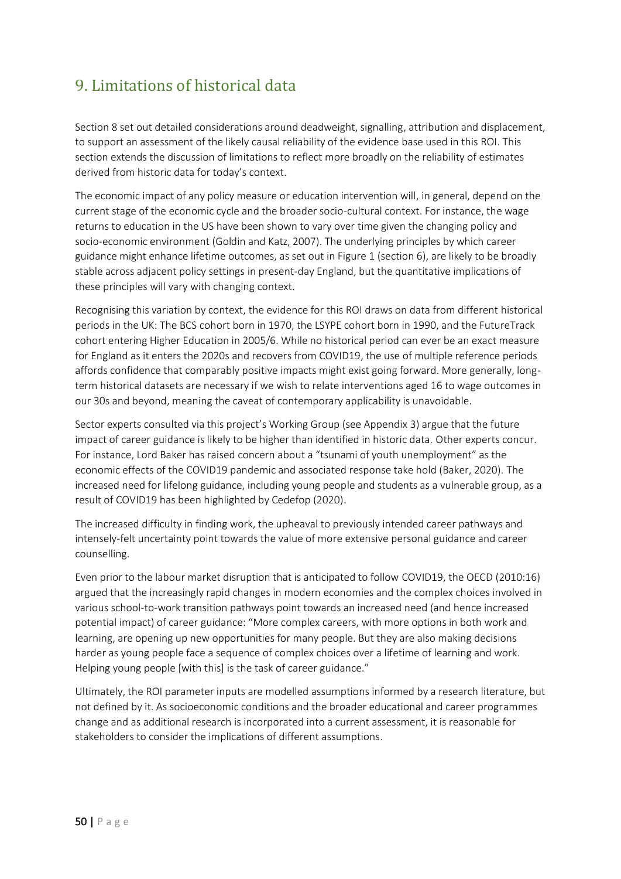## 9. Limitations of historical data

Section 8 set out detailed considerations around deadweight, signalling, attribution and displacement, to support an assessment of the likely causal reliability of the evidence base used in this ROI. This section extends the discussion of limitations to reflect more broadly on the reliability of estimates derived from historic data for today's context.

The economic impact of any policy measure or education intervention will, in general, depend on the current stage of the economic cycle and the broader socio-cultural context. For instance, the wage returns to education in the US have been shown to vary over time given the changing policy and socio-economic environment (Goldin and Katz, 2007). The underlying principles by which career guidance might enhance lifetime outcomes, as set out in Figure 1 (section 6), are likely to be broadly stable across adjacent policy settings in present-day England, but the quantitative implications of these principles will vary with changing context.

Recognising this variation by context, the evidence for this ROI draws on data from different historical periods in the UK: The BCS cohort born in 1970, the LSYPE cohort born in 1990, and the FutureTrack cohort entering Higher Education in 2005/6. While no historical period can ever be an exact measure for England as it enters the 2020s and recovers from COVID19, the use of multiple reference periods affords confidence that comparably positive impacts might exist going forward. More generally, long-term historical datasets are necessary if we wish to relate interventions aged 16 to wage outcomes in our 30s and beyond, meaning the caveat of contemporary applicability is unavoidable.

Sector experts consulted via this project's Working Group (see Appendix 3) argue that the future impact of career guidance is likely to be higher than identified in historic data. Other experts concur. For instance, Lord Baker has raised concern about a "tsunami of youth unemployment" as the economic effects of the COVID19 pandemic and associated response take hold (Baker, 2020). The increased need for lifelong guidance, including young people and students as a vulnerable group, as a result of COVID19 has been highlighted by Cedefop (2020).

The increased difficulty in finding work, the upheaval to previously intended career pathways and intensely-felt uncertainty point towards the value of more extensive personal guidance and career counselling.

Even prior to the labour market disruption that is anticipated to follow COVID19, the OECD (2010:16) argued that the increasingly rapid changes in modern economies and the complex choices involved in various school-to-work transition pathways point towards an increased need (and hence increased potential impact) of career guidance: "More complex careers, with more options in both work and learning, are opening up new opportunities for many people. But they are also making decisions harder as young people face a sequence of complex choices over a lifetime of learning and work. Helping young people [with this] is the task of career guidance."

Ultimately, the ROI parameter inputs are modelled assumptions informed by a research literature, but not defined by it. As socioeconomic conditions and the broader educational and career programmes change and as additional research is incorporated into a current assessment, it is reasonable for stakeholders to consider the implications of different assumptions.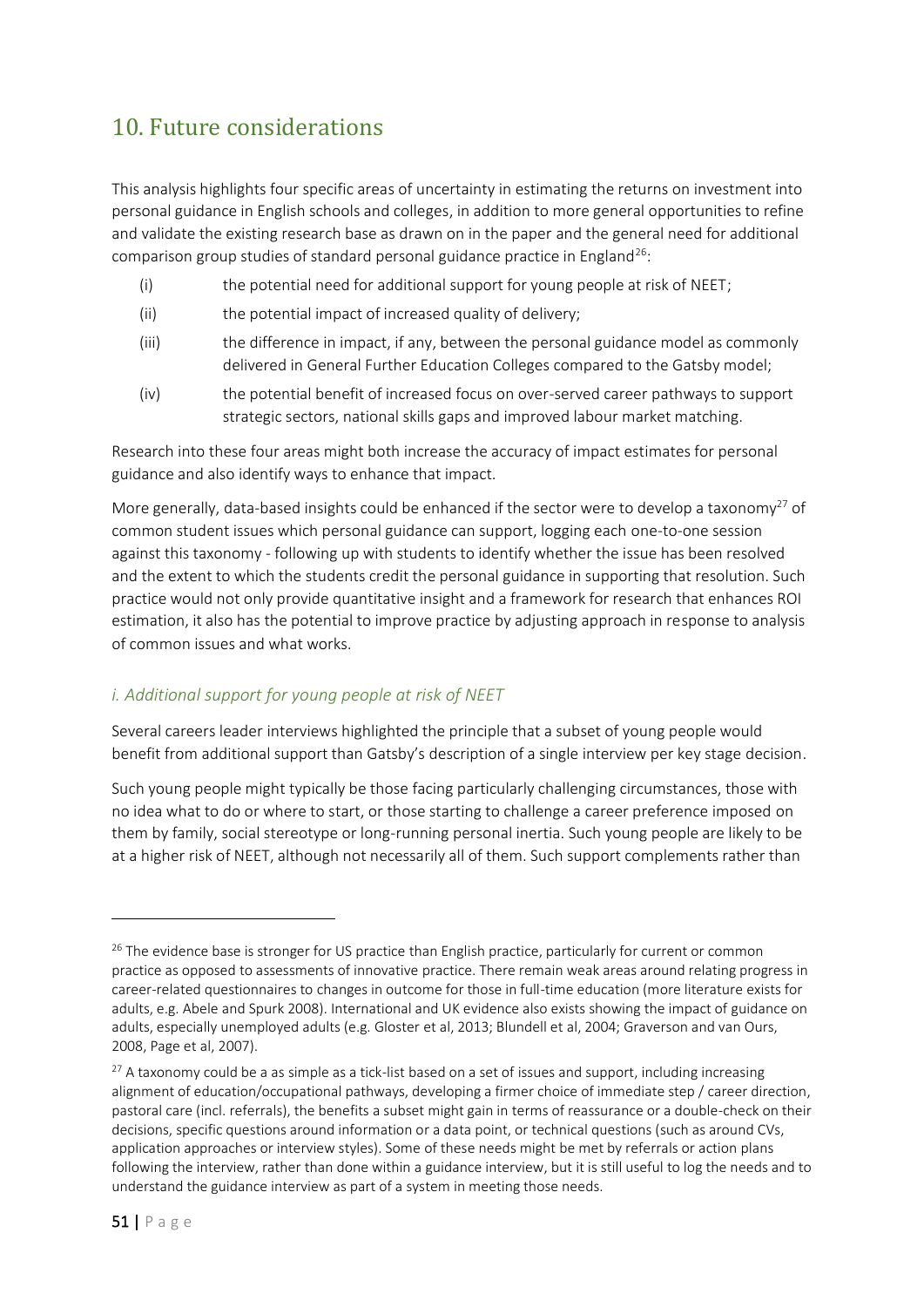## 10. Future considerations

This analysis highlights four specific areas of uncertainty in estimating the returns on investment into personal guidance in English schools and colleges, in addition to more general opportunities to refine and validate the existing research base as drawn on in the paper and the general need for additional comparison group studies of standard personal guidance practice in England[26]:

(i) the potential need for additional support for young people at risk of NEET;

(ii) the potential impact of increased quality of delivery;

(iii) the difference in impact, if any, between the personal guidance model as commonly delivered in General Further Education Colleges compared to the Gatsby model;

(iv) the potential benefit of increased focus on over-served career pathways to support strategic sectors, national skills gaps and improved labour market matching.

Research into these four areas might both increase the accuracy of impact estimates for personal guidance and also identify ways to enhance that impact.

More generally, data-based insights could be enhanced if the sector were to develop a taxonomy[27] of common student issues which personal guidance can support, logging each one-to-one session against this taxonomy - following up with students to identify whether the issue has been resolved and the extent to which the students credit the personal guidance in supporting that resolution. Such practice would not only provide quantitative insight and a framework for research that enhances ROI estimation, it also has the potential to improve practice by adjusting approach in response to analysis of common issues and what works.

### *i. Additional support for young people at risk of NEET*

Several careers leader interviews highlighted the principle that a subset of young people would benefit from additional support than Gatsby's description of a single interview per key stage decision.

Such young people might typically be those facing particularly challenging circumstances, those with no idea what to do or where to start, or those starting to challenge a career preference imposed on them by family, social stereotype or long-running personal inertia. Such young people are likely to be at a higher risk of NEET, although not necessarily all of them. Such support complements rather than

---

[26] The evidence base is stronger for US practice than English practice, particularly for current or common practice as opposed to assessments of innovative practice. There remain weak areas around relating progress in career-related questionnaires to changes in outcome for those in full-time education (more literature exists for adults, e.g. Abele and Spurk 2008). International and UK evidence also exists showing the impact of guidance on adults, especially unemployed adults (e.g. Gloster et al, 2013; Blundell et al, 2004; Graverson and van Ours, 2008, Page et al, 2007).

[27] A taxonomy could be a as simple as a tick-list based on a set of issues and support, including increasing alignment of education/occupational pathways, developing a firmer choice of immediate step / career direction, pastoral care (incl. referrals), the benefits a subset might gain in terms of reassurance or a double-check on their decisions, specific questions around information or a data point, or technical questions (such as around CVs, application approaches or interview styles). Some of these needs might be met by referrals or action plans following the interview, rather than done within a guidance interview, but it is still useful to log the needs and to understand the guidance interview as part of a system in meeting those needs.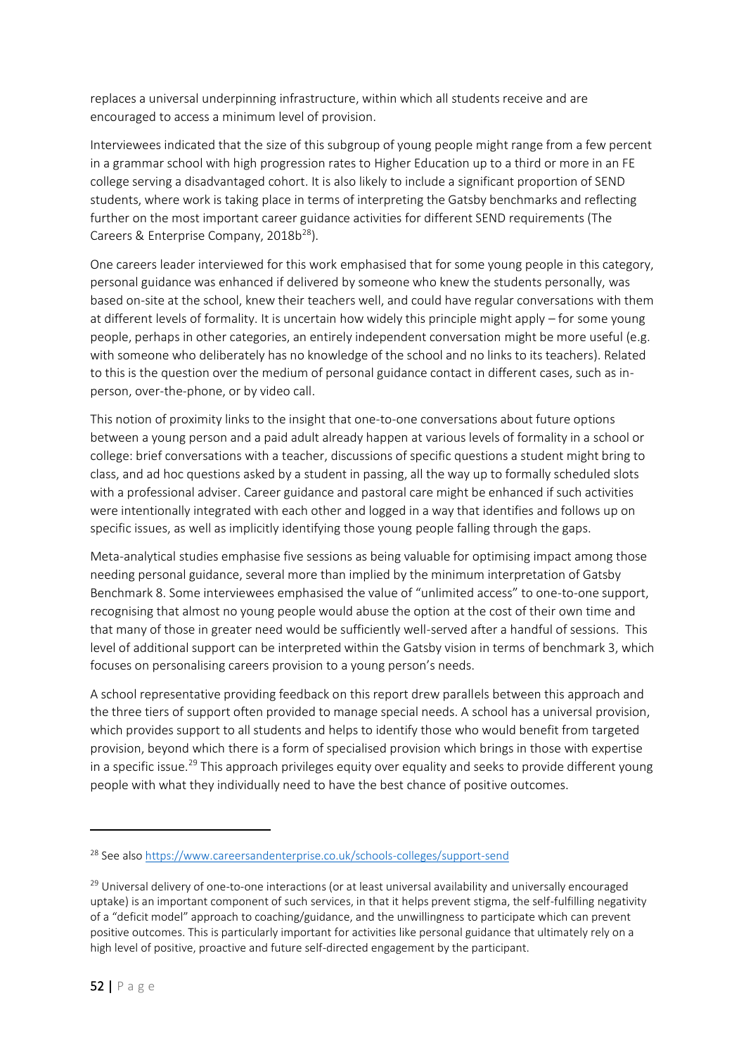replaces a universal underpinning infrastructure, within which all students receive and are encouraged to access a minimum level of provision.

Interviewees indicated that the size of this subgroup of young people might range from a few percent in a grammar school with high progression rates to Higher Education up to a third or more in an FE college serving a disadvantaged cohort. It is also likely to include a significant proportion of SEND students, where work is taking place in terms of interpreting the Gatsby benchmarks and reflecting further on the most important career guidance activities for different SEND requirements (The Careers & Enterprise Company, 2018b[28]).

One careers leader interviewed for this work emphasised that for some young people in this category, personal guidance was enhanced if delivered by someone who knew the students personally, was based on-site at the school, knew their teachers well, and could have regular conversations with them at different levels of formality. It is uncertain how widely this principle might apply – for some young people, perhaps in other categories, an entirely independent conversation might be more useful (e.g. with someone who deliberately has no knowledge of the school and no links to its teachers). Related to this is the question over the medium of personal guidance contact in different cases, such as in-person, over-the-phone, or by video call.

This notion of proximity links to the insight that one-to-one conversations about future options between a young person and a paid adult already happen at various levels of formality in a school or college: brief conversations with a teacher, discussions of specific questions a student might bring to class, and ad hoc questions asked by a student in passing, all the way up to formally scheduled slots with a professional adviser. Career guidance and pastoral care might be enhanced if such activities were intentionally integrated with each other and logged in a way that identifies and follows up on specific issues, as well as implicitly identifying those young people falling through the gaps.

Meta-analytical studies emphasise five sessions as being valuable for optimising impact among those needing personal guidance, several more than implied by the minimum interpretation of Gatsby Benchmark 8. Some interviewees emphasised the value of "unlimited access" to one-to-one support, recognising that almost no young people would abuse the option at the cost of their own time and that many of those in greater need would be sufficiently well-served after a handful of sessions. This level of additional support can be interpreted within the Gatsby vision in terms of benchmark 3, which focuses on personalising careers provision to a young person's needs.

A school representative providing feedback on this report drew parallels between this approach and the three tiers of support often provided to manage special needs. A school has a universal provision, which provides support to all students and helps to identify those who would benefit from targeted provision, beyond which there is a form of specialised provision which brings in those with expertise in a specific issue.[29] This approach privileges equity over equality and seeks to provide different young people with what they individually need to have the best chance of positive outcomes.

---

[28] See also https://www.careersandenterprise.co.uk/schools-colleges/support-send

[29] Universal delivery of one-to-one interactions (or at least universal availability and universally encouraged uptake) is an important component of such services, in that it helps prevent stigma, the self-fulfilling negativity of a "deficit model" approach to coaching/guidance, and the unwillingness to participate which can prevent positive outcomes. This is particularly important for activities like personal guidance that ultimately rely on a high level of positive, proactive and future self-directed engagement by the participant.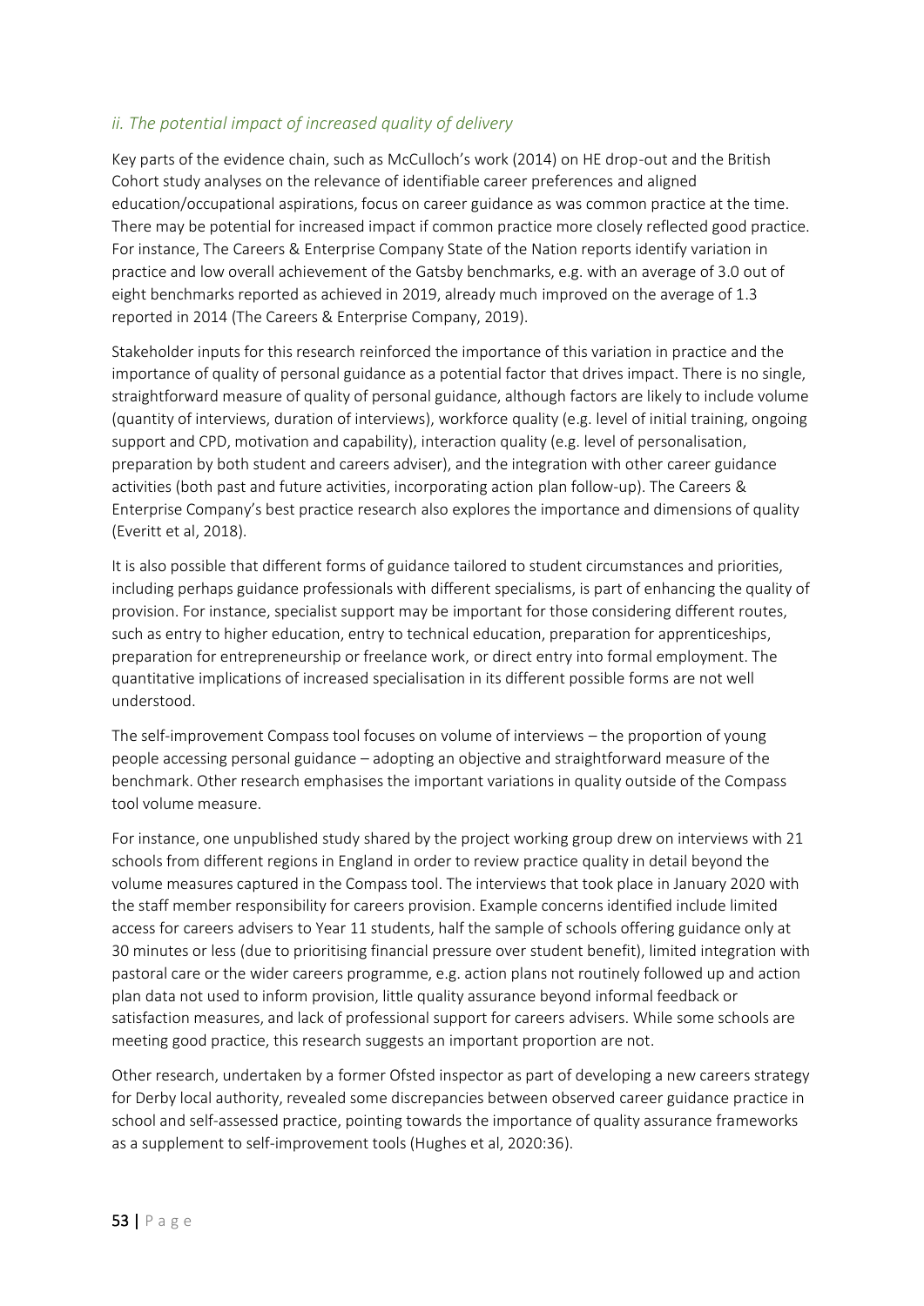### *ii. The potential impact of increased quality of delivery*

Key parts of the evidence chain, such as McCulloch's work (2014) on HE drop-out and the British Cohort study analyses on the relevance of identifiable career preferences and aligned education/occupational aspirations, focus on career guidance as was common practice at the time. There may be potential for increased impact if common practice more closely reflected good practice. For instance, The Careers & Enterprise Company State of the Nation reports identify variation in practice and low overall achievement of the Gatsby benchmarks, e.g. with an average of 3.0 out of eight benchmarks reported as achieved in 2019, already much improved on the average of 1.3 reported in 2014 (The Careers & Enterprise Company, 2019).

Stakeholder inputs for this research reinforced the importance of this variation in practice and the importance of quality of personal guidance as a potential factor that drives impact. There is no single, straightforward measure of quality of personal guidance, although factors are likely to include volume (quantity of interviews, duration of interviews), workforce quality (e.g. level of initial training, ongoing support and CPD, motivation and capability), interaction quality (e.g. level of personalisation, preparation by both student and careers adviser), and the integration with other career guidance activities (both past and future activities, incorporating action plan follow-up). The Careers & Enterprise Company's best practice research also explores the importance and dimensions of quality (Everitt et al, 2018).

It is also possible that different forms of guidance tailored to student circumstances and priorities, including perhaps guidance professionals with different specialisms, is part of enhancing the quality of provision. For instance, specialist support may be important for those considering different routes, such as entry to higher education, entry to technical education, preparation for apprenticeships, preparation for entrepreneurship or freelance work, or direct entry into formal employment. The quantitative implications of increased specialisation in its different possible forms are not well understood.

The self-improvement Compass tool focuses on volume of interviews – the proportion of young people accessing personal guidance – adopting an objective and straightforward measure of the benchmark. Other research emphasises the important variations in quality outside of the Compass tool volume measure.

For instance, one unpublished study shared by the project working group drew on interviews with 21 schools from different regions in England in order to review practice quality in detail beyond the volume measures captured in the Compass tool. The interviews that took place in January 2020 with the staff member responsibility for careers provision. Example concerns identified include limited access for careers advisers to Year 11 students, half the sample of schools offering guidance only at 30 minutes or less (due to prioritising financial pressure over student benefit), limited integration with pastoral care or the wider careers programme, e.g. action plans not routinely followed up and action plan data not used to inform provision, little quality assurance beyond informal feedback or satisfaction measures, and lack of professional support for careers advisers. While some schools are meeting good practice, this research suggests an important proportion are not.

Other research, undertaken by a former Ofsted inspector as part of developing a new careers strategy for Derby local authority, revealed some discrepancies between observed career guidance practice in school and self-assessed practice, pointing towards the importance of quality assurance frameworks as a supplement to self-improvement tools (Hughes et al, 2020:36).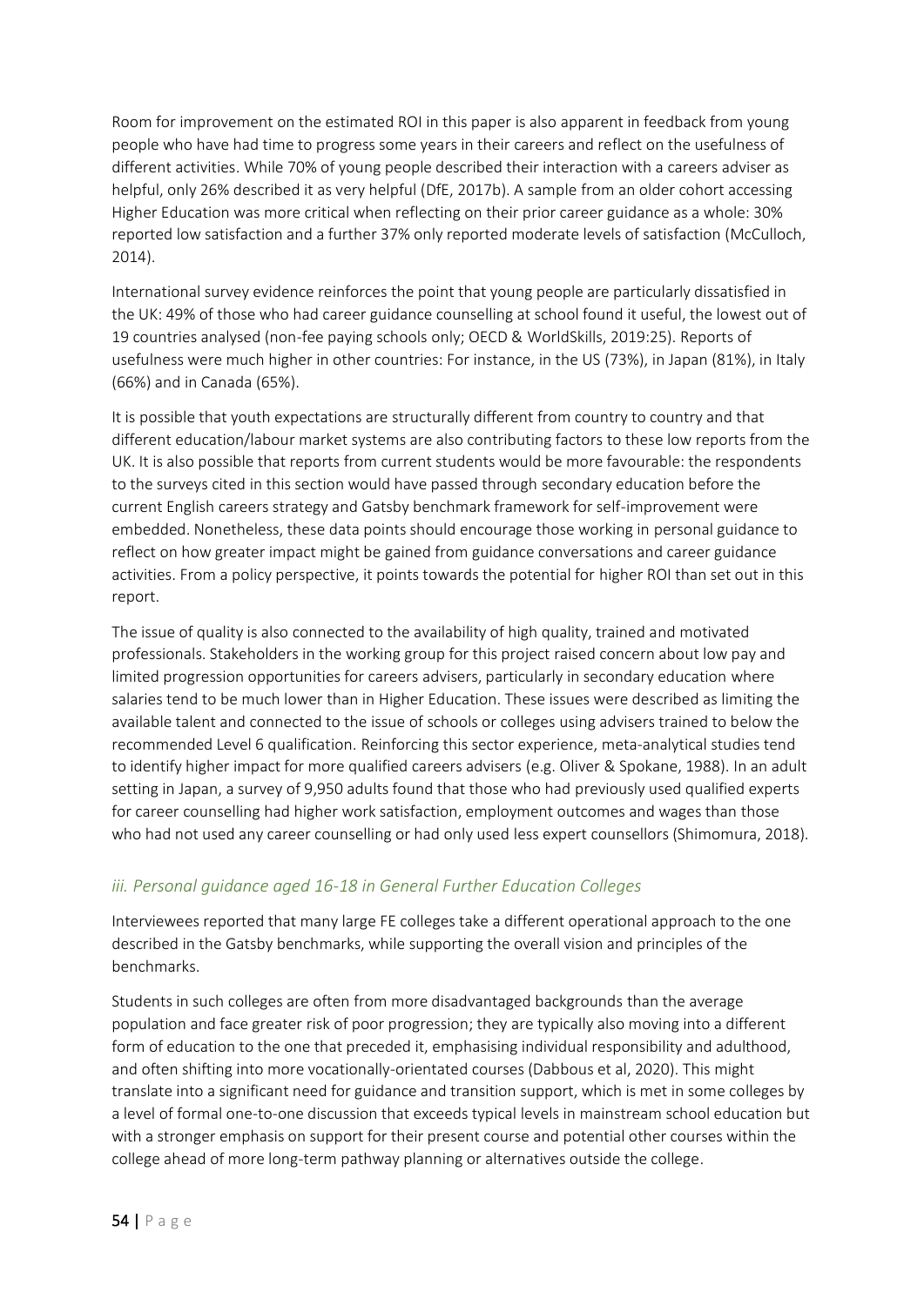Room for improvement on the estimated ROI in this paper is also apparent in feedback from young people who have had time to progress some years in their careers and reflect on the usefulness of different activities. While 70% of young people described their interaction with a careers adviser as helpful, only 26% described it as very helpful (DfE, 2017b). A sample from an older cohort accessing Higher Education was more critical when reflecting on their prior career guidance as a whole: 30% reported low satisfaction and a further 37% only reported moderate levels of satisfaction (McCulloch, 2014).

International survey evidence reinforces the point that young people are particularly dissatisfied in the UK: 49% of those who had career guidance counselling at school found it useful, the lowest out of 19 countries analysed (non-fee paying schools only; OECD & WorldSkills, 2019:25). Reports of usefulness were much higher in other countries: For instance, in the US (73%), in Japan (81%), in Italy (66%) and in Canada (65%).

It is possible that youth expectations are structurally different from country to country and that different education/labour market systems are also contributing factors to these low reports from the UK. It is also possible that reports from current students would be more favourable: the respondents to the surveys cited in this section would have passed through secondary education before the current English careers strategy and Gatsby benchmark framework for self-improvement were embedded. Nonetheless, these data points should encourage those working in personal guidance to reflect on how greater impact might be gained from guidance conversations and career guidance activities. From a policy perspective, it points towards the potential for higher ROI than set out in this report.

The issue of quality is also connected to the availability of high quality, trained and motivated professionals. Stakeholders in the working group for this project raised concern about low pay and limited progression opportunities for careers advisers, particularly in secondary education where salaries tend to be much lower than in Higher Education. These issues were described as limiting the available talent and connected to the issue of schools or colleges using advisers trained to below the recommended Level 6 qualification. Reinforcing this sector experience, meta-analytical studies tend to identify higher impact for more qualified careers advisers (e.g. Oliver & Spokane, 1988). In an adult setting in Japan, a survey of 9,950 adults found that those who had previously used qualified experts for career counselling had higher work satisfaction, employment outcomes and wages than those who had not used any career counselling or had only used less expert counsellors (Shimomura, 2018).

### *iii. Personal guidance aged 16-18 in General Further Education Colleges*

Interviewees reported that many large FE colleges take a different operational approach to the one described in the Gatsby benchmarks, while supporting the overall vision and principles of the benchmarks.

Students in such colleges are often from more disadvantaged backgrounds than the average population and face greater risk of poor progression; they are typically also moving into a different form of education to the one that preceded it, emphasising individual responsibility and adulthood, and often shifting into more vocationally-orientated courses (Dabbous et al, 2020). This might translate into a significant need for guidance and transition support, which is met in some colleges by a level of formal one-to-one discussion that exceeds typical levels in mainstream school education but with a stronger emphasis on support for their present course and potential other courses within the college ahead of more long-term pathway planning or alternatives outside the college.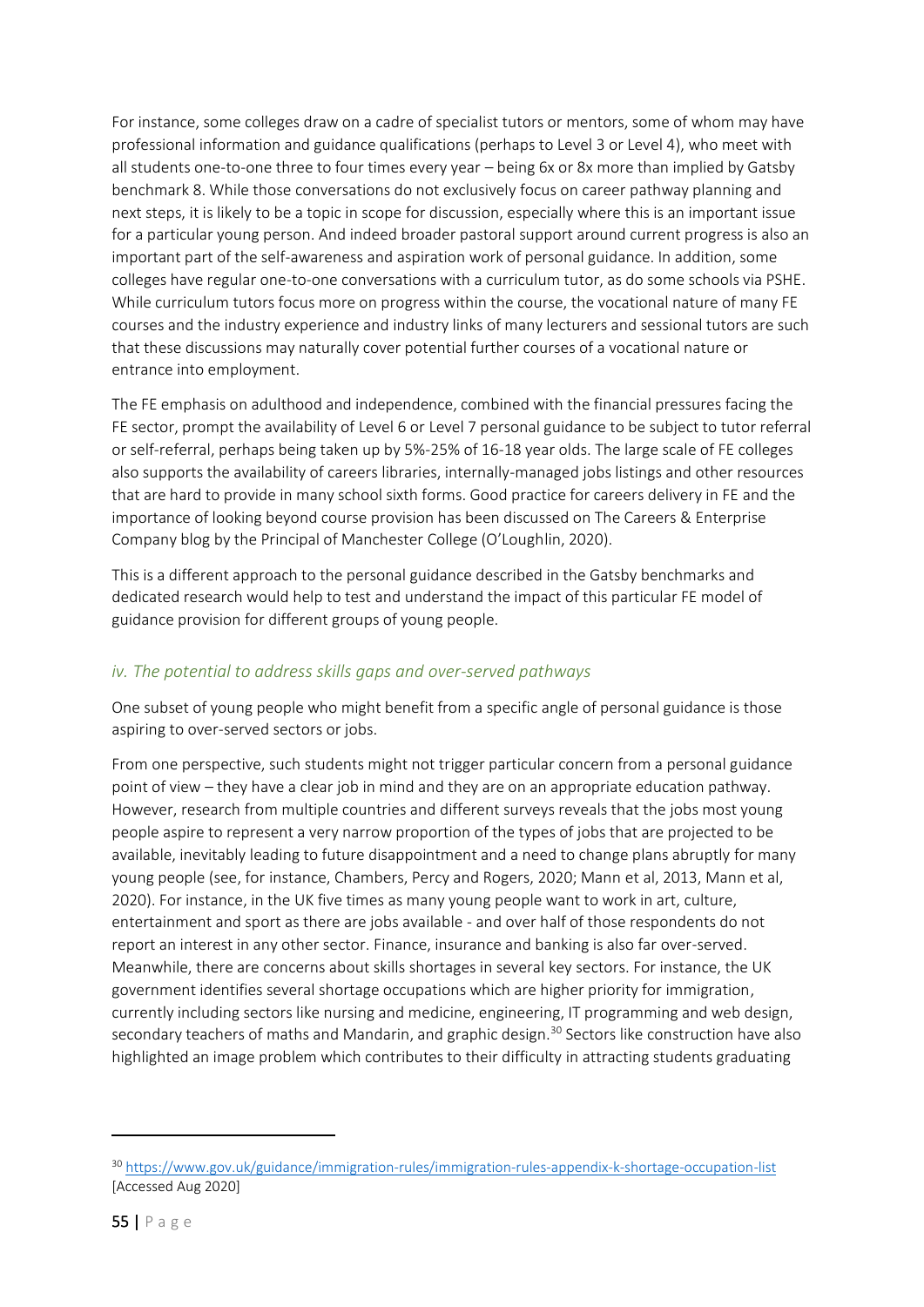For instance, some colleges draw on a cadre of specialist tutors or mentors, some of whom may have professional information and guidance qualifications (perhaps to Level 3 or Level 4), who meet with all students one-to-one three to four times every year – being 6x or 8x more than implied by Gatsby benchmark 8. While those conversations do not exclusively focus on career pathway planning and next steps, it is likely to be a topic in scope for discussion, especially where this is an important issue for a particular young person. And indeed broader pastoral support around current progress is also an important part of the self-awareness and aspiration work of personal guidance. In addition, some colleges have regular one-to-one conversations with a curriculum tutor, as do some schools via PSHE. While curriculum tutors focus more on progress within the course, the vocational nature of many FE courses and the industry experience and industry links of many lecturers and sessional tutors are such that these discussions may naturally cover potential further courses of a vocational nature or entrance into employment.

The FE emphasis on adulthood and independence, combined with the financial pressures facing the FE sector, prompt the availability of Level 6 or Level 7 personal guidance to be subject to tutor referral or self-referral, perhaps being taken up by 5%-25% of 16-18 year olds. The large scale of FE colleges also supports the availability of careers libraries, internally-managed jobs listings and other resources that are hard to provide in many school sixth forms. Good practice for careers delivery in FE and the importance of looking beyond course provision has been discussed on The Careers & Enterprise Company blog by the Principal of Manchester College (O'Loughlin, 2020).

This is a different approach to the personal guidance described in the Gatsby benchmarks and dedicated research would help to test and understand the impact of this particular FE model of guidance provision for different groups of young people.

### *iv. The potential to address skills gaps and over-served pathways*

One subset of young people who might benefit from a specific angle of personal guidance is those aspiring to over-served sectors or jobs.

From one perspective, such students might not trigger particular concern from a personal guidance point of view – they have a clear job in mind and they are on an appropriate education pathway. However, research from multiple countries and different surveys reveals that the jobs most young people aspire to represent a very narrow proportion of the types of jobs that are projected to be available, inevitably leading to future disappointment and a need to change plans abruptly for many young people (see, for instance, Chambers, Percy and Rogers, 2020; Mann et al, 2013, Mann et al, 2020). For instance, in the UK five times as many young people want to work in art, culture, entertainment and sport as there are jobs available - and over half of those respondents do not report an interest in any other sector. Finance, insurance and banking is also far over-served. Meanwhile, there are concerns about skills shortages in several key sectors. For instance, the UK government identifies several shortage occupations which are higher priority for immigration, currently including sectors like nursing and medicine, engineering, IT programming and web design, secondary teachers of maths and Mandarin, and graphic design.[30] Sectors like construction have also highlighted an image problem which contributes to their difficulty in attracting students graduating

[30] https://www.gov.uk/guidance/immigration-rules/immigration-rules-appendix-k-shortage-occupation-list [Accessed Aug 2020]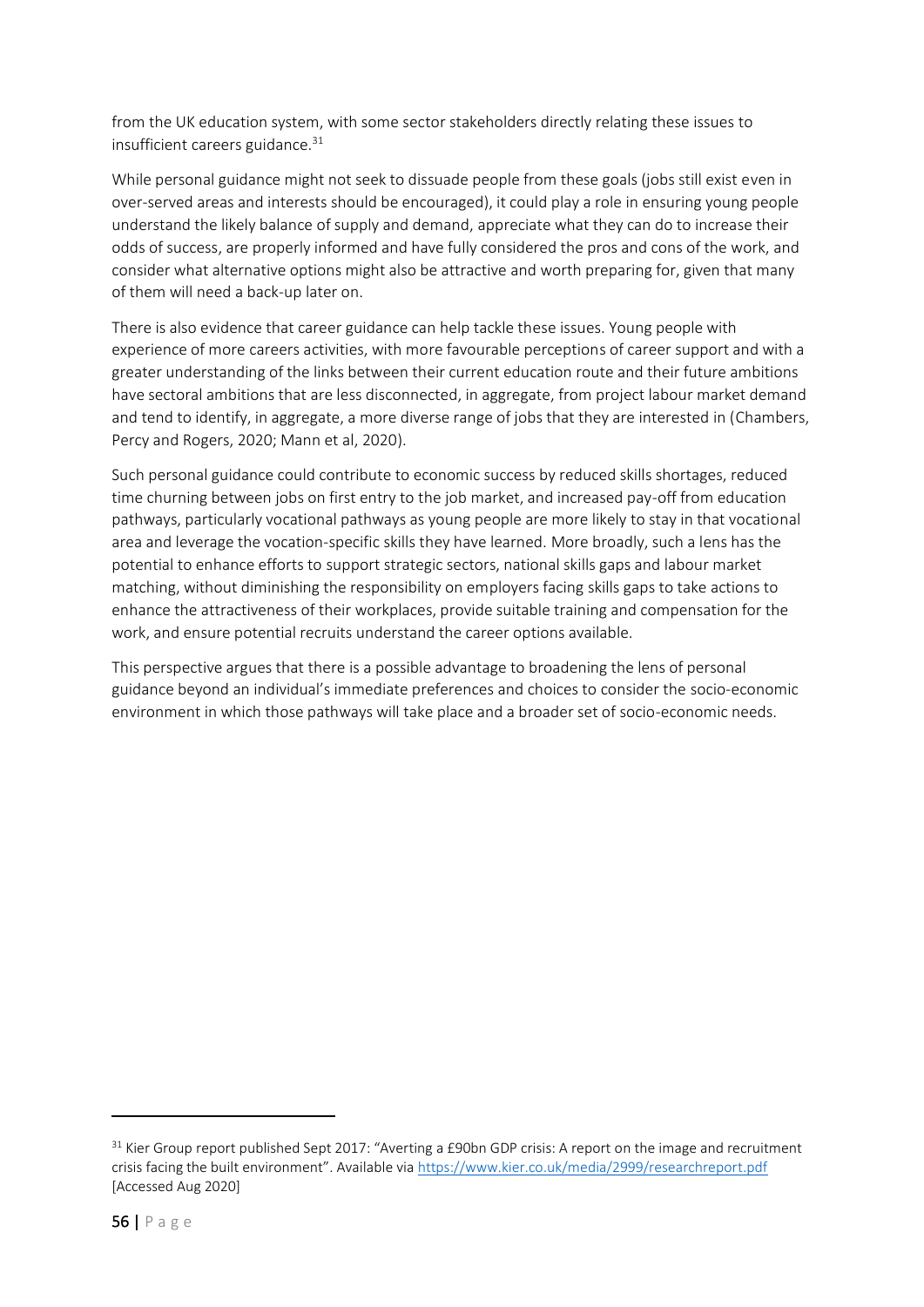from the UK education system, with some sector stakeholders directly relating these issues to insufficient careers guidance.[31]

While personal guidance might not seek to dissuade people from these goals (jobs still exist even in over-served areas and interests should be encouraged), it could play a role in ensuring young people understand the likely balance of supply and demand, appreciate what they can do to increase their odds of success, are properly informed and have fully considered the pros and cons of the work, and consider what alternative options might also be attractive and worth preparing for, given that many of them will need a back-up later on.

There is also evidence that career guidance can help tackle these issues. Young people with experience of more careers activities, with more favourable perceptions of career support and with a greater understanding of the links between their current education route and their future ambitions have sectoral ambitions that are less disconnected, in aggregate, from project labour market demand and tend to identify, in aggregate, a more diverse range of jobs that they are interested in (Chambers, Percy and Rogers, 2020; Mann et al, 2020).

Such personal guidance could contribute to economic success by reduced skills shortages, reduced time churning between jobs on first entry to the job market, and increased pay-off from education pathways, particularly vocational pathways as young people are more likely to stay in that vocational area and leverage the vocation-specific skills they have learned. More broadly, such a lens has the potential to enhance efforts to support strategic sectors, national skills gaps and labour market matching, without diminishing the responsibility on employers facing skills gaps to take actions to enhance the attractiveness of their workplaces, provide suitable training and compensation for the work, and ensure potential recruits understand the career options available.

This perspective argues that there is a possible advantage to broadening the lens of personal guidance beyond an individual's immediate preferences and choices to consider the socio-economic environment in which those pathways will take place and a broader set of socio-economic needs.

---

[31] Kier Group report published Sept 2017: "Averting a £90bn GDP crisis: A report on the image and recruitment crisis facing the built environment". Available via https://www.kier.co.uk/media/2999/researchreport.pdf [Accessed Aug 2020]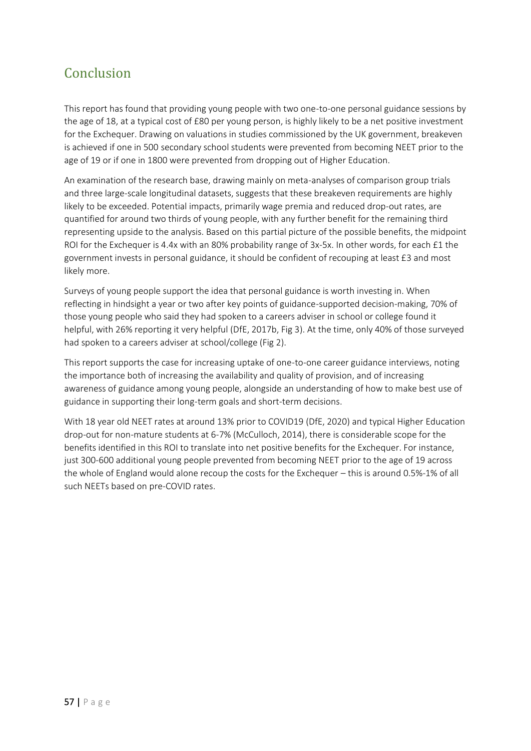## Conclusion

This report has found that providing young people with two one-to-one personal guidance sessions by the age of 18, at a typical cost of £80 per young person, is highly likely to be a net positive investment for the Exchequer. Drawing on valuations in studies commissioned by the UK government, breakeven is achieved if one in 500 secondary school students were prevented from becoming NEET prior to the age of 19 or if one in 1800 were prevented from dropping out of Higher Education.

An examination of the research base, drawing mainly on meta-analyses of comparison group trials and three large-scale longitudinal datasets, suggests that these breakeven requirements are highly likely to be exceeded. Potential impacts, primarily wage premia and reduced drop-out rates, are quantified for around two thirds of young people, with any further benefit for the remaining third representing upside to the analysis. Based on this partial picture of the possible benefits, the midpoint ROI for the Exchequer is 4.4x with an 80% probability range of 3x-5x. In other words, for each £1 the government invests in personal guidance, it should be confident of recouping at least £3 and most likely more.

Surveys of young people support the idea that personal guidance is worth investing in. When reflecting in hindsight a year or two after key points of guidance-supported decision-making, 70% of those young people who said they had spoken to a careers adviser in school or college found it helpful, with 26% reporting it very helpful (DfE, 2017b, Fig 3). At the time, only 40% of those surveyed had spoken to a careers adviser at school/college (Fig 2).

This report supports the case for increasing uptake of one-to-one career guidance interviews, noting the importance both of increasing the availability and quality of provision, and of increasing awareness of guidance among young people, alongside an understanding of how to make best use of guidance in supporting their long-term goals and short-term decisions.

With 18 year old NEET rates at around 13% prior to COVID19 (DfE, 2020) and typical Higher Education drop-out for non-mature students at 6-7% (McCulloch, 2014), there is considerable scope for the benefits identified in this ROI to translate into net positive benefits for the Exchequer. For instance, just 300-600 additional young people prevented from becoming NEET prior to the age of 19 across the whole of England would alone recoup the costs for the Exchequer – this is around 0.5%-1% of all such NEETs based on pre-COVID rates.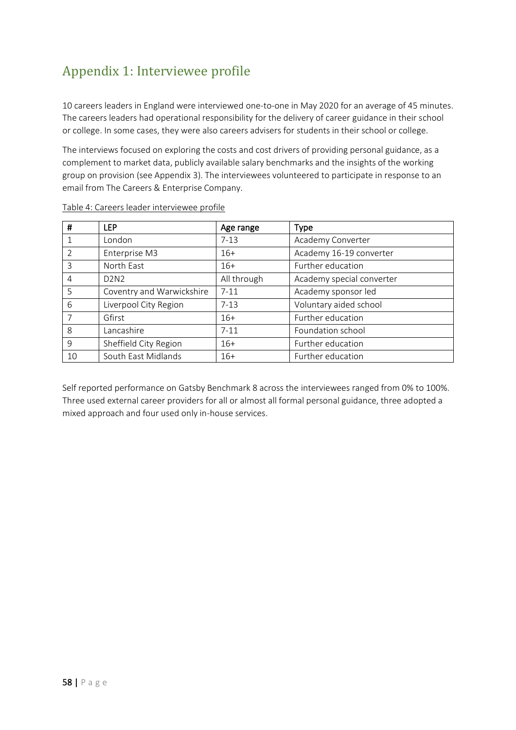# Appendix 1: Interviewee profile

10 careers leaders in England were interviewed one-to-one in May 2020 for an average of 45 minutes. The careers leaders had operational responsibility for the delivery of career guidance in their school or college. In some cases, they were also careers advisers for students in their school or college.

The interviews focused on exploring the costs and cost drivers of providing personal guidance, as a complement to market data, publicly available salary benchmarks and the insights of the working group on provision (see Appendix 3). The interviewees volunteered to participate in response to an email from The Careers & Enterprise Company.

Table 4: Careers leader interviewee profile

| # | LEP | Age range | Type |
|---|---|---|---|
| 1 | London | 7-13 | Academy Converter |
| 2 | Enterprise M3 | 16+ | Academy 16-19 converter |
| 3 | North East | 16+ | Further education |
| 4 | D2N2 | All through | Academy special converter |
| 5 | Coventry and Warwickshire | 7-11 | Academy sponsor led |
| 6 | Liverpool City Region | 7-13 | Voluntary aided school |
| 7 | Gfirst | 16+ | Further education |
| 8 | Lancashire | 7-11 | Foundation school |
| 9 | Sheffield City Region | 16+ | Further education |
| 10 | South East Midlands | 16+ | Further education |

Self reported performance on Gatsby Benchmark 8 across the interviewees ranged from 0% to 100%. Three used external career providers for all or almost all formal personal guidance, three adopted a mixed approach and four used only in-house services.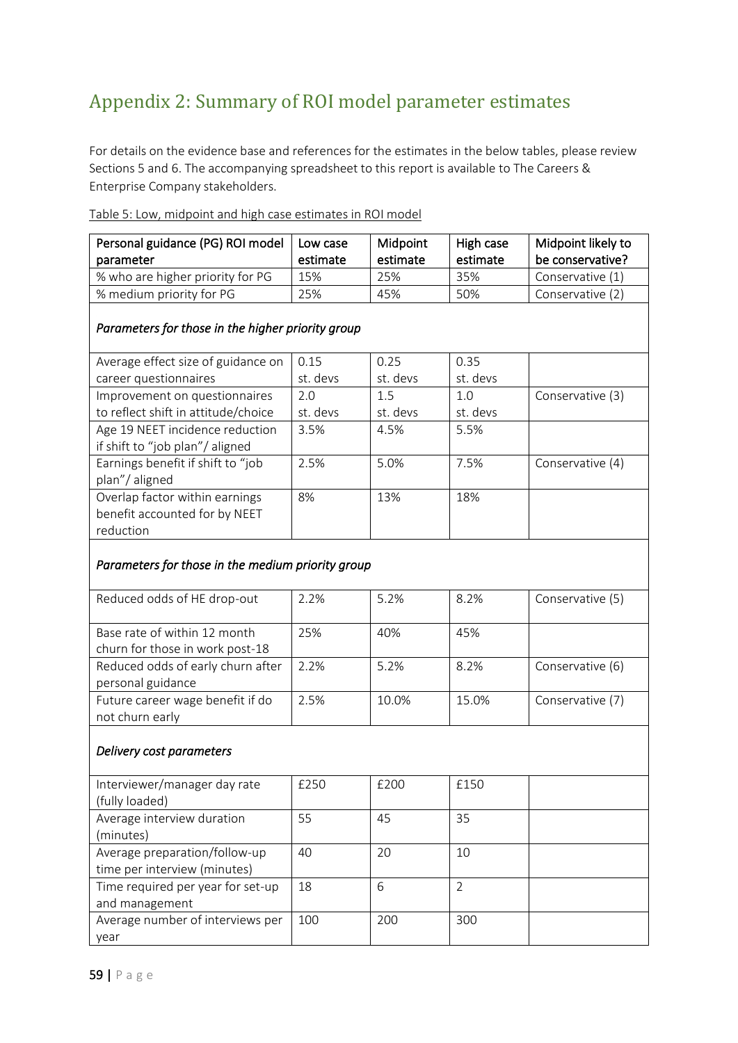## Appendix 2: Summary of ROI model parameter estimates

For details on the evidence base and references for the estimates in the below tables, please review Sections 5 and 6. The accompanying spreadsheet to this report is available to The Careers & Enterprise Company stakeholders.

Table 5: Low, midpoint and high case estimates in ROI model

| Personal guidance (PG) ROI model parameter | Low case estimate | Midpoint estimate | High case estimate | Midpoint likely to be conservative? |
|---|---|---|---|---|
| % who are higher priority for PG | 15% | 25% | 35% | Conservative (1) |
| % medium priority for PG | 25% | 45% | 50% | Conservative (2) |
| *Parameters for those in the higher priority group* | | | | |
| Average effect size of guidance on career questionnaires | 0.15 st. devs | 0.25 st. devs | 0.35 st. devs | |
| Improvement on questionnaires to reflect shift in attitude/choice | 2.0 st. devs | 1.5 st. devs | 1.0 st. devs | Conservative (3) |
| Age 19 NEET incidence reduction if shift to "job plan"/ aligned | 3.5% | 4.5% | 5.5% | |
| Earnings benefit if shift to "job plan"/ aligned | 2.5% | 5.0% | 7.5% | Conservative (4) |
| Overlap factor within earnings benefit accounted for by NEET reduction | 8% | 13% | 18% | |
| *Parameters for those in the medium priority group* | | | | |
| Reduced odds of HE drop-out | 2.2% | 5.2% | 8.2% | Conservative (5) |
| Base rate of within 12 month churn for those in work post-18 | 25% | 40% | 45% | |
| Reduced odds of early churn after personal guidance | 2.2% | 5.2% | 8.2% | Conservative (6) |
| Future career wage benefit if do not churn early | 2.5% | 10.0% | 15.0% | Conservative (7) |
| *Delivery cost parameters* | | | | |
| Interviewer/manager day rate (fully loaded) | £250 | £200 | £150 | |
| Average interview duration (minutes) | 55 | 45 | 35 | |
| Average preparation/follow-up time per interview (minutes) | 40 | 20 | 10 | |
| Time required per year for set-up and management | 18 | 6 | 2 | |
| Average number of interviews per year | 100 | 200 | 300 | |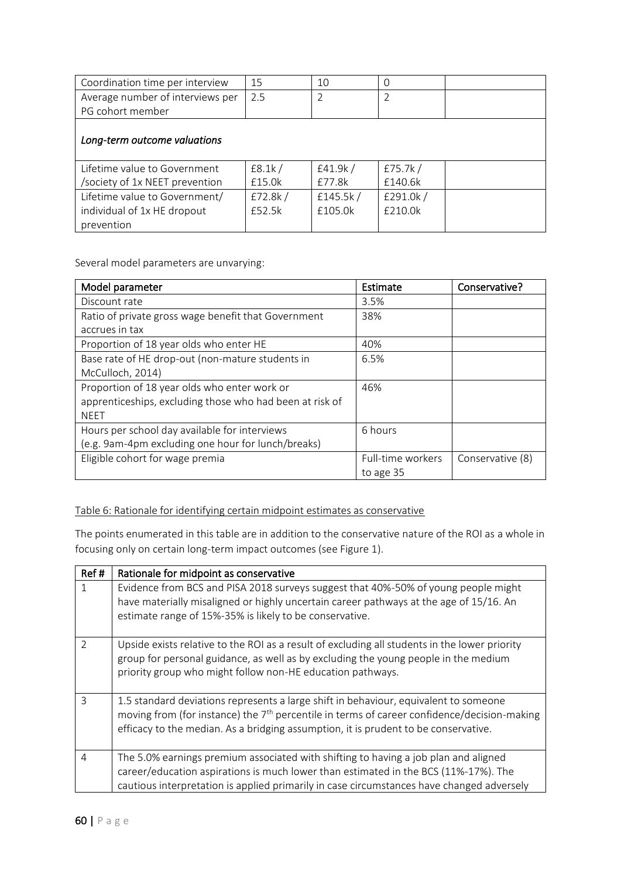| Coordination time per interview | 15 | 10 | 0 | |
|---|---|---|---|---|
| Average number of interviews per PG cohort member | 2.5 | 2 | 2 | |
| *Long-term outcome valuations* | | | | |
| Lifetime value to Government /society of 1x NEET prevention | £8.1k / £15.0k | £41.9k / £77.8k | £75.7k / £140.6k | |
| Lifetime value to Government/ individual of 1x HE dropout prevention | £72.8k / £52.5k | £145.5k / £105.0k | £291.0k / £210.0k | |

Several model parameters are unvarying:

| Model parameter | Estimate | Conservative? |
|---|---|---|
| Discount rate | 3.5% | |
| Ratio of private gross wage benefit that Government accrues in tax | 38% | |
| Proportion of 18 year olds who enter HE | 40% | |
| Base rate of HE drop-out (non-mature students in McCulloch, 2014) | 6.5% | |
| Proportion of 18 year olds who enter work or apprenticeships, excluding those who had been at risk of NEET | 46% | |
| Hours per school day available for interviews (e.g. 9am-4pm excluding one hour for lunch/breaks) | 6 hours | |
| Eligible cohort for wage premia | Full-time workers to age 35 | Conservative (8) |

Table 6: Rationale for identifying certain midpoint estimates as conservative

The points enumerated in this table are in addition to the conservative nature of the ROI as a whole in focusing only on certain long-term impact outcomes (see Figure 1).

| Ref # | Rationale for midpoint as conservative |
|---|---|
| 1 | Evidence from BCS and PISA 2018 surveys suggest that 40%-50% of young people might have materially misaligned or highly uncertain career pathways at the age of 15/16. An estimate range of 15%-35% is likely to be conservative. |
| 2 | Upside exists relative to the ROI as a result of excluding all students in the lower priority group for personal guidance, as well as by excluding the young people in the medium priority group who might follow non-HE education pathways. |
| 3 | 1.5 standard deviations represents a large shift in behaviour, equivalent to someone moving from (for instance) the 7th percentile in terms of career confidence/decision-making efficacy to the median. As a bridging assumption, it is prudent to be conservative. |
| 4 | The 5.0% earnings premium associated with shifting to having a job plan and aligned career/education aspirations is much lower than estimated in the BCS (11%-17%). The cautious interpretation is applied primarily in case circumstances have changed adversely |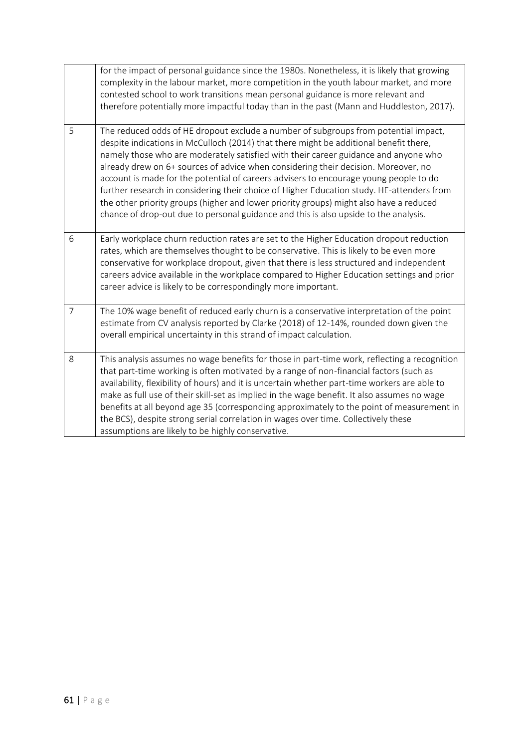| | |
|---|---|
| | for the impact of personal guidance since the 1980s. Nonetheless, it is likely that growing complexity in the labour market, more competition in the youth labour market, and more contested school to work transitions mean personal guidance is more relevant and therefore potentially more impactful today than in the past (Mann and Huddleston, 2017). |
| 5 | The reduced odds of HE dropout exclude a number of subgroups from potential impact, despite indications in McCulloch (2014) that there might be additional benefit there, namely those who are moderately satisfied with their career guidance and anyone who already drew on 6+ sources of advice when considering their decision. Moreover, no account is made for the potential of careers advisers to encourage young people to do further research in considering their choice of Higher Education study. HE-attenders from the other priority groups (higher and lower priority groups) might also have a reduced chance of drop-out due to personal guidance and this is also upside to the analysis. |
| 6 | Early workplace churn reduction rates are set to the Higher Education dropout reduction rates, which are themselves thought to be conservative. This is likely to be even more conservative for workplace dropout, given that there is less structured and independent careers advice available in the workplace compared to Higher Education settings and prior career advice is likely to be correspondingly more important. |
| 7 | The 10% wage benefit of reduced early churn is a conservative interpretation of the point estimate from CV analysis reported by Clarke (2018) of 12-14%, rounded down given the overall empirical uncertainty in this strand of impact calculation. |
| 8 | This analysis assumes no wage benefits for those in part-time work, reflecting a recognition that part-time working is often motivated by a range of non-financial factors (such as availability, flexibility of hours) and it is uncertain whether part-time workers are able to make as full use of their skill-set as implied in the wage benefit. It also assumes no wage benefits at all beyond age 35 (corresponding approximately to the point of measurement in the BCS), despite strong serial correlation in wages over time. Collectively these assumptions are likely to be highly conservative. |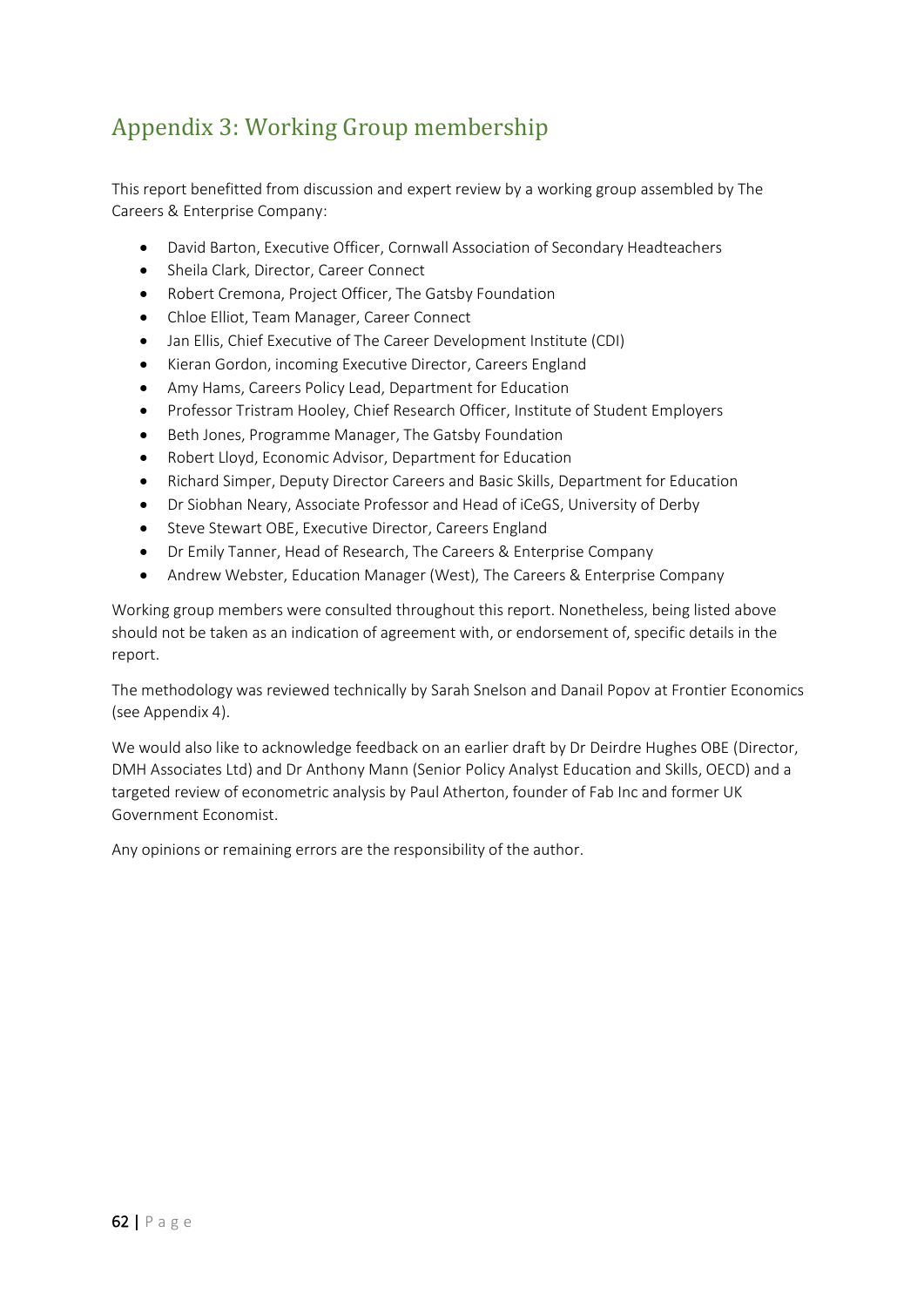# Appendix 3: Working Group membership

This report benefitted from discussion and expert review by a working group assembled by The Careers & Enterprise Company:

- David Barton, Executive Officer, Cornwall Association of Secondary Headteachers
- Sheila Clark, Director, Career Connect
- Robert Cremona, Project Officer, The Gatsby Foundation
- Chloe Elliot, Team Manager, Career Connect
- Jan Ellis, Chief Executive of The Career Development Institute (CDI)
- Kieran Gordon, incoming Executive Director, Careers England
- Amy Hams, Careers Policy Lead, Department for Education
- Professor Tristram Hooley, Chief Research Officer, Institute of Student Employers
- Beth Jones, Programme Manager, The Gatsby Foundation
- Robert Lloyd, Economic Advisor, Department for Education
- Richard Simper, Deputy Director Careers and Basic Skills, Department for Education
- Dr Siobhan Neary, Associate Professor and Head of iCeGS, University of Derby
- Steve Stewart OBE, Executive Director, Careers England
- Dr Emily Tanner, Head of Research, The Careers & Enterprise Company
- Andrew Webster, Education Manager (West), The Careers & Enterprise Company

Working group members were consulted throughout this report. Nonetheless, being listed above should not be taken as an indication of agreement with, or endorsement of, specific details in the report.

The methodology was reviewed technically by Sarah Snelson and Danail Popov at Frontier Economics (see Appendix 4).

We would also like to acknowledge feedback on an earlier draft by Dr Deirdre Hughes OBE (Director, DMH Associates Ltd) and Dr Anthony Mann (Senior Policy Analyst Education and Skills, OECD) and a targeted review of econometric analysis by Paul Atherton, founder of Fab Inc and former UK Government Economist.

Any opinions or remaining errors are the responsibility of the author.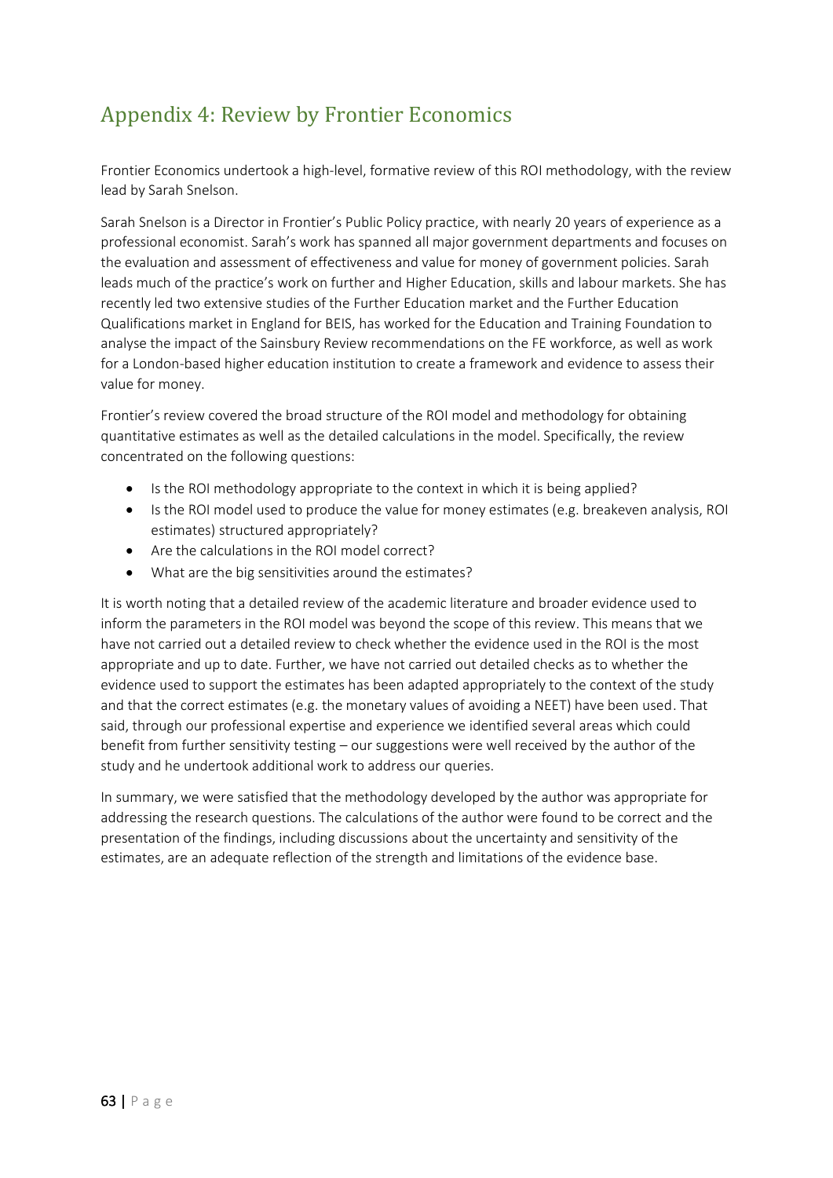# Appendix 4: Review by Frontier Economics

Frontier Economics undertook a high-level, formative review of this ROI methodology, with the review lead by Sarah Snelson.

Sarah Snelson is a Director in Frontier's Public Policy practice, with nearly 20 years of experience as a professional economist. Sarah's work has spanned all major government departments and focuses on the evaluation and assessment of effectiveness and value for money of government policies. Sarah leads much of the practice's work on further and Higher Education, skills and labour markets. She has recently led two extensive studies of the Further Education market and the Further Education Qualifications market in England for BEIS, has worked for the Education and Training Foundation to analyse the impact of the Sainsbury Review recommendations on the FE workforce, as well as work for a London-based higher education institution to create a framework and evidence to assess their value for money.

Frontier's review covered the broad structure of the ROI model and methodology for obtaining quantitative estimates as well as the detailed calculations in the model. Specifically, the review concentrated on the following questions:

- Is the ROI methodology appropriate to the context in which it is being applied?
- Is the ROI model used to produce the value for money estimates (e.g. breakeven analysis, ROI estimates) structured appropriately?
- Are the calculations in the ROI model correct?
- What are the big sensitivities around the estimates?

It is worth noting that a detailed review of the academic literature and broader evidence used to inform the parameters in the ROI model was beyond the scope of this review. This means that we have not carried out a detailed review to check whether the evidence used in the ROI is the most appropriate and up to date. Further, we have not carried out detailed checks as to whether the evidence used to support the estimates has been adapted appropriately to the context of the study and that the correct estimates (e.g. the monetary values of avoiding a NEET) have been used. That said, through our professional expertise and experience we identified several areas which could benefit from further sensitivity testing – our suggestions were well received by the author of the study and he undertook additional work to address our queries.

In summary, we were satisfied that the methodology developed by the author was appropriate for addressing the research questions. The calculations of the author were found to be correct and the presentation of the findings, including discussions about the uncertainty and sensitivity of the estimates, are an adequate reflection of the strength and limitations of the evidence base.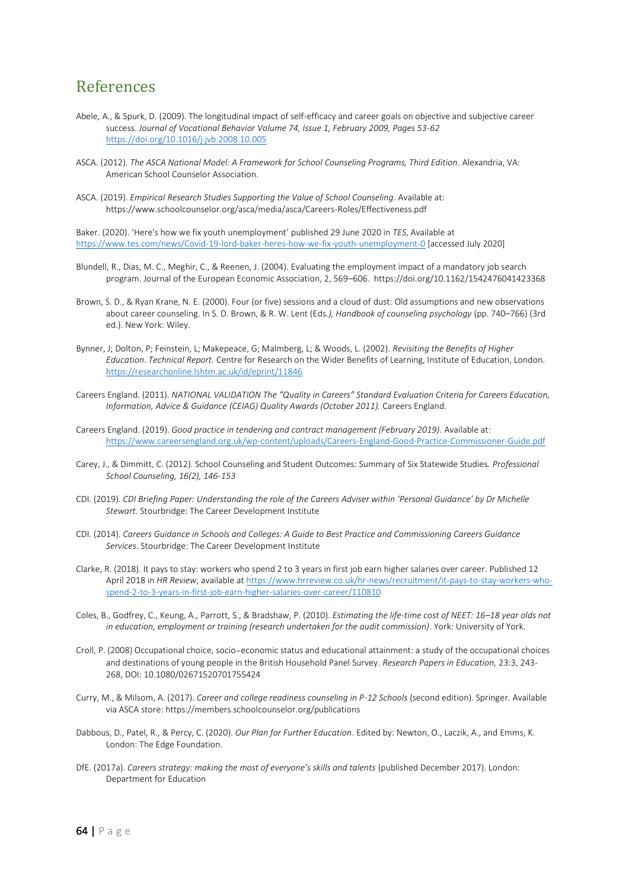# References

Abele, A., & Spurk, D. (2009). The longitudinal impact of self-efficacy and career goals on objective and subjective career success. *Journal of Vocational Behavior Volume 74, Issue 1, February 2009, Pages 53-62* https://doi.org/10.1016/j.jvb.2008.10.005

ASCA. (2012). *The ASCA National Model: A Framework for School Counseling Programs, Third Edition*. Alexandria, VA: American School Counselor Association.

ASCA. (2019). *Empirical Research Studies Supporting the Value of School Counseling*. Available at: https://www.schoolcounselor.org/asca/media/asca/Careers-Roles/Effectiveness.pdf

Baker. (2020). 'Here's how we fix youth unemployment' published 29 June 2020 in *TES*, Available at https://www.tes.com/news/Covid-19-lord-baker-heres-how-we-fix-youth-unemployment-0 [accessed July 2020]

Blundell, R., Dias, M. C., Meghir, C., & Reenen, J. (2004). Evaluating the employment impact of a mandatory job search program. Journal of the European Economic Association, 2, 569–606. https://doi.org/10.1162/1542476041423368

Brown, S. D., & Ryan Krane, N. E. (2000). Four (or five) sessions and a cloud of dust: Old assumptions and new observations about career counseling. In S. D. Brown, & R. W. Lent (Eds.*), Handbook of counseling psychology* (pp. 740–766) (3rd ed.). New York: Wiley.

Bynner, J; Dolton, P; Feinstein, L; Makepeace, G; Malmberg, L; & Woods, L. (2002). *Revisiting the Benefits of Higher Education. Technical Report.* Centre for Research on the Wider Benefits of Learning, Institute of Education, London. https://researchonline.lshtm.ac.uk/id/eprint/11846

Careers England. (2011). *NATIONAL VALIDATION The "Quality in Careers" Standard Evaluation Criteria for Careers Education, Information, Advice & Guidance (CEIAG) Quality Awards (October 2011).* Careers England.

Careers England. (2019). *Good practice in tendering and contract management (February 2019)*. Available at: https://www.careersengland.org.uk/wp-content/uploads/Careers-England-Good-Practice-Commissioner-Guide.pdf

Carey, J., & Dimmitt, C. (2012). School Counseling and Student Outcomes: Summary of Six Statewide Studies. *Professional School Counseling, 16(2), 146-153*

CDI. (2019). *CDI Briefing Paper: Understanding the role of the Careers Adviser within 'Personal Guidance' by Dr Michelle Stewart.* Stourbridge: The Career Development Institute

CDI. (2014). *Careers Guidance in Schools and Colleges: A Guide to Best Practice and Commissioning Careers Guidance Services*. Stourbridge: The Career Development Institute

Clarke, R. (2018). It pays to stay: workers who spend 2 to 3 years in first job earn higher salaries over career. Published 12 April 2018 in *HR Review*, available at https://www.hrreview.co.uk/hr-news/recruitment/it-pays-to-stay-workers-who-spend-2-to-3-years-in-first-job-earn-higher-salaries-over-career/110810

Coles, B., Godfrey, C., Keung, A., Parrott, S., & Bradshaw, P. (2010). *Estimating the life-time cost of NEET: 16–18 year olds not in education, employment or training (research undertaken for the audit commission)*. York: University of York.

Croll, P. (2008) Occupational choice, socio‐economic status and educational attainment: a study of the occupational choices and destinations of young people in the British Household Panel Survey. *Research Papers in Education,* 23:3, 243-268, DOI: 10.1080/02671520701755424

Curry, M., & Milsom, A. (2017). *Career and college readiness counseling in P-12 Schools* (second edition). Springer. Available via ASCA store: https://members.schoolcounselor.org/publications

Dabbous, D., Patel, R., & Percy, C. (2020). *Our Plan for Further Education*. Edited by: Newton, O., Laczik, A., and Emms, K. London: The Edge Foundation.

DfE. (2017a). *Careers strategy: making the most of everyone's skills and talents* (published December 2017). London: Department for Education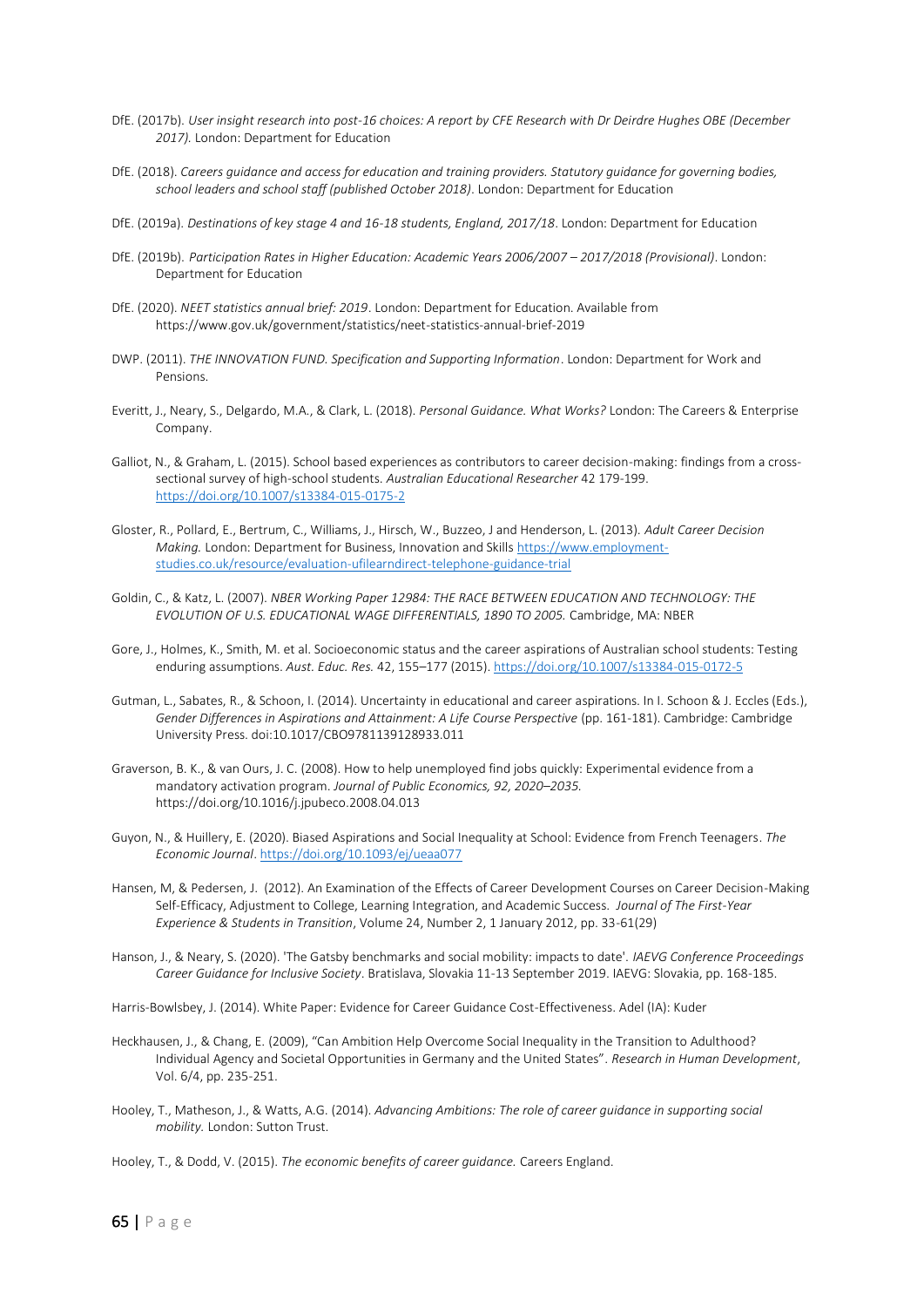DfE. (2017b). *User insight research into post-16 choices: A report by CFE Research with Dr Deirdre Hughes OBE (December 2017).* London: Department for Education

DfE. (2018). *Careers guidance and access for education and training providers. Statutory guidance for governing bodies, school leaders and school staff (published October 2018)*. London: Department for Education

DfE. (2019a). *Destinations of key stage 4 and 16-18 students, England, 2017/18*. London: Department for Education

DfE. (2019b). *Participation Rates in Higher Education: Academic Years 2006/2007 – 2017/2018 (Provisional)*. London: Department for Education

DfE. (2020). *NEET statistics annual brief: 2019*. London: Department for Education. Available from https://www.gov.uk/government/statistics/neet-statistics-annual-brief-2019

DWP. (2011). *THE INNOVATION FUND. Specification and Supporting Information*. London: Department for Work and Pensions.

Everitt, J., Neary, S., Delgardo, M.A., & Clark, L. (2018). *Personal Guidance. What Works?* London: The Careers & Enterprise Company.

Galliot, N., & Graham, L. (2015). School based experiences as contributors to career decision-making: findings from a cross-sectional survey of high-school students. *Australian Educational Researcher* 42 179-199. https://doi.org/10.1007/s13384-015-0175-2

Gloster, R., Pollard, E., Bertrum, C., Williams, J., Hirsch, W., Buzzeo, J and Henderson, L. (2013). *Adult Career Decision Making.* London: Department for Business, Innovation and Skills https://www.employment-studies.co.uk/resource/evaluation-ufilearndirect-telephone-guidance-trial

Goldin, C., & Katz, L. (2007). *NBER Working Paper 12984: THE RACE BETWEEN EDUCATION AND TECHNOLOGY: THE EVOLUTION OF U.S. EDUCATIONAL WAGE DIFFERENTIALS, 1890 TO 2005.* Cambridge, MA: NBER

Gore, J., Holmes, K., Smith, M. et al. Socioeconomic status and the career aspirations of Australian school students: Testing enduring assumptions. *Aust. Educ. Res.* 42, 155–177 (2015). https://doi.org/10.1007/s13384-015-0172-5

Gutman, L., Sabates, R., & Schoon, I. (2014). Uncertainty in educational and career aspirations. In I. Schoon & J. Eccles (Eds.), *Gender Differences in Aspirations and Attainment: A Life Course Perspective* (pp. 161-181). Cambridge: Cambridge University Press. doi:10.1017/CBO9781139128933.011

Graverson, B. K., & van Ours, J. C. (2008). How to help unemployed find jobs quickly: Experimental evidence from a mandatory activation program. *Journal of Public Economics, 92, 2020–2035.* https://doi.org/10.1016/j.jpubeco.2008.04.013

Guyon, N., & Huillery, E. (2020). Biased Aspirations and Social Inequality at School: Evidence from French Teenagers. *The Economic Journal*. https://doi.org/10.1093/ej/ueaa077

Hansen, M, & Pedersen, J. (2012). An Examination of the Effects of Career Development Courses on Career Decision-Making Self-Efficacy, Adjustment to College, Learning Integration, and Academic Success. *Journal of The First-Year Experience & Students in Transition*, Volume 24, Number 2, 1 January 2012, pp. 33-61(29)

Hanson, J., & Neary, S. (2020). 'The Gatsby benchmarks and social mobility: impacts to date'. *IAEVG Conference Proceedings Career Guidance for Inclusive Society*. Bratislava, Slovakia 11-13 September 2019. IAEVG: Slovakia, pp. 168-185.

Harris-Bowlsbey, J. (2014). White Paper: Evidence for Career Guidance Cost-Effectiveness. Adel (IA): Kuder

Heckhausen, J., & Chang, E. (2009), "Can Ambition Help Overcome Social Inequality in the Transition to Adulthood? Individual Agency and Societal Opportunities in Germany and the United States". *Research in Human Development*, Vol. 6/4, pp. 235-251.

Hooley, T., Matheson, J., & Watts, A.G. (2014). *Advancing Ambitions: The role of career guidance in supporting social mobility.* London: Sutton Trust.

Hooley, T., & Dodd, V. (2015). *The economic benefits of career guidance.* Careers England.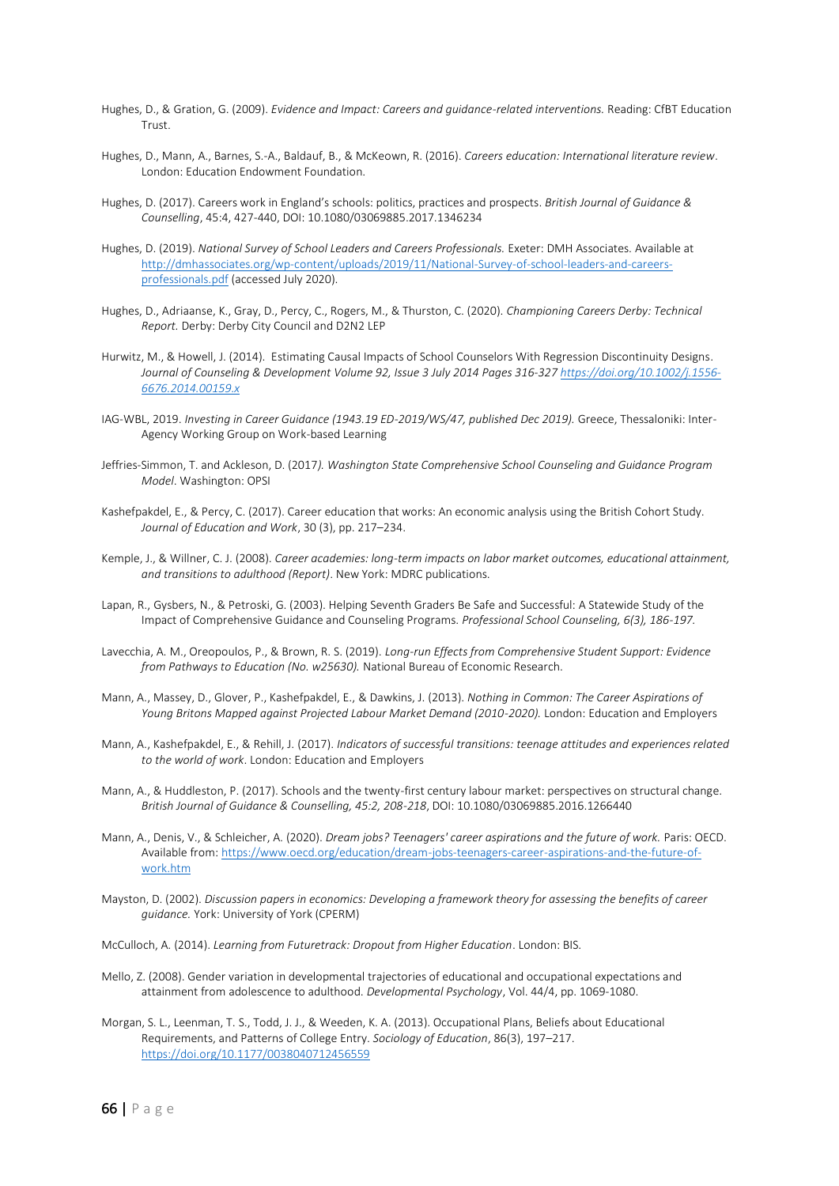Hughes, D., & Gration, G. (2009). *Evidence and Impact: Careers and guidance-related interventions.* Reading: CfBT Education Trust.

Hughes, D., Mann, A., Barnes, S.-A., Baldauf, B., & McKeown, R. (2016). *Careers education: International literature review*. London: Education Endowment Foundation.

Hughes, D. (2017). Careers work in England's schools: politics, practices and prospects. *British Journal of Guidance & Counselling*, 45:4, 427-440, DOI: 10.1080/03069885.2017.1346234

Hughes, D. (2019). *National Survey of School Leaders and Careers Professionals.* Exeter: DMH Associates. Available at http://dmhassociates.org/wp-content/uploads/2019/11/National-Survey-of-school-leaders-and-careers-professionals.pdf (accessed July 2020).

Hughes, D., Adriaanse, K., Gray, D., Percy, C., Rogers, M., & Thurston, C. (2020). *Championing Careers Derby: Technical Report.* Derby: Derby City Council and D2N2 LEP

Hurwitz, M., & Howell, J. (2014). Estimating Causal Impacts of School Counselors With Regression Discontinuity Designs. *Journal of Counseling & Development Volume 92, Issue 3 July 2014 Pages 316-327 https://doi.org/10.1002/j.1556-6676.2014.00159.x*

IAG-WBL, 2019. *Investing in Career Guidance (1943.19 ED-2019/WS/47, published Dec 2019).* Greece, Thessaloniki: Inter-Agency Working Group on Work-based Learning

Jeffries-Simmon, T. and Ackleson, D. (2017*). Washington State Comprehensive School Counseling and Guidance Program Model*. Washington: OPSI

Kashefpakdel, E., & Percy, C. (2017). Career education that works: An economic analysis using the British Cohort Study. *Journal of Education and Work*, 30 (3), pp. 217–234.

Kemple, J., & Willner, C. J. (2008). *Career academies: long-term impacts on labor market outcomes, educational attainment, and transitions to adulthood (Report)*. New York: MDRC publications.

Lapan, R., Gysbers, N., & Petroski, G. (2003). Helping Seventh Graders Be Safe and Successful: A Statewide Study of the Impact of Comprehensive Guidance and Counseling Programs. *Professional School Counseling, 6(3), 186-197.*

Lavecchia, A. M., Oreopoulos, P., & Brown, R. S. (2019). *Long-run Effects from Comprehensive Student Support: Evidence from Pathways to Education (No. w25630).* National Bureau of Economic Research.

Mann, A., Massey, D., Glover, P., Kashefpakdel, E., & Dawkins, J. (2013). *Nothing in Common: The Career Aspirations of Young Britons Mapped against Projected Labour Market Demand (2010-2020).* London: Education and Employers

Mann, A., Kashefpakdel, E., & Rehill, J. (2017). *Indicators of successful transitions: teenage attitudes and experiences related to the world of work*. London: Education and Employers

Mann, A., & Huddleston, P. (2017). Schools and the twenty-first century labour market: perspectives on structural change. *British Journal of Guidance & Counselling, 45:2, 208-218*, DOI: 10.1080/03069885.2016.1266440

Mann, A., Denis, V., & Schleicher, A. (2020). *Dream jobs? Teenagers' career aspirations and the future of work.* Paris: OECD. Available from: https://www.oecd.org/education/dream-jobs-teenagers-career-aspirations-and-the-future-of-work.htm

Mayston, D. (2002). *Discussion papers in economics: Developing a framework theory for assessing the benefits of career guidance.* York: University of York (CPERM)

McCulloch, A. (2014). *Learning from Futuretrack: Dropout from Higher Education*. London: BIS.

Mello, Z. (2008). Gender variation in developmental trajectories of educational and occupational expectations and attainment from adolescence to adulthood. *Developmental Psychology*, Vol. 44/4, pp. 1069-1080.

Morgan, S. L., Leenman, T. S., Todd, J. J., & Weeden, K. A. (2013). Occupational Plans, Beliefs about Educational Requirements, and Patterns of College Entry. *Sociology of Education*, 86(3), 197–217. https://doi.org/10.1177/0038040712456559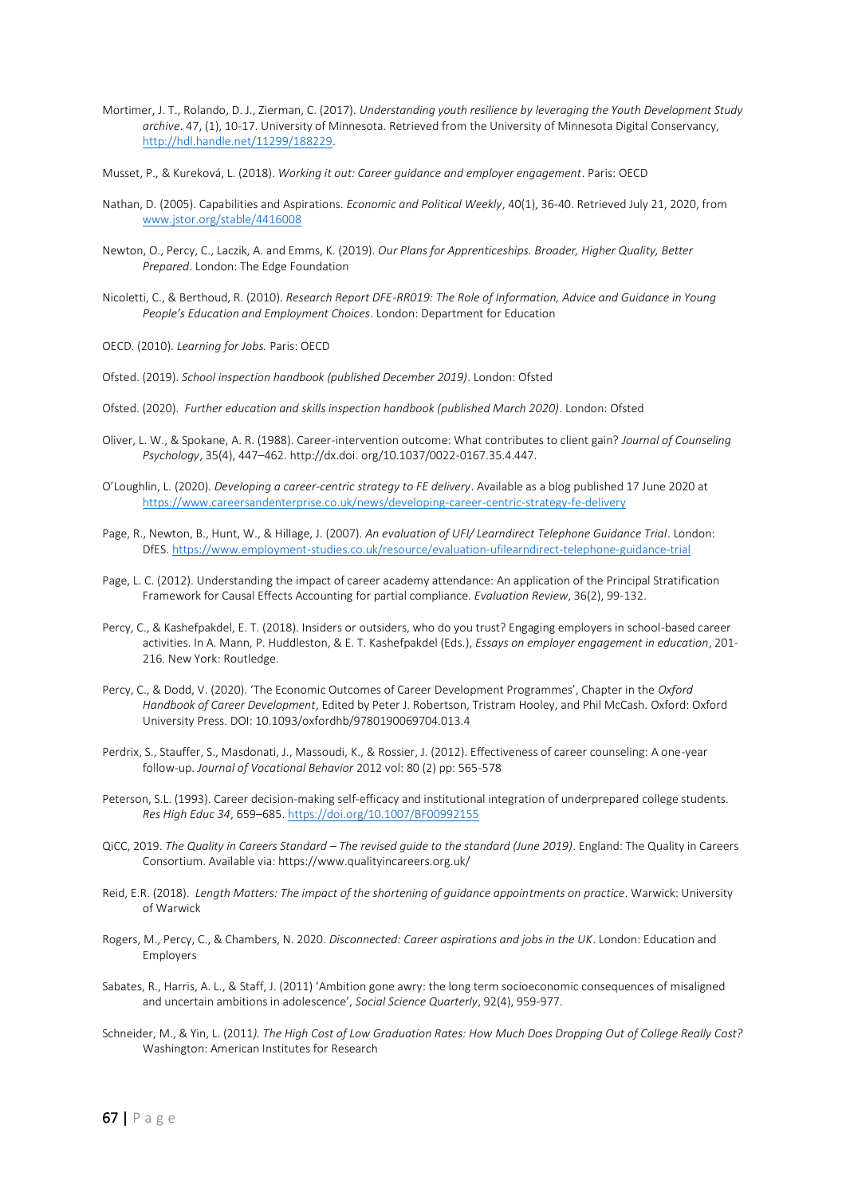Mortimer, J. T., Rolando, D. J., Zierman, C. (2017). *Understanding youth resilience by leveraging the Youth Development Study archive*. 47, (1), 10-17. University of Minnesota. Retrieved from the University of Minnesota Digital Conservancy, http://hdl.handle.net/11299/188229.

Musset, P., & Kureková, L. (2018). *Working it out: Career guidance and employer engagement*. Paris: OECD

Nathan, D. (2005). Capabilities and Aspirations. *Economic and Political Weekly*, 40(1), 36-40. Retrieved July 21, 2020, from www.jstor.org/stable/4416008

Newton, O., Percy, C., Laczik, A. and Emms, K. (2019). *Our Plans for Apprenticeships. Broader, Higher Quality, Better Prepared*. London: The Edge Foundation

Nicoletti, C., & Berthoud, R. (2010). *Research Report DFE-RR019: The Role of Information, Advice and Guidance in Young People's Education and Employment Choices*. London: Department for Education

OECD. (2010). *Learning for Jobs.* Paris: OECD

Ofsted. (2019). *School inspection handbook (published December 2019)*. London: Ofsted

Ofsted. (2020). *Further education and skills inspection handbook (published March 2020)*. London: Ofsted

Oliver, L. W., & Spokane, A. R. (1988). Career-intervention outcome: What contributes to client gain? *Journal of Counseling Psychology*, 35(4), 447–462. http://dx.doi. org/10.1037/0022-0167.35.4.447.

O'Loughlin, L. (2020). *Developing a career-centric strategy to FE delivery*. Available as a blog published 17 June 2020 at https://www.careersandenterprise.co.uk/news/developing-career-centric-strategy-fe-delivery

Page, R., Newton, B., Hunt, W., & Hillage, J. (2007). *An evaluation of UFI/ Learndirect Telephone Guidance Trial*. London: DfES. https://www.employment-studies.co.uk/resource/evaluation-ufilearndirect-telephone-guidance-trial

Page, L. C. (2012). Understanding the impact of career academy attendance: An application of the Principal Stratification Framework for Causal Effects Accounting for partial compliance. *Evaluation Review*, 36(2), 99-132.

Percy, C., & Kashefpakdel, E. T. (2018). Insiders or outsiders, who do you trust? Engaging employers in school-based career activities. In A. Mann, P. Huddleston, & E. T. Kashefpakdel (Eds.), *Essays on employer engagement in education*, 201-216. New York: Routledge.

Percy, C., & Dodd, V. (2020). 'The Economic Outcomes of Career Development Programmes', Chapter in the *Oxford Handbook of Career Development*, Edited by Peter J. Robertson, Tristram Hooley, and Phil McCash. Oxford: Oxford University Press. DOI: 10.1093/oxfordhb/9780190069704.013.4

Perdrix, S., Stauffer, S., Masdonati, J., Massoudi, K., & Rossier, J. (2012). Effectiveness of career counseling: A one-year follow-up. *Journal of Vocational Behavior* 2012 vol: 80 (2) pp: 565-578

Peterson, S.L. (1993). Career decision-making self-efficacy and institutional integration of underprepared college students. *Res High Educ 34*, 659–685. https://doi.org/10.1007/BF00992155

QiCC, 2019. *The Quality in Careers Standard – The revised guide to the standard (June 2019)*. England: The Quality in Careers Consortium. Available via: https://www.qualityincareers.org.uk/

Reid, E.R. (2018). *Length Matters: The impact of the shortening of guidance appointments on practice*. Warwick: University of Warwick

Rogers, M., Percy, C., & Chambers, N. 2020. *Disconnected: Career aspirations and jobs in the UK*. London: Education and Employers

Sabates, R., Harris, A. L., & Staff, J. (2011) 'Ambition gone awry: the long term socioeconomic consequences of misaligned and uncertain ambitions in adolescence', *Social Science Quarterly*, 92(4), 959-977.

Schneider, M., & Yin, L. (2011*). The High Cost of Low Graduation Rates: How Much Does Dropping Out of College Really Cost?* Washington: American Institutes for Research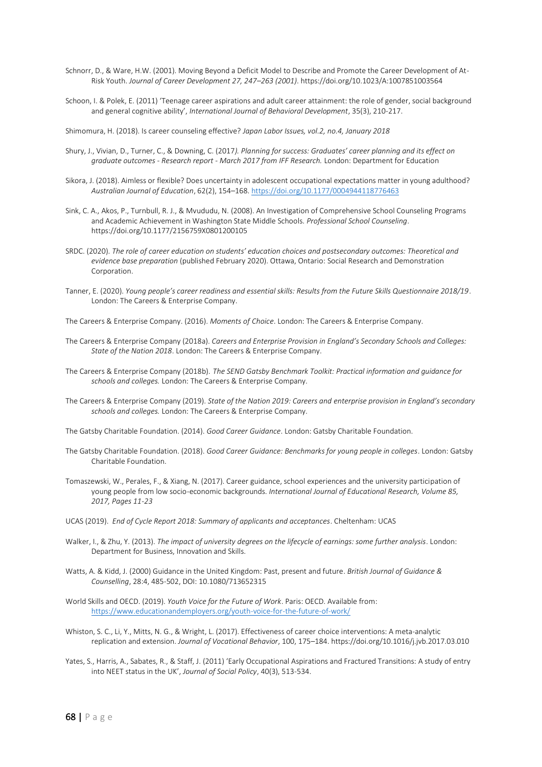Schnorr, D., & Ware, H.W. (2001). Moving Beyond a Deficit Model to Describe and Promote the Career Development of At-Risk Youth. *Journal of Career Development 27, 247–263 (2001)*. https://doi.org/10.1023/A:1007851003564

Schoon, I. & Polek, E. (2011) 'Teenage career aspirations and adult career attainment: the role of gender, social background and general cognitive ability', *International Journal of Behavioral Development*, 35(3), 210-217.

Shimomura, H. (2018). Is career counseling effective? *Japan Labor Issues, vol.2, no.4, January 2018*

Shury, J., Vivian, D., Turner, C., & Downing, C. (2017*). Planning for success: Graduates' career planning and its effect on graduate outcomes - Research report - March 2017 from IFF Research.* London: Department for Education

Sikora, J. (2018). Aimless or flexible? Does uncertainty in adolescent occupational expectations matter in young adulthood? *Australian Journal of Education*, 62(2), 154–168. https://doi.org/10.1177/0004944118776463

Sink, C. A., Akos, P., Turnbull, R. J., & Mvududu, N. (2008). An Investigation of Comprehensive School Counseling Programs and Academic Achievement in Washington State Middle Schools. *Professional School Counseling*. https://doi.org/10.1177/2156759X0801200105

SRDC. (2020). *The role of career education on students' education choices and postsecondary outcomes: Theoretical and evidence base preparation* (published February 2020). Ottawa, Ontario: Social Research and Demonstration Corporation.

Tanner, E. (2020). *Young people's career readiness and essential skills: Results from the Future Skills Questionnaire 2018/19*. London: The Careers & Enterprise Company.

The Careers & Enterprise Company. (2016). *Moments of Choice*. London: The Careers & Enterprise Company.

The Careers & Enterprise Company (2018a). *Careers and Enterprise Provision in England's Secondary Schools and Colleges: State of the Nation 2018*. London: The Careers & Enterprise Company.

The Careers & Enterprise Company (2018b). *The SEND Gatsby Benchmark Toolkit: Practical information and guidance for schools and colleges.* London: The Careers & Enterprise Company.

The Careers & Enterprise Company (2019). *State of the Nation 2019: Careers and enterprise provision in England's secondary schools and colleges.* London: The Careers & Enterprise Company.

The Gatsby Charitable Foundation. (2014). *Good Career Guidance*. London: Gatsby Charitable Foundation.

The Gatsby Charitable Foundation. (2018). *Good Career Guidance: Benchmarks for young people in colleges*. London: Gatsby Charitable Foundation.

Tomaszewski, W., Perales, F., & Xiang, N. (2017). Career guidance, school experiences and the university participation of young people from low socio-economic backgrounds. *International Journal of Educational Research, Volume 85, 2017, Pages 11-23*

UCAS (2019). *End of Cycle Report 2018: Summary of applicants and acceptances*. Cheltenham: UCAS

Walker, I., & Zhu, Y. (2013). *The impact of university degrees on the lifecycle of earnings: some further analysis*. London: Department for Business, Innovation and Skills.

Watts, A. & Kidd, J. (2000) Guidance in the United Kingdom: Past, present and future. *British Journal of Guidance & Counselling*, 28:4, 485-502, DOI: 10.1080/713652315

World Skills and OECD. (2019). *Youth Voice for the Future of Work*. Paris: OECD. Available from: https://www.educationandemployers.org/youth-voice-for-the-future-of-work/

Whiston, S. C., Li, Y., Mitts, N. G., & Wright, L. (2017). Effectiveness of career choice interventions: A meta-analytic replication and extension. *Journal of Vocational Behavior*, 100, 175–184. https://doi.org/10.1016/j.jvb.2017.03.010

Yates, S., Harris, A., Sabates, R., & Staff, J. (2011) 'Early Occupational Aspirations and Fractured Transitions: A study of entry into NEET status in the UK', *Journal of Social Policy*, 40(3), 513-534.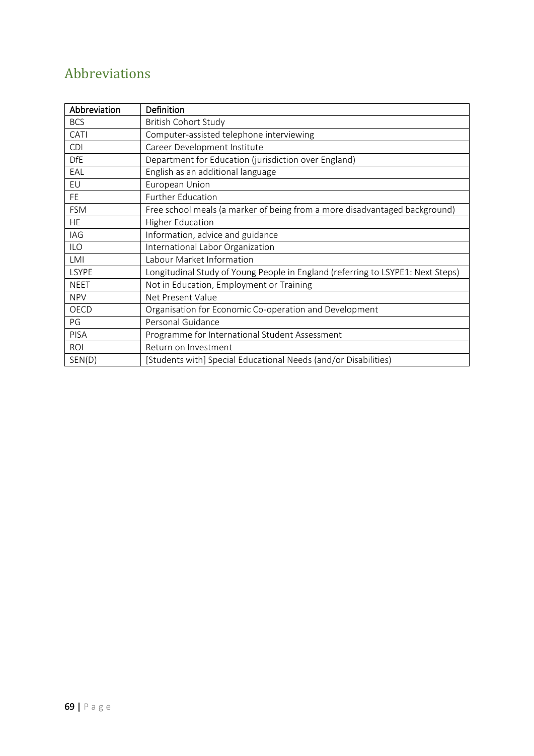## Abbreviations

| Abbreviation | Definition |
|---|---|
| BCS | British Cohort Study |
| CATI | Computer-assisted telephone interviewing |
| CDI | Career Development Institute |
| DfE | Department for Education (jurisdiction over England) |
| EAL | English as an additional language |
| EU | European Union |
| FE | Further Education |
| FSM | Free school meals (a marker of being from a more disadvantaged background) |
| HE | Higher Education |
| IAG | Information, advice and guidance |
| ILO | International Labor Organization |
| LMI | Labour Market Information |
| LSYPE | Longitudinal Study of Young People in England (referring to LSYPE1: Next Steps) |
| NEET | Not in Education, Employment or Training |
| NPV | Net Present Value |
| OECD | Organisation for Economic Co-operation and Development |
| PG | Personal Guidance |
| PISA | Programme for International Student Assessment |
| ROI | Return on Investment |
| SEN(D) | [Students with] Special Educational Needs (and/or Disabilities) |